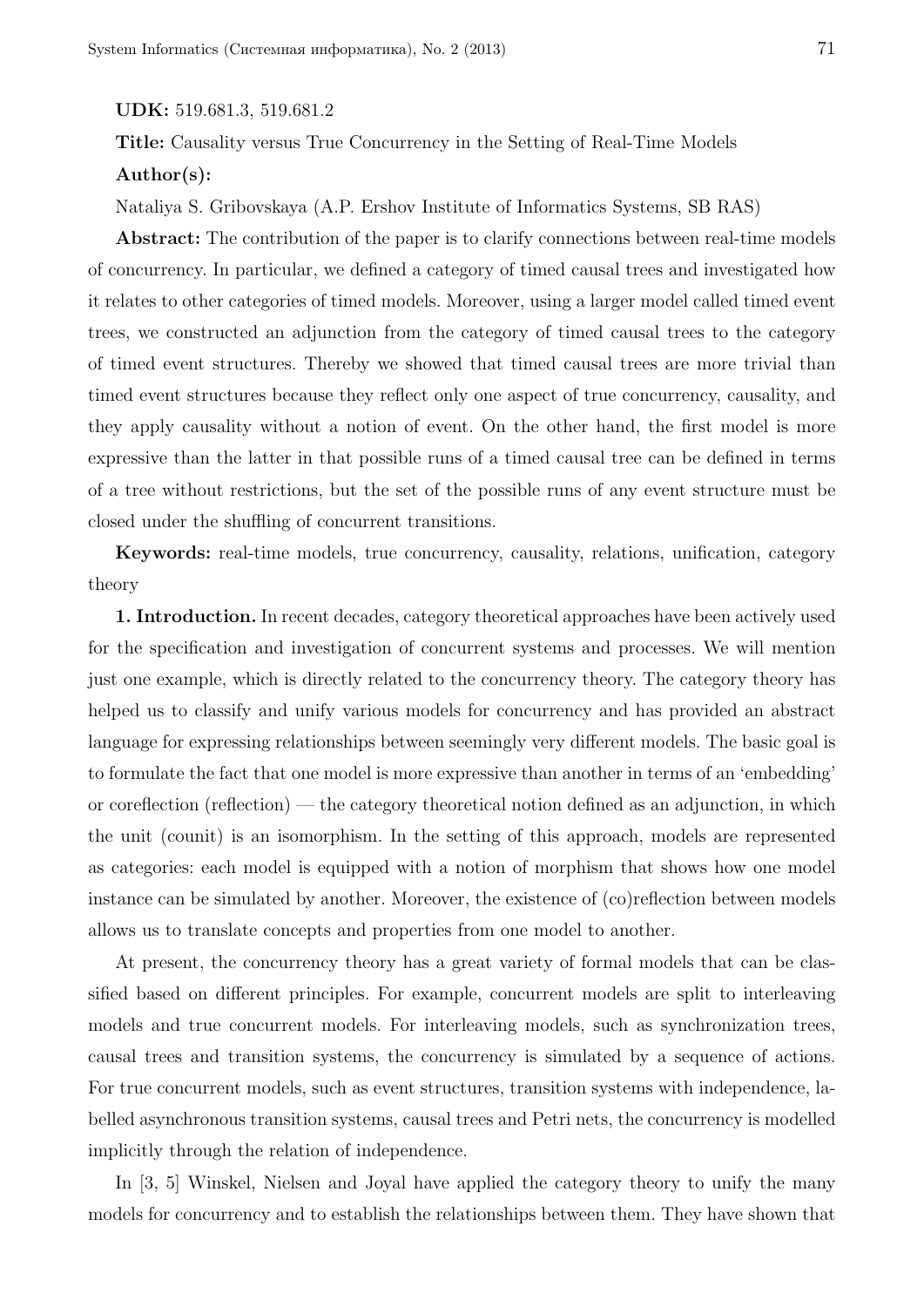**UDK:** 519.681.3, 519.681.2

**Title:** Causality versus True Concurrency in the Setting of Real-Time Models

**Author(s):**

Nataliya S. Gribovskaya (A.P. Ershov Institute of Informatics Systems, SB RAS)

**Abstract:** The contribution of the paper is to clarify connections between real-time models of concurrency. In particular, we defined a category of timed causal trees and investigated how it relates to other categories of timed models. Moreover, using a larger model called timed event trees, we constructed an adjunction from the category of timed causal trees to the category of timed event structures. Thereby we showed that timed causal trees are more trivial than timed event structures because they reflect only one aspect of true concurrency, causality, and they apply causality without a notion of event. On the other hand, the first model is more expressive than the latter in that possible runs of a timed causal tree can be defined in terms of a tree without restrictions, but the set of the possible runs of any event structure must be closed under the shuffling of concurrent transitions.

**Keywords:** real-time models, true concurrency, causality, relations, unification, category theory

**1. Introduction.** In recent decades, category theoretical approaches have been actively used for the specification and investigation of concurrent systems and processes. We will mention just one example, which is directly related to the concurrency theory. The category theory has helped us to classify and unify various models for concurrency and has provided an abstract language for expressing relationships between seemingly very different models. The basic goal is to formulate the fact that one model is more expressive than another in terms of an 'embedding' or coreflection (reflection) — the category theoretical notion defined as an adjunction, in which the unit (counit) is an isomorphism. In the setting of this approach, models are represented as categories: each model is equipped with a notion of morphism that shows how one model instance can be simulated by another. Moreover, the existence of (co)reflection between models allows us to translate concepts and properties from one model to another.

At present, the concurrency theory has a great variety of formal models that can be classified based on different principles. For example, concurrent models are split to interleaving models and true concurrent models. For interleaving models, such as synchronization trees, causal trees and transition systems, the concurrency is simulated by a sequence of actions. For true concurrent models, such as event structures, transition systems with independence, labelled asynchronous transition systems, causal trees and Petri nets, the concurrency is modelled implicitly through the relation of independence.

In [3, 5] Winskel, Nielsen and Joyal have applied the category theory to unify the many models for concurrency and to establish the relationships between them. They have shown that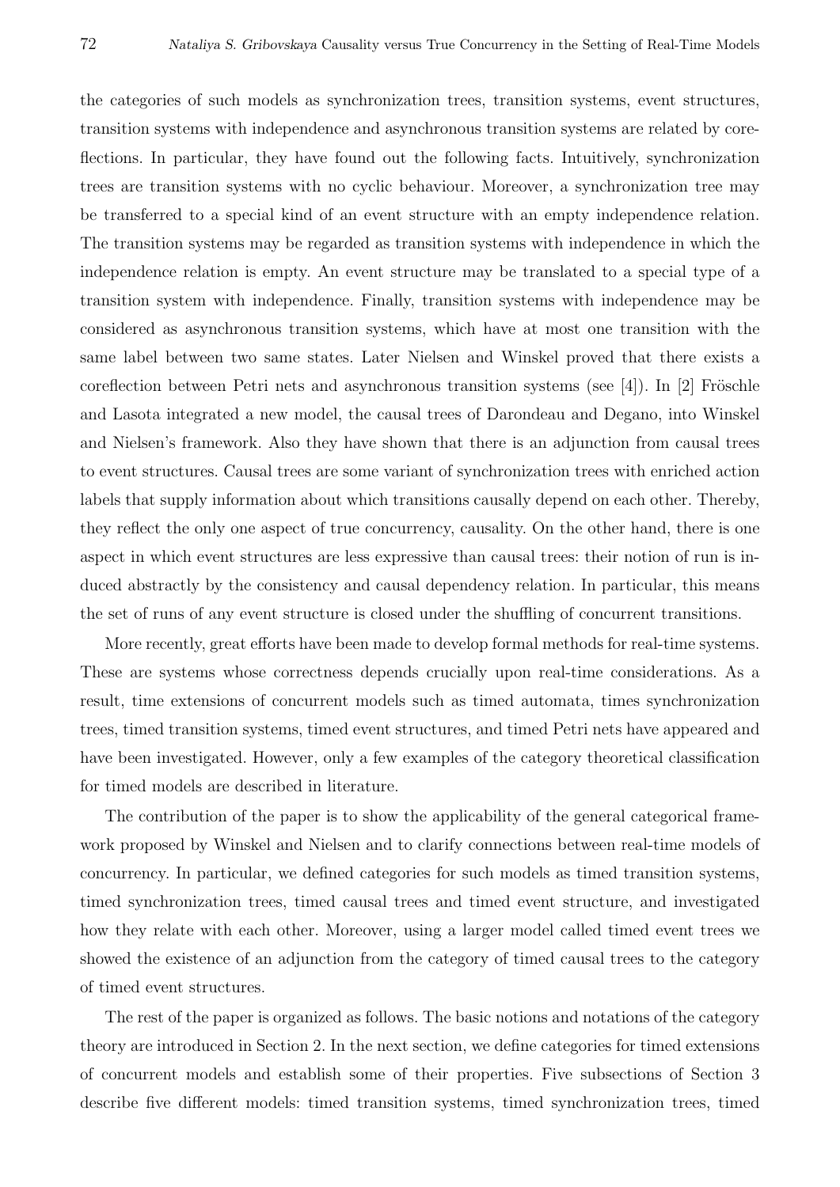the categories of such models as synchronization trees, transition systems, event structures, transition systems with independence and asynchronous transition systems are related by coreflections. In particular, they have found out the following facts. Intuitively, synchronization trees are transition systems with no cyclic behaviour. Moreover, a synchronization tree may be transferred to a special kind of an event structure with an empty independence relation. The transition systems may be regarded as transition systems with independence in which the independence relation is empty. An event structure may be translated to a special type of a transition system with independence. Finally, transition systems with independence may be considered as asynchronous transition systems, which have at most one transition with the same label between two same states. Later Nielsen and Winskel proved that there exists a coreflection between Petri nets and asynchronous transition systems (see [4]). In [2] Fröschle and Lasota integrated a new model, the causal trees of Darondeau and Degano, into Winskel and Nielsen's framework. Also they have shown that there is an adjunction from causal trees to event structures. Causal trees are some variant of synchronization trees with enriched action labels that supply information about which transitions causally depend on each other. Thereby, they reflect the only one aspect of true concurrency, causality. On the other hand, there is one aspect in which event structures are less expressive than causal trees: their notion of run is induced abstractly by the consistency and causal dependency relation. In particular, this means the set of runs of any event structure is closed under the shuffling of concurrent transitions.

More recently, great efforts have been made to develop formal methods for real-time systems. These are systems whose correctness depends crucially upon real-time considerations. As a result, time extensions of concurrent models such as timed automata, times synchronization trees, timed transition systems, timed event structures, and timed Petri nets have appeared and have been investigated. However, only a few examples of the category theoretical classification for timed models are described in literature.

The contribution of the paper is to show the applicability of the general categorical framework proposed by Winskel and Nielsen and to clarify connections between real-time models of concurrency. In particular, we defined categories for such models as timed transition systems, timed synchronization trees, timed causal trees and timed event structure, and investigated how they relate with each other. Moreover, using a larger model called timed event trees we showed the existence of an adjunction from the category of timed causal trees to the category of timed event structures.

The rest of the paper is organized as follows. The basic notions and notations of the category theory are introduced in Section 2. In the next section, we define categories for timed extensions of concurrent models and establish some of their properties. Five subsections of Section 3 describe five different models: timed transition systems, timed synchronization trees, timed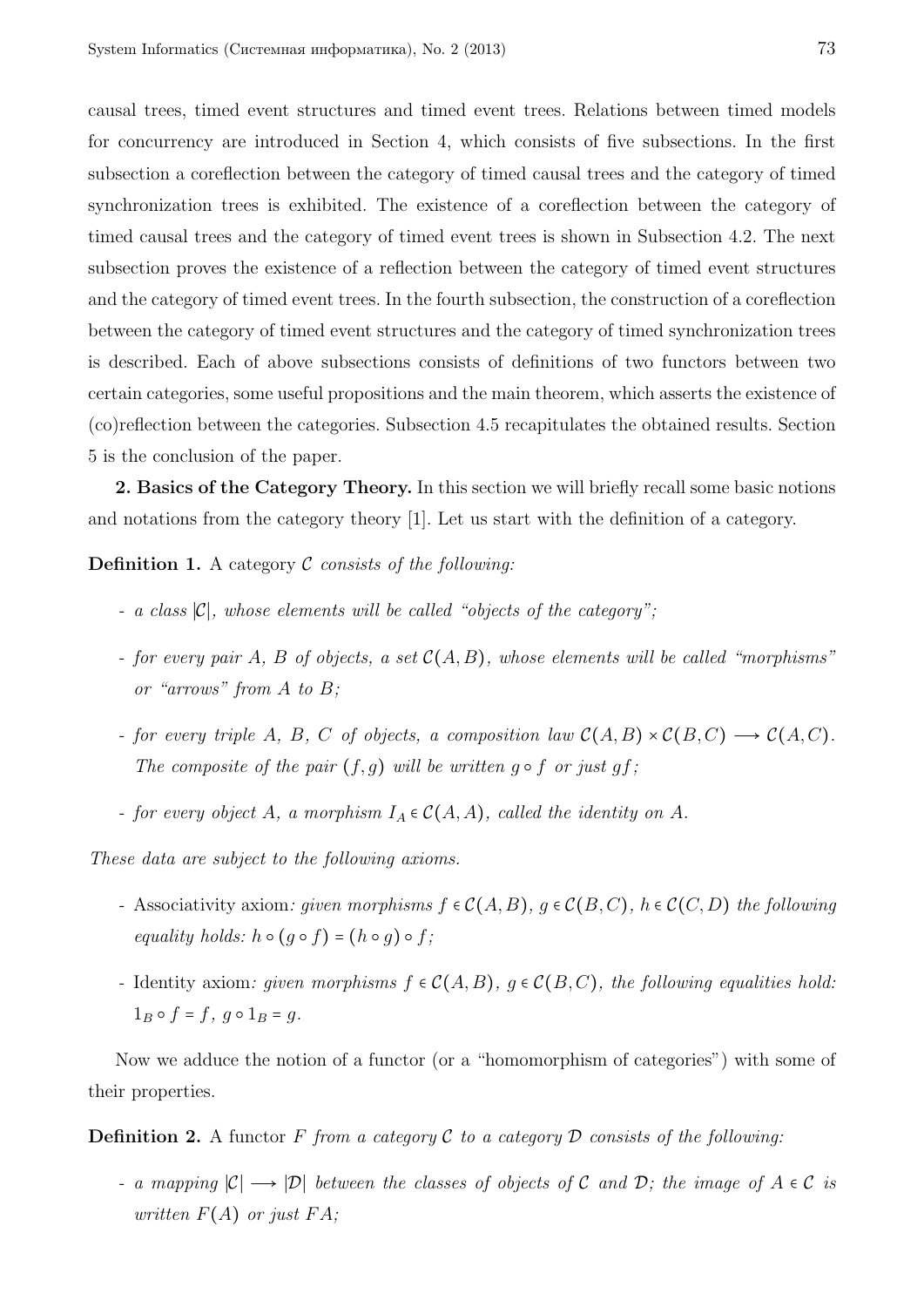causal trees, timed event structures and timed event trees. Relations between timed models for concurrency are introduced in Section 4, which consists of five subsections. In the first subsection a coreflection between the category of timed causal trees and the category of timed synchronization trees is exhibited. The existence of a coreflection between the category of timed causal trees and the category of timed event trees is shown in Subsection 4.2. The next subsection proves the existence of a reflection between the category of timed event structures and the category of timed event trees. In the fourth subsection, the construction of a coreflection between the category of timed event structures and the category of timed synchronization trees is described. Each of above subsections consists of definitions of two functors between two certain categories, some useful propositions and the main theorem, which asserts the existence of (co)reflection between the categories. Subsection 4.5 recapitulates the obtained results. Section 5 is the conclusion of the paper.

**2. Basics of the Category Theory.** In this section we will briefly recall some basic notions and notations from the category theory [1]. Let us start with the definition of a category.

**Definition 1.** A category $\mathcal{C}$ *consists of the following:*

- *a class* $|\mathcal{C}|$*, whose elements will be called "objects of the category";*
- *for every pair* $A$*,* $B$ *of objects, a set* $\mathcal{C}(A, B)$*, whose elements will be called "morphisms" or "arrows" from* $A$ *to* $B$*;*
- *for every triple* $A$*,* $B$*,* $C$ *of objects, a composition law* $\mathcal{C}(A, B) \times \mathcal{C}(B, C) \longrightarrow \mathcal{C}(A, C)$*. The composite of the pair* $(f, g)$ *will be written* $g \circ f$ *or just* $gf$*;*
- *for every object* $A$*, a morphism* $I_A \in \mathcal{C}(A, A)$*, called the identity on* $A$*.*

*These data are subject to the following axioms.*

- Associativity axiom*: given morphisms* $f \in \mathcal{C}(A, B)$*,* $g \in \mathcal{C}(B, C)$*,* $h \in \mathcal{C}(C, D)$ *the following equality holds:* $h \circ (g \circ f) = (h \circ g) \circ f$*;*
- Identity axiom*: given morphisms* $f \in \mathcal{C}(A, B)$*,* $g \in \mathcal{C}(B, C)$*, the following equalities hold:* $1_B \circ f = f$*,* $g \circ 1_B = g$*.*

Now we adduce the notion of a functor (or a "homomorphism of categories") with some of their properties.

**Definition 2.** A functor $F$ *from a category* $\mathcal{C}$ *to a category* $\mathcal{D}$ *consists of the following:*

- *a mapping* $|\mathcal{C}| \longrightarrow |\mathcal{D}|$ *between the classes of objects of* $\mathcal{C}$ *and* $\mathcal{D}$*; the image of* $A \in \mathcal{C}$ *is written* $F(A)$ *or just* $FA$*;*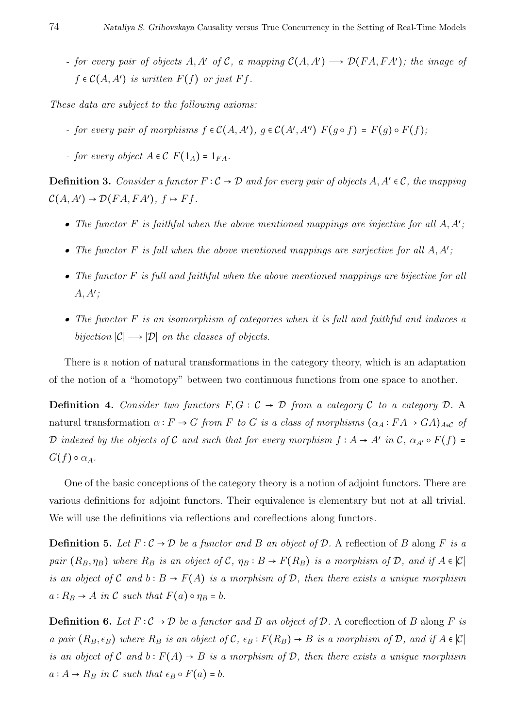- *for every pair of objects $A, A'$ of $\mathcal{C}$, a mapping $\mathcal{C}(A, A') \longrightarrow \mathcal{D}(FA, FA')$; the image of $f \in \mathcal{C}(A, A')$ is written $F(f)$ or just $Ff$.*

*These data are subject to the following axioms:*

- *for every pair of morphisms $f \in \mathcal{C}(A, A')$, $g \in \mathcal{C}(A', A'')$ $F(g \circ f) = F(g) \circ F(f)$;*
- *for every object $A \in \mathcal{C}$ $F(1_A) = 1_{FA}$.*

**Definition 3.** *Consider a functor $F : \mathcal{C} \to \mathcal{D}$ and for every pair of objects $A, A' \in \mathcal{C}$, the mapping $\mathcal{C}(A, A') \to \mathcal{D}(FA, FA')$, $f \mapsto Ff$.*

- *The functor $F$ is faithful when the above mentioned mappings are injective for all $A, A'$;*
- *The functor $F$ is full when the above mentioned mappings are surjective for all $A, A'$;*
- *The functor $F$ is full and faithful when the above mentioned mappings are bijective for all $A, A'$;*
- *The functor $F$ is an isomorphism of categories when it is full and faithful and induces a bijection $|\mathcal{C}| \longrightarrow |\mathcal{D}|$ on the classes of objects.*

There is a notion of natural transformations in the category theory, which is an adaptation of the notion of a "homotopy" between two continuous functions from one space to another.

**Definition 4.** *Consider two functors $F, G : \mathcal{C} \to \mathcal{D}$ from a category $\mathcal{C}$ to a category $\mathcal{D}$.* A natural transformation $\alpha : F \Rightarrow G$ *from $F$ to $G$ is a class of morphisms $(\alpha_A : FA \to GA)_{A \in \mathcal{C}}$ of $\mathcal{D}$ indexed by the objects of $\mathcal{C}$ and such that for every morphism $f : A \to A'$ in $\mathcal{C}$, $\alpha_{A'} \circ F(f) = G(f) \circ \alpha_A$.*

One of the basic conceptions of the category theory is a notion of adjoint functors. There are various definitions for adjoint functors. Their equivalence is elementary but not at all trivial. We will use the definitions via reflections and coreflections along functors.

**Definition 5.** *Let $F : \mathcal{C} \to \mathcal{D}$ be a functor and $B$ an object of $\mathcal{D}$.* A reflection of $B$ along $F$ *is a pair $(R_B, \eta_B)$ where $R_B$ is an object of $\mathcal{C}$, $\eta_B : B \to F(R_B)$ is a morphism of $\mathcal{D}$, and if $A \in |\mathcal{C}|$ is an object of $\mathcal{C}$ and $b : B \to F(A)$ is a morphism of $\mathcal{D}$, then there exists a unique morphism $a : R_B \to A$ in $\mathcal{C}$ such that $F(a) \circ \eta_B = b$.*

**Definition 6.** *Let $F : \mathcal{C} \to \mathcal{D}$ be a functor and $B$ an object of $\mathcal{D}$.* A coreflection of $B$ along $F$ *is a pair $(R_B, \epsilon_B)$ where $R_B$ is an object of $\mathcal{C}$, $\epsilon_B : F(R_B) \to B$ is a morphism of $\mathcal{D}$, and if $A \in |\mathcal{C}|$ is an object of $\mathcal{C}$ and $b : F(A) \to B$ is a morphism of $\mathcal{D}$, then there exists a unique morphism $a : A \to R_B$ in $\mathcal{C}$ such that $\epsilon_B \circ F(a) = b$.*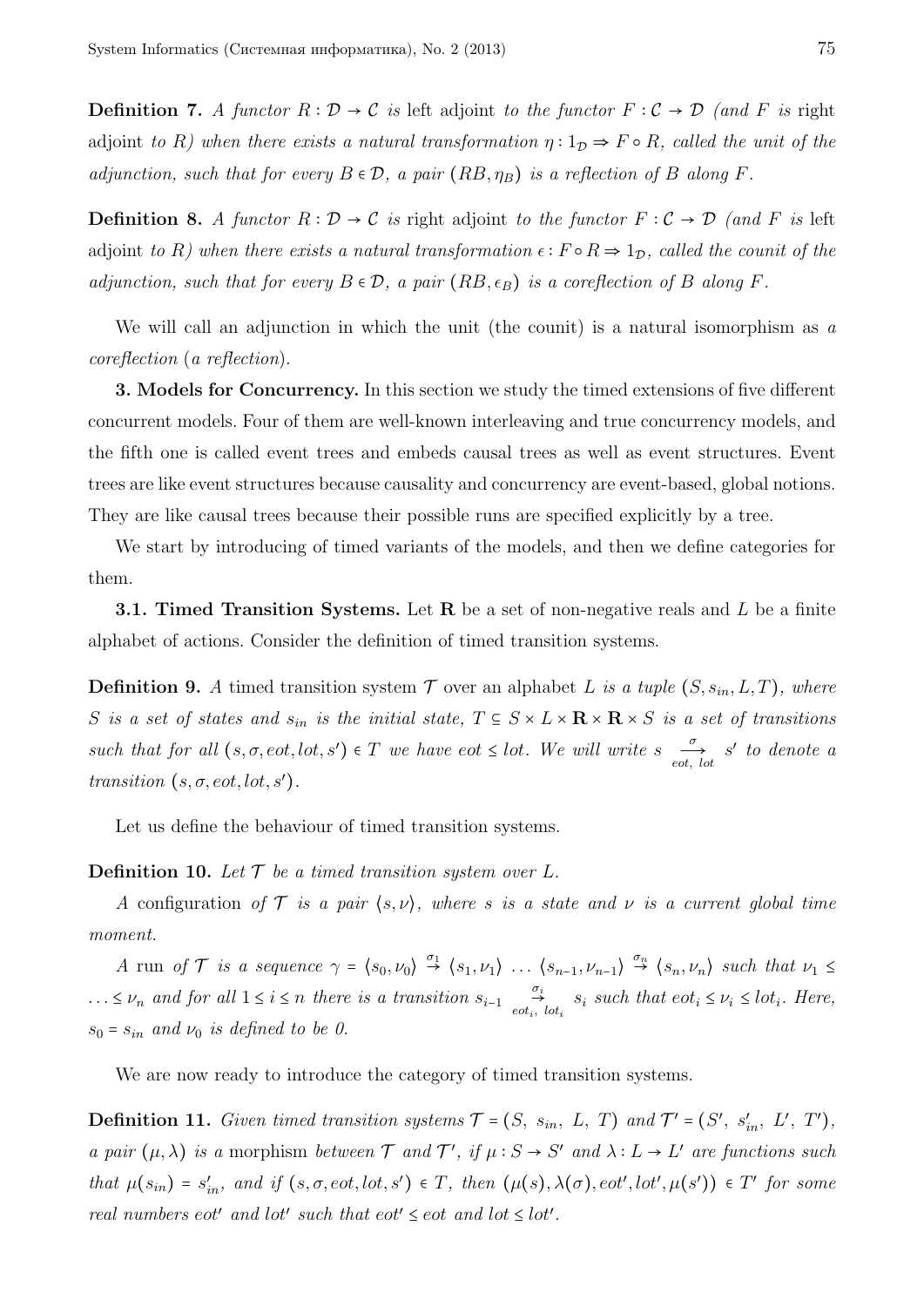**Definition 7.** *A functor $R : \mathcal{D} \to \mathcal{C}$ is* left adjoint *to the functor $F : \mathcal{C} \to \mathcal{D}$ (and $F$ is* right adjoint *to $R$) when there exists a natural transformation $\eta : 1_{\mathcal{D}} \Rightarrow F \circ R$, called the unit of the adjunction, such that for every $B \in \mathcal{D}$, a pair $(RB, \eta_B)$ is a reflection of $B$ along $F$.*

**Definition 8.** *A functor $R : \mathcal{D} \to \mathcal{C}$ is* right adjoint *to the functor $F : \mathcal{C} \to \mathcal{D}$ (and $F$ is* left adjoint *to $R$) when there exists a natural transformation $\epsilon : F \circ R \Rightarrow 1_{\mathcal{D}}$, called the counit of the adjunction, such that for every $B \in \mathcal{D}$, a pair $(RB, \epsilon_B)$ is a coreflection of $B$ along $F$.*

We will call an adjunction in which the unit (the counit) is a natural isomorphism as *a coreflection* (*a reflection*).

**3. Models for Concurrency.** In this section we study the timed extensions of five different concurrent models. Four of them are well-known interleaving and true concurrency models, and the fifth one is called event trees and embeds causal trees as well as event structures. Event trees are like event structures because causality and concurrency are event-based, global notions. They are like causal trees because their possible runs are specified explicitly by a tree.

We start by introducing of timed variants of the models, and then we define categories for them.

**3.1. Timed Transition Systems.** Let $\mathbf{R}$ be a set of non-negative reals and $L$ be a finite alphabet of actions. Consider the definition of timed transition systems.

**Definition 9.** *A* timed transition system $\mathcal{T}$ over an alphabet $L$ *is a tuple $(S, s_{in}, L, T)$, where $S$ is a set of states and $s_{in}$ is the initial state, $T \subseteq S \times L \times \mathbf{R} \times \mathbf{R} \times S$ is a set of transitions such that for all $(s, \sigma, eot, lot, s') \in T$ we have $eot \le lot$. We will write $s \xrightarrow[eot,\ lot]{\sigma} s'$ to denote a transition $(s, \sigma, eot, lot, s')$.*

Let us define the behaviour of timed transition systems.

**Definition 10.** *Let $\mathcal{T}$ be a timed transition system over $L$.*

*A* configuration *of $\mathcal{T}$ is a pair $\langle s, \nu \rangle$, where $s$ is a state and $\nu$ is a current global time moment.*

*A* run *of $\mathcal{T}$ is a sequence $\gamma = \langle s_0, \nu_0 \rangle \stackrel{\sigma_1}{\to} \langle s_1, \nu_1 \rangle \ \ldots \ \langle s_{n-1}, \nu_{n-1} \rangle \stackrel{\sigma_n}{\to} \langle s_n, \nu_n \rangle$ such that $\nu_1 \le \ldots \le \nu_n$ and for all $1 \le i \le n$ there is a transition $s_{i-1} \xrightarrow[eot_i,\ lot_i]{\sigma_i} s_i$ such that $eot_i \le \nu_i \le lot_i$. Here, $s_0 = s_{in}$ and $\nu_0$ is defined to be 0.*

We are now ready to introduce the category of timed transition systems.

**Definition 11.** *Given timed transition systems $\mathcal{T} = (S,\ s_{in},\ L,\ T)$ and $\mathcal{T}' = (S',\ s'_{in},\ L',\ T')$, a pair $(\mu, \lambda)$ is a* morphism *between $\mathcal{T}$ and $\mathcal{T}'$, if $\mu : S \to S'$ and $\lambda : L \to L'$ are functions such that $\mu(s_{in}) = s'_{in}$, and if $(s, \sigma, eot, lot, s') \in T$, then $(\mu(s), \lambda(\sigma), eot', lot', \mu(s')) \in T'$ for some real numbers $eot'$ and $lot'$ such that $eot' \le eot$ and $lot \le lot'$.*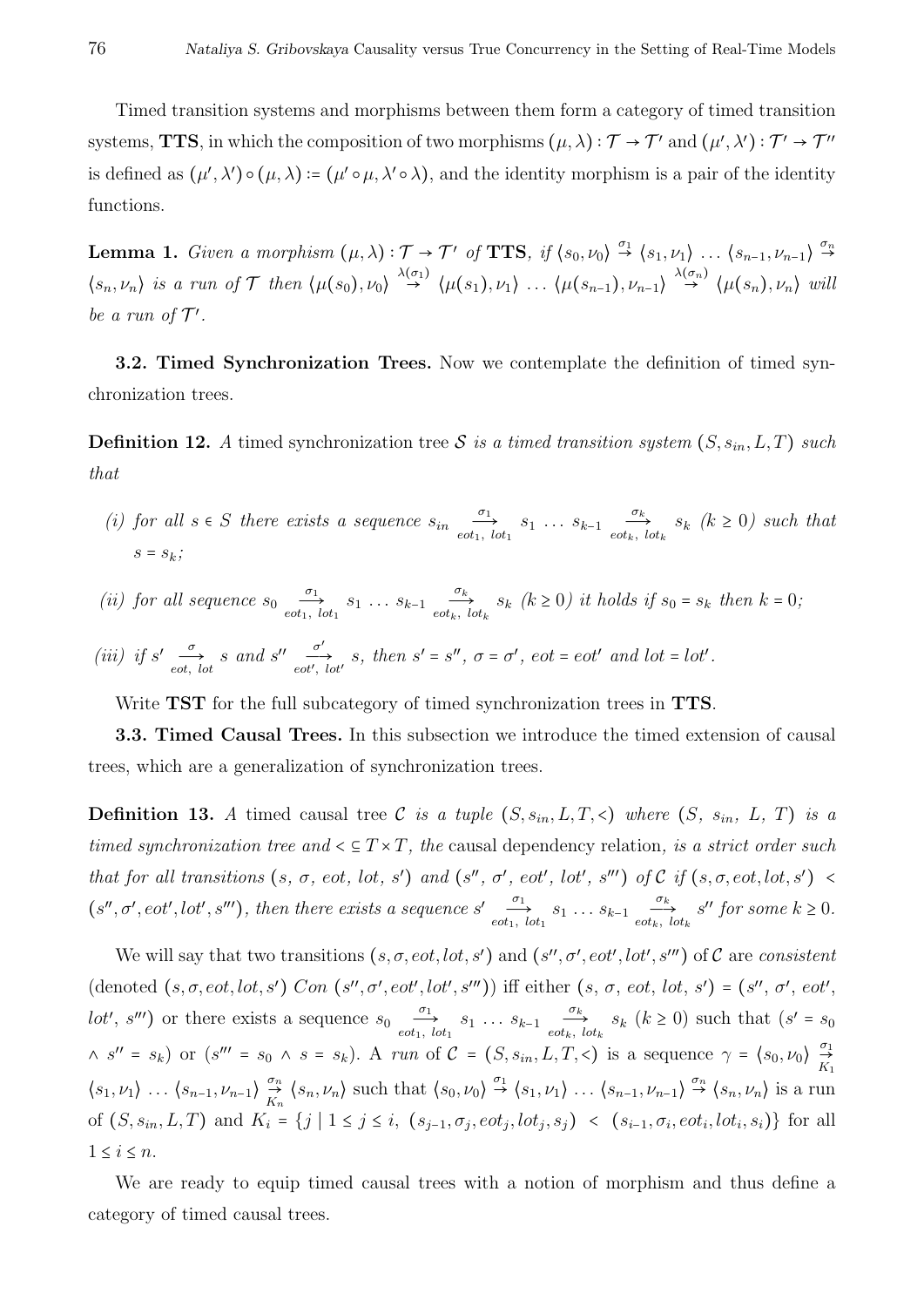Timed transition systems and morphisms between them form a category of timed transition systems, **TTS**, in which the composition of two morphisms $(\mu, \lambda) : \mathcal{T} \to \mathcal{T}'$ and $(\mu', \lambda') : \mathcal{T}' \to \mathcal{T}''$ is defined as $(\mu', \lambda') \circ (\mu, \lambda) := (\mu' \circ \mu, \lambda' \circ \lambda)$, and the identity morphism is a pair of the identity functions.

**Lemma 1.** *Given a morphism* $(\mu, \lambda) : \mathcal{T} \to \mathcal{T}'$ *of* **TTS***, if* $\langle s_0, \nu_0 \rangle \overset{\sigma_1}{\to} \langle s_1, \nu_1 \rangle \ldots \langle s_{n-1}, \nu_{n-1} \rangle \overset{\sigma_n}{\to} \langle s_n, \nu_n \rangle$ *is a run of* $\mathcal{T}$ *then* $\langle \mu(s_0), \nu_0 \rangle \overset{\lambda(\sigma_1)}{\to} \langle \mu(s_1), \nu_1 \rangle \ldots \langle \mu(s_{n-1}), \nu_{n-1} \rangle \overset{\lambda(\sigma_n)}{\to} \langle \mu(s_n), \nu_n \rangle$ *will be a run of* $\mathcal{T}'$*.*

**3.2. Timed Synchronization Trees.** Now we contemplate the definition of timed synchronization trees.

**Definition 12.** *A* timed synchronization tree $\mathcal{S}$ *is a timed transition system* $(S, s_{in}, L, T)$ *such that*

*(i) for all* $s \in S$ *there exists a sequence* $s_{in} \xrightarrow[eot_1,\ lot_1]{\sigma_1} s_1 \ldots s_{k-1} \xrightarrow[eot_k,\ lot_k]{\sigma_k} s_k$ $(k \geq 0)$ *such that* $s = s_k$*;*

*(ii) for all sequence* $s_0 \xrightarrow[eot_1,\ lot_1]{\sigma_1} s_1 \ldots s_{k-1} \xrightarrow[eot_k,\ lot_k]{\sigma_k} s_k$ $(k \geq 0)$ *it holds if* $s_0 = s_k$ *then* $k = 0$*;*

*(iii) if* $s' \xrightarrow[eot,\ lot]{\sigma} s$ *and* $s'' \xrightarrow[eot',\ lot']{\sigma'} s$*, then* $s' = s''$*,* $\sigma = \sigma'$*,* $eot = eot'$ *and* $lot = lot'$*.*

Write **TST** for the full subcategory of timed synchronization trees in **TTS**.

**3.3. Timed Causal Trees.** In this subsection we introduce the timed extension of causal trees, which are a generalization of synchronization trees.

**Definition 13.** *A* timed causal tree $\mathcal{C}$ *is a tuple* $(S, s_{in}, L, T, <)$ *where* $(S,\ s_{in},\ L,\ T)$ *is a timed synchronization tree and* $< \subseteq T \times T$*, the* causal dependency relation*, is a strict order such that for all transitions* $(s,\ \sigma,\ eot,\ lot,\ s')$ *and* $(s'',\ \sigma',\ eot',\ lot',\ s''')$ *of* $\mathcal{C}$ *if* $(s, \sigma, eot, lot, s') < (s'', \sigma', eot', lot', s''')$*, then there exists a sequence* $s' \xrightarrow[eot_1,\ lot_1]{\sigma_1} s_1 \ldots s_{k-1} \xrightarrow[eot_k,\ lot_k]{\sigma_k} s''$ *for some* $k \geq 0$*.*

We will say that two transitions $(s, \sigma, eot, lot, s')$ and $(s'', \sigma', eot', lot', s''')$ of $\mathcal{C}$ are *consistent* (denoted $(s, \sigma, eot, lot, s')\ Con\ (s'', \sigma', eot', lot', s''')$) iff either $(s,\ \sigma,\ eot,\ lot,\ s') = (s'',\ \sigma',\ eot',\ lot',\ s''')$ or there exists a sequence $s_0 \xrightarrow[eot_1,\ lot_1]{\sigma_1} s_1 \ldots s_{k-1} \xrightarrow[eot_k,\ lot_k]{\sigma_k} s_k$ $(k \geq 0)$ such that $(s' = s_0 \wedge s'' = s_k)$ or $(s''' = s_0 \wedge s = s_k)$. A *run* of $\mathcal{C} = (S, s_{in}, L, T, <)$ is a sequence $\gamma = \langle s_0, \nu_0 \rangle \underset{K_1}{\overset{\sigma_1}{\to}} \langle s_1, \nu_1 \rangle \ldots \langle s_{n-1}, \nu_{n-1} \rangle \underset{K_n}{\overset{\sigma_n}{\to}} \langle s_n, \nu_n \rangle$ such that $\langle s_0, \nu_0 \rangle \overset{\sigma_1}{\to} \langle s_1, \nu_1 \rangle \ldots \langle s_{n-1}, \nu_{n-1} \rangle \overset{\sigma_n}{\to} \langle s_n, \nu_n \rangle$ is a run of $(S, s_{in}, L, T)$ and $K_i = \{j \mid 1 \leq j \leq i,\ (s_{j-1}, \sigma_j, eot_j, lot_j, s_j) < (s_{i-1}, \sigma_i, eot_i, lot_i, s_i)\}$ for all $1 \leq i \leq n$.

We are ready to equip timed causal trees with a notion of morphism and thus define a category of timed causal trees.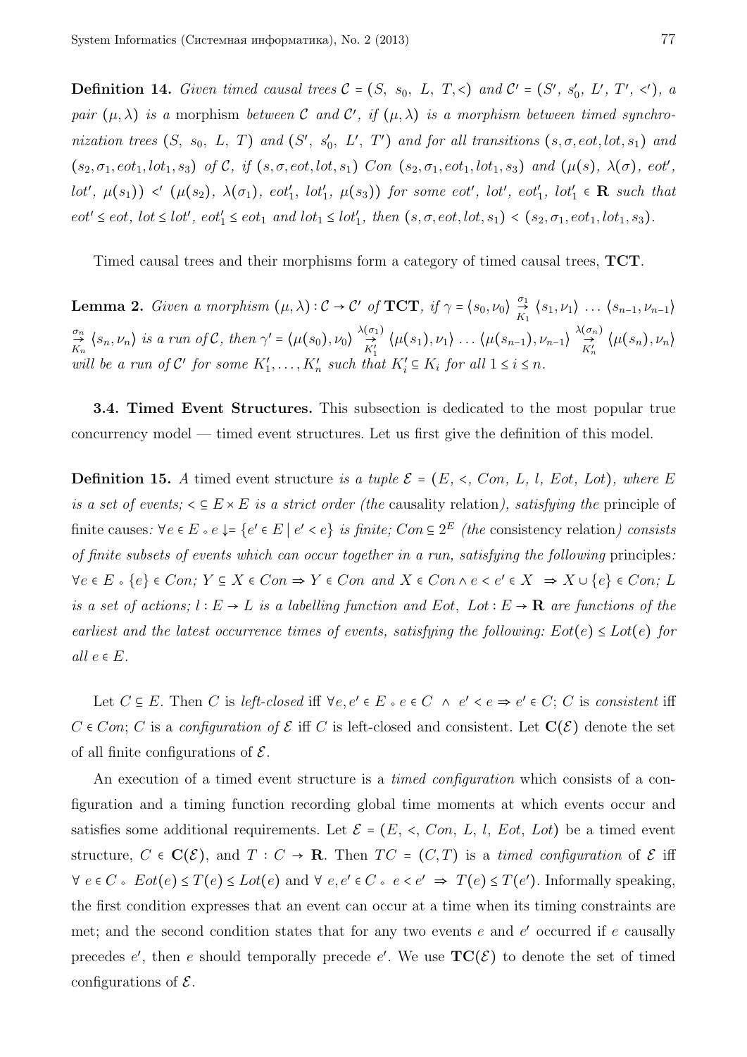**Definition 14.** *Given timed causal trees* $\mathcal{C} = (S,\ s_0,\ L,\ T, <)$ *and* $\mathcal{C}' = (S',\ s_0',\ L',\ T',\ <')$*, a pair* $(\mu, \lambda)$ *is a* morphism *between* $\mathcal{C}$ *and* $\mathcal{C}'$*, if* $(\mu, \lambda)$ *is a morphism between timed synchronization trees* $(S,\ s_0,\ L,\ T)$ *and* $(S',\ s_0',\ L',\ T')$ *and for all transitions* $(s, \sigma, eot, lot, s_1)$ *and* $(s_2, \sigma_1, eot_1, lot_1, s_3)$ *of* $\mathcal{C}$*, if* $(s, \sigma, eot, lot, s_1)$ *Con* $(s_2, \sigma_1, eot_1, lot_1, s_3)$ *and* $(\mu(s),\ \lambda(\sigma),\ eot',\ lot',\ \mu(s_1)) <' (\mu(s_2),\ \lambda(\sigma_1),\ eot_1',\ lot_1',\ \mu(s_3))$ *for some* $eot',\ lot',\ eot_1',\ lot_1' \in \mathbf{R}$ *such that* $eot' \leq eot$*,* $lot \leq lot'$*,* $eot_1' \leq eot_1$ *and* $lot_1 \leq lot_1'$*, then* $(s, \sigma, eot, lot, s_1) < (s_2, \sigma_1, eot_1, lot_1, s_3)$*.*

Timed causal trees and their morphisms form a category of timed causal trees, **TCT**.

**Lemma 2.** *Given a morphism* $(\mu, \lambda) : \mathcal{C} \to \mathcal{C}'$ *of* **TCT***, if* $\gamma = \langle s_0, \nu_0 \rangle \overset{\sigma_1}{\underset{K_1}{\to}} \langle s_1, \nu_1 \rangle \ldots \langle s_{n-1}, \nu_{n-1} \rangle \overset{\sigma_n}{\underset{K_n}{\to}} \langle s_n, \nu_n \rangle$ *is a run of* $\mathcal{C}$*, then* $\gamma' = \langle \mu(s_0), \nu_0 \rangle \overset{\lambda(\sigma_1)}{\underset{K_1'}{\to}} \langle \mu(s_1), \nu_1 \rangle \ldots \langle \mu(s_{n-1}), \nu_{n-1} \rangle \overset{\lambda(\sigma_n)}{\underset{K_n'}{\to}} \langle \mu(s_n), \nu_n \rangle$ *will be a run of* $\mathcal{C}'$ *for some* $K_1', \ldots, K_n'$ *such that* $K_i' \subseteq K_i$ *for all* $1 \leq i \leq n$*.*

**3.4. Timed Event Structures.** This subsection is dedicated to the most popular true concurrency model — timed event structures. Let us first give the definition of this model.

**Definition 15.** *A* timed event structure *is a tuple* $\mathcal{E} = (E,\ <,\ Con,\ L,\ l,\ Eot,\ Lot)$*, where* $E$ *is a set of events;* $< \subseteq E \times E$ *is a strict order (the* causality relation*), satisfying the* principle of finite causes*:* $\forall e \in E \circ e\downarrow = \{e' \in E \mid e' < e\}$ *is finite;* $Con \subseteq 2^E$ *(the* consistency relation*) consists of finite subsets of events which can occur together in a run, satisfying the following* principles*:* $\forall e \in E \circ \{e\} \in Con$*;* $Y \subseteq X \in Con \Rightarrow Y \in Con$ *and* $X \in Con \wedge e < e' \in X \ \Rightarrow X \cup \{e\} \in Con$*;* $L$ *is a set of actions;* $l : E \to L$ *is a labelling function and* $Eot,\ Lot : E \to \mathbf{R}$ *are functions of the earliest and the latest occurrence times of events, satisfying the following:* $Eot(e) \leq Lot(e)$ *for all* $e \in E$*.*

Let $C \subseteq E$. Then $C$ is *left-closed* iff $\forall e, e' \in E \circ e \in C \ \wedge \ e' < e \Rightarrow e' \in C$; $C$ is *consistent* iff $C \in Con$; $C$ is a *configuration of* $\mathcal{E}$ iff $C$ is left-closed and consistent. Let $\mathbf{C}(\mathcal{E})$ denote the set of all finite configurations of $\mathcal{E}$.

An execution of a timed event structure is a *timed configuration* which consists of a configuration and a timing function recording global time moments at which events occur and satisfies some additional requirements. Let $\mathcal{E} = (E,\ <,\ Con,\ L,\ l,\ Eot,\ Lot)$ be a timed event structure, $C \in \mathbf{C}(\mathcal{E})$, and $T : C \to \mathbf{R}$. Then $TC = (C, T)$ is a *timed configuration* of $\mathcal{E}$ iff $\forall\ e \in C \circ\ Eot(e) \leq T(e) \leq Lot(e)$ and $\forall\ e, e' \in C \circ\ e < e' \ \Rightarrow\ T(e) \leq T(e')$. Informally speaking, the first condition expresses that an event can occur at a time when its timing constraints are met; and the second condition states that for any two events $e$ and $e'$ occurred if $e$ causally precedes $e'$, then $e$ should temporally precede $e'$. We use $\mathbf{TC}(\mathcal{E})$ to denote the set of timed configurations of $\mathcal{E}$.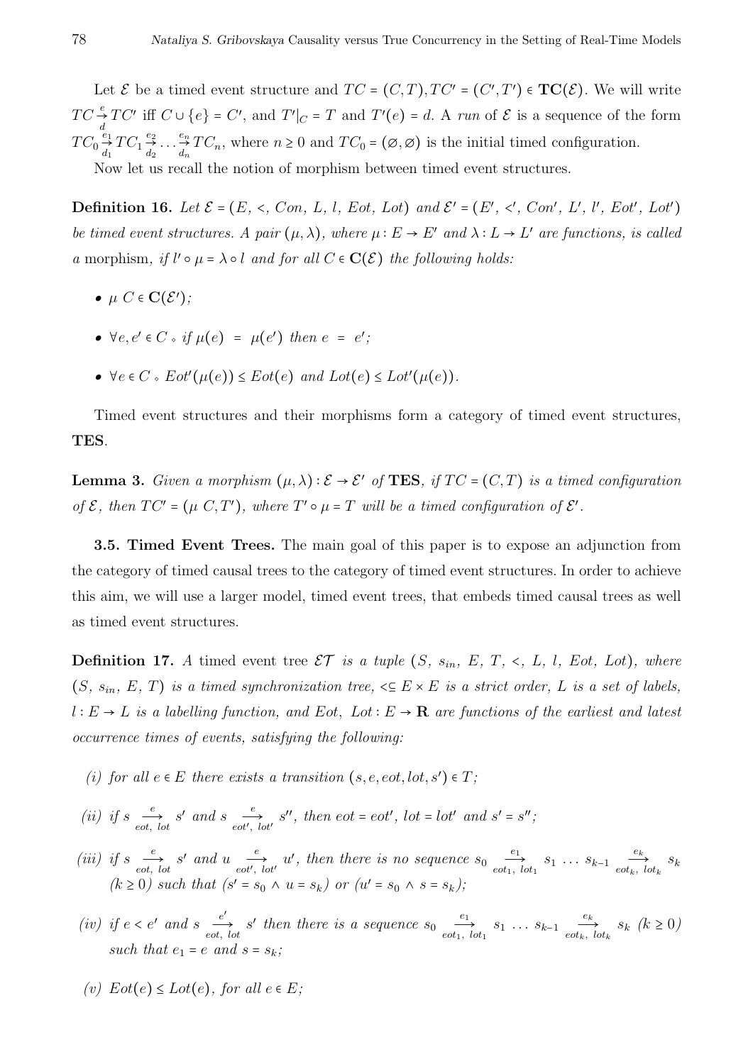Let $\mathcal{E}$ be a timed event structure and $TC = (C,T), TC' = (C',T') \in \mathbf{TC}(\mathcal{E})$. We will write $TC \overset{e}{\underset{d}{\to}} TC'$ iff $C \cup \{e\} = C'$, and $T'|_C = T$ and $T'(e) = d$. A *run* of $\mathcal{E}$ is a sequence of the form $TC_0 \overset{e_1}{\underset{d_1}{\to}} TC_1 \overset{e_2}{\underset{d_2}{\to}} \ldots \overset{e_n}{\underset{d_n}{\to}} TC_n$, where $n \geq 0$ and $TC_0 = (\varnothing, \varnothing)$ is the initial timed configuration.

Now let us recall the notion of morphism between timed event structures.

**Definition 16.** *Let $\mathcal{E} = (E,\ <,\ Con,\ L,\ l,\ Eot,\ Lot)$ and $\mathcal{E}' = (E',\ <',\ Con',\ L',\ l',\ Eot',\ Lot')$ be timed event structures. A pair $(\mu, \lambda)$, where $\mu : E \to E'$ and $\lambda : L \to L'$ are functions, is called a* morphism*, if $l' \circ \mu = \lambda \circ l$ and for all $C \in \mathbf{C}(\mathcal{E})$ the following holds:*

- *$\mu\ C \in \mathbf{C}(\mathcal{E}')$;*
- *$\forall e, e' \in C \diamond$ if $\mu(e) = \mu(e')$ then $e = e'$;*
- *$\forall e \in C \diamond Eot'(\mu(e)) \leq Eot(e)$ and $Lot(e) \leq Lot'(\mu(e))$.*

Timed event structures and their morphisms form a category of timed event structures, **TES**.

**Lemma 3.** *Given a morphism $(\mu, \lambda) : \mathcal{E} \to \mathcal{E}'$ of* **TES***, if $TC = (C,T)$ is a timed configuration of $\mathcal{E}$, then $TC' = (\mu\ C, T')$, where $T' \circ \mu = T$ will be a timed configuration of $\mathcal{E}'$.*

**3.5. Timed Event Trees.** The main goal of this paper is to expose an adjunction from the category of timed causal trees to the category of timed event structures. In order to achieve this aim, we will use a larger model, timed event trees, that embeds timed causal trees as well as timed event structures.

**Definition 17.** *A* timed event tree *$\mathcal{ET}$ is a tuple $(S,\ s_{in},\ E,\ T,\ <,\ L,\ l,\ Eot,\ Lot)$, where $(S,\ s_{in},\ E,\ T)$ is a timed synchronization tree, $< \subseteq E \times E$ is a strict order, $L$ is a set of labels, $l : E \to L$ is a labelling function, and $Eot,\ Lot : E \to \mathbf{R}$ are functions of the earliest and latest occurrence times of events, satisfying the following:*

*(i) for all $e \in E$ there exists a transition $(s, e, eot, lot, s') \in T$;*

*(ii) if $s \xrightarrow[eot,\ lot]{e} s'$ and $s \xrightarrow[eot',\ lot']{e} s''$, then $eot = eot'$, $lot = lot'$ and $s' = s''$;*

*(iii) if $s \xrightarrow[eot,\ lot]{e} s'$ and $u \xrightarrow[eot',\ lot']{e} u'$, then there is no sequence $s_0 \xrightarrow[eot_1,\ lot_1]{e_1} s_1 \ldots s_{k-1} \xrightarrow[eot_k,\ lot_k]{e_k} s_k$ $(k \geq 0)$ such that $(s' = s_0 \wedge u = s_k)$ or $(u' = s_0 \wedge s = s_k)$;*

*(iv) if $e < e'$ and $s \xrightarrow[eot,\ lot]{e'} s'$ then there is a sequence $s_0 \xrightarrow[eot_1,\ lot_1]{e_1} s_1 \ldots s_{k-1} \xrightarrow[eot_k,\ lot_k]{e_k} s_k$ $(k \geq 0)$ such that $e_1 = e$ and $s = s_k$;*

*(v) $Eot(e) \leq Lot(e)$, for all $e \in E$;*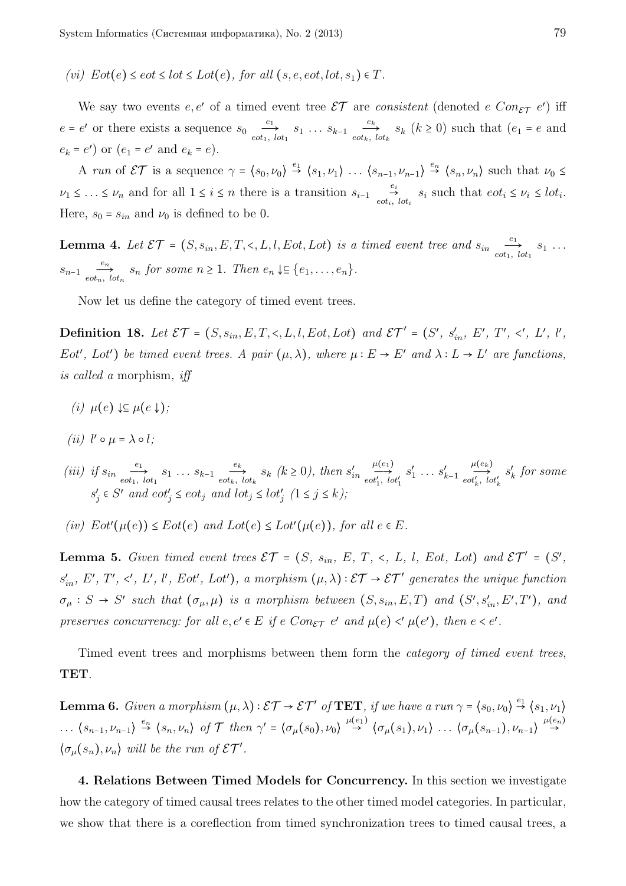*(vi)* $Eot(e) \le eot \le lot \le Lot(e)$, *for all* $(s, e, eot, lot, s_1) \in T$.

We say two events $e, e'$ of a timed event tree $\mathcal{ET}$ are *consistent* (denoted $e\ Con_{\mathcal{ET}}\ e'$) iff $e = e'$ or there exists a sequence $s_0 \xrightarrow[eot_1,\ lot_1]{e_1} s_1 \ldots s_{k-1} \xrightarrow[eot_k,\ lot_k]{e_k} s_k$ $(k \ge 0)$ such that ($e_1 = e$ and $e_k = e'$) or ($e_1 = e'$ and $e_k = e$).

A *run* of $\mathcal{ET}$ is a sequence $\gamma = \langle s_0, \nu_0 \rangle \overset{e_1}{\to} \langle s_1, \nu_1 \rangle \ldots \langle s_{n-1}, \nu_{n-1} \rangle \overset{e_n}{\to} \langle s_n, \nu_n \rangle$ such that $\nu_0 \le \nu_1 \le \ldots \le \nu_n$ and for all $1 \le i \le n$ there is a transition $s_{i-1} \underset{eot_i,\ lot_i}{\overset{e_i}{\to}} s_i$ such that $eot_i \le \nu_i \le lot_i$. Here, $s_0 = s_{in}$ and $\nu_0$ is defined to be 0.

**Lemma 4.** *Let* $\mathcal{ET} = (S, s_{in}, E, T, <, L, l, Eot, Lot)$ *is a timed event tree and* $s_{in} \xrightarrow[eot_1,\ lot_1]{e_1} s_1 \ldots s_{n-1} \xrightarrow[eot_n,\ lot_n]{e_n} s_n$ *for some* $n \ge 1$. *Then* $e_n \downarrow \subseteq \{e_1, \ldots, e_n\}$.

Now let us define the category of timed event trees.

**Definition 18.** *Let* $\mathcal{ET} = (S, s_{in}, E, T, <, L, l, Eot, Lot)$ *and* $\mathcal{ET}' = (S',\ s'_{in},\ E',\ T',\ <',\ L',\ l',\ Eot',\ Lot')$ *be timed event trees. A pair* $(\mu, \lambda)$, *where* $\mu : E \to E'$ *and* $\lambda : L \to L'$ *are functions, is called a* morphism, *iff*

- *(i)* $\mu(e) \downarrow \subseteq \mu(e \downarrow)$;
- *(ii)* $l' \circ \mu = \lambda \circ l$;
- *(iii) if* $s_{in} \xrightarrow[eot_1,\ lot_1]{e_1} s_1 \ldots s_{k-1} \xrightarrow[eot_k,\ lot_k]{e_k} s_k$ $(k \ge 0)$, *then* $s'_{in} \xrightarrow[eot'_1,\ lot'_1]{\mu(e_1)} s'_1 \ldots s'_{k-1} \xrightarrow[eot'_k,\ lot'_k]{\mu(e_k)} s'_k$ *for some* $s'_j \in S'$ *and* $eot'_j \le eot_j$ *and* $lot_j \le lot'_j$ $(1 \le j \le k)$;
- *(iv)* $Eot'(\mu(e)) \le Eot(e)$ *and* $Lot(e) \le Lot'(\mu(e))$, *for all* $e \in E$.

**Lemma 5.** *Given timed event trees* $\mathcal{ET} = (S,\ s_{in},\ E,\ T,\ <,\ L,\ l,\ Eot,\ Lot)$ *and* $\mathcal{ET}' = (S',\ s'_{in},\ E',\ T',\ <',\ L',\ l',\ Eot',\ Lot')$, *a morphism* $(\mu, \lambda) : \mathcal{ET} \to \mathcal{ET}'$ *generates the unique function* $\sigma_\mu : S \to S'$ *such that* $(\sigma_\mu, \mu)$ *is a morphism between* $(S, s_{in}, E, T)$ *and* $(S', s'_{in}, E', T')$, *and preserves concurrency: for all* $e, e' \in E$ *if* $e\ Con_{\mathcal{ET}}\ e'$ *and* $\mu(e) <' \mu(e')$, *then* $e < e'$.

Timed event trees and morphisms between them form the *category of timed event trees*, **TET**.

**Lemma 6.** *Given a morphism* $(\mu, \lambda) : \mathcal{ET} \to \mathcal{ET}'$ *of* **TET**, *if we have a run* $\gamma = \langle s_0, \nu_0 \rangle \overset{e_1}{\to} \langle s_1, \nu_1 \rangle \ldots \langle s_{n-1}, \nu_{n-1} \rangle \overset{e_n}{\to} \langle s_n, \nu_n \rangle$ *of* $\mathcal{T}$ *then* $\gamma' = \langle \sigma_\mu(s_0), \nu_0 \rangle \overset{\mu(e_1)}{\to} \langle \sigma_\mu(s_1), \nu_1 \rangle \ldots \langle \sigma_\mu(s_{n-1}), \nu_{n-1} \rangle \overset{\mu(e_n)}{\to} \langle \sigma_\mu(s_n), \nu_n \rangle$ *will be the run of* $\mathcal{ET}'$.

**4. Relations Between Timed Models for Concurrency.** In this section we investigate how the category of timed causal trees relates to the other timed model categories. In particular, we show that there is a coreflection from timed synchronization trees to timed causal trees, a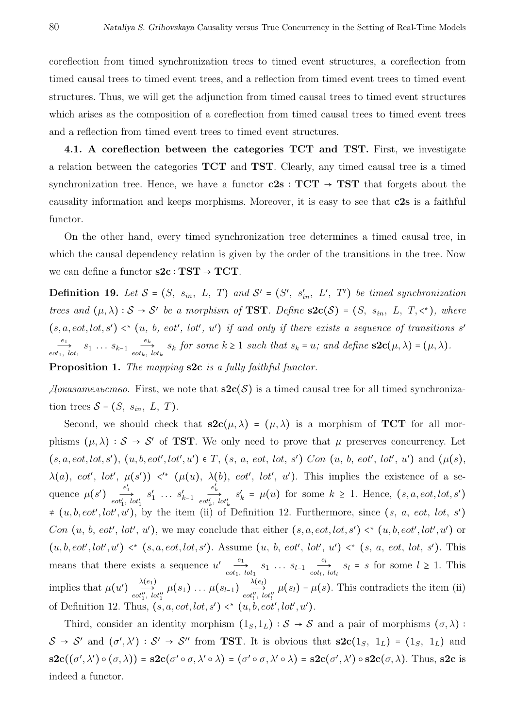coreflection from timed synchronization trees to timed event structures, a coreflection from timed causal trees to timed event trees, and a reflection from timed event trees to timed event structures. Thus, we will get the adjunction from timed causal trees to timed event structures which arises as the composition of a coreflection from timed causal trees to timed event trees and a reflection from timed event trees to timed event structures.

**4.1. A coreflection between the categories TCT and TST.** First, we investigate a relation between the categories **TCT** and **TST**. Clearly, any timed causal tree is a timed synchronization tree. Hence, we have a functor $\mathbf{c2s} : \mathbf{TCT} \to \mathbf{TST}$ that forgets about the causality information and keeps morphisms. Moreover, it is easy to see that **c2s** is a faithful functor.

On the other hand, every timed synchronization tree determines a timed causal tree, in which the causal dependency relation is given by the order of the transitions in the tree. Now we can define a functor $\mathbf{s2c} : \mathbf{TST} \to \mathbf{TCT}$.

**Definition 19.** *Let $\mathcal{S} = (S,\ s_{in},\ L,\ T)$ and $\mathcal{S}' = (S',\ s'_{in},\ L',\ T')$ be timed synchronization trees and $(\mu, \lambda) : \mathcal{S} \to \mathcal{S}'$ be a morphism of* **TST**. *Define $\mathbf{s2c}(\mathcal{S}) = (S,\ s_{in},\ L,\ T, <^*)$, where $(s, a, eot, lot, s') <^* (u,\ b,\ eot',\ lot',\ u')$ if and only if there exists a sequence of transitions $s' \xrightarrow[eot_1,\ lot_1]{e_1} s_1 \ldots s_{k-1} \xrightarrow[eot_k,\ lot_k]{e_k} s_k$ for some $k \geq 1$ such that $s_k = u$; and define $\mathbf{s2c}(\mu, \lambda) = (\mu, \lambda)$.*

**Proposition 1.** *The mapping* **s2c** *is a fully faithful functor.*

*Доказательство.* First, we note that $\mathbf{s2c}(\mathcal{S})$ is a timed causal tree for all timed synchronization trees $\mathcal{S} = (S,\ s_{in},\ L,\ T)$.

Second, we should check that $\mathbf{s2c}(\mu, \lambda) = (\mu, \lambda)$ is a morphism of **TCT** for all morphisms $(\mu, \lambda) : \mathcal{S} \to \mathcal{S}'$ of **TST**. We only need to prove that $\mu$ preserves concurrency. Let $(s, a, eot, lot, s'),\ (u, b, eot', lot', u') \in T$, $(s,\ a,\ eot,\ lot,\ s')\ Con\ (u,\ b,\ eot',\ lot',\ u')$ and $(\mu(s),\ \lambda(a),\ eot',\ lot',\ \mu(s')) <'^* (\mu(u),\ \lambda(b),\ eot',\ lot',\ u')$. This implies the existence of a sequence $\mu(s') \xrightarrow[eot'_1,\ lot'_1]{e'_1} s'_1 \ldots s'_{k-1} \xrightarrow[eot'_k,\ lot'_k]{e'_k} s'_k = \mu(u)$ for some $k \geq 1$. Hence, $(s, a, eot, lot, s') \neq (u, b, eot', lot', u')$, by the item (ii) of Definition 12. Furthermore, since $(s,\ a,\ eot,\ lot,\ s')$ $Con$ $(u,\ b,\ eot',\ lot',\ u')$, we may conclude that either $(s, a, eot, lot, s') <^* (u, b, eot', lot', u')$ or $(u, b, eot', lot', u') <^* (s, a, eot, lot, s')$. Assume $(u,\ b,\ eot',\ lot',\ u') <^* (s,\ a,\ eot,\ lot,\ s')$. This means that there exists a sequence $u' \xrightarrow[eot_1,\ lot_1]{e_1} s_1 \ldots s_{l-1} \xrightarrow[eot_l,\ lot_l]{e_l} s_l = s$ for some $l \geq 1$. This implies that $\mu(u') \xrightarrow[eot''_1,\ lot''_1]{\lambda(e_1)} \mu(s_1) \ldots \mu(s_{l-1}) \xrightarrow[eot''_l,\ lot''_l]{\lambda(e_l)} \mu(s_l) = \mu(s)$. This contradicts the item (ii) of Definition 12. Thus, $(s, a, eot, lot, s') <^* (u, b, eot', lot', u')$.

Third, consider an identity morphism $(1_S, 1_L) : \mathcal{S} \to \mathcal{S}$ and a pair of morphisms $(\sigma, \lambda) : \mathcal{S} \to \mathcal{S}'$ and $(\sigma', \lambda') : \mathcal{S}' \to \mathcal{S}''$ from **TST**. It is obvious that $\mathbf{s2c}(1_S,\ 1_L) = (1_S,\ 1_L)$ and $\mathbf{s2c}((\sigma', \lambda') \circ (\sigma, \lambda)) = \mathbf{s2c}(\sigma' \circ \sigma, \lambda' \circ \lambda) = (\sigma' \circ \sigma, \lambda' \circ \lambda) = \mathbf{s2c}(\sigma', \lambda') \circ \mathbf{s2c}(\sigma, \lambda)$. Thus, **s2c** is indeed a functor.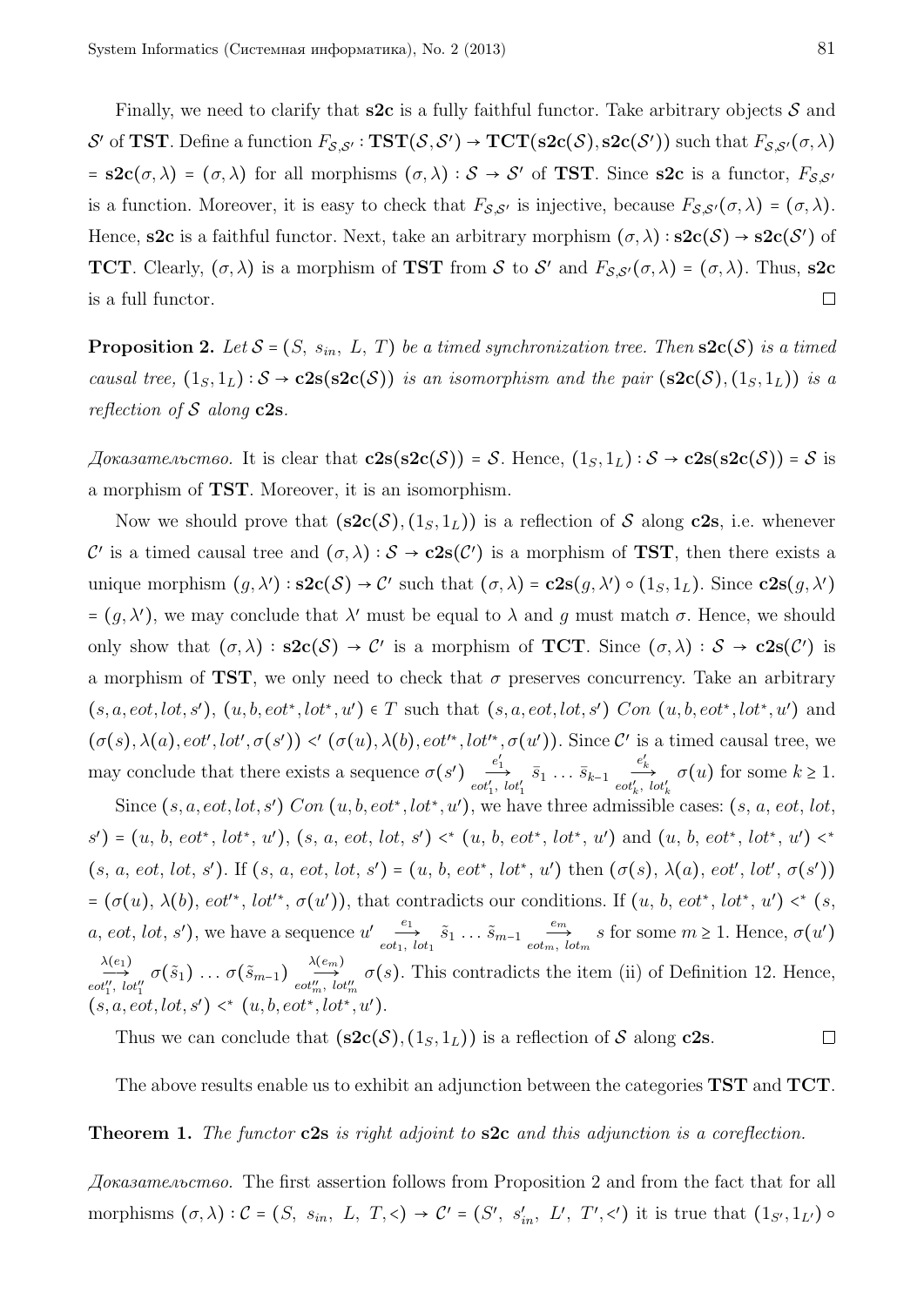Finally, we need to clarify that **s2c** is a fully faithful functor. Take arbitrary objects $\mathcal{S}$ and $\mathcal{S}'$ of **TST**. Define a function $F_{\mathcal{S},\mathcal{S}'} : \mathbf{TST}(\mathcal{S},\mathcal{S}') \to \mathbf{TCT}(\mathbf{s2c}(\mathcal{S}), \mathbf{s2c}(\mathcal{S}'))$ such that $F_{\mathcal{S},\mathcal{S}'}(\sigma,\lambda) = \mathbf{s2c}(\sigma,\lambda) = (\sigma,\lambda)$ for all morphisms $(\sigma,\lambda) : \mathcal{S} \to \mathcal{S}'$ of **TST**. Since **s2c** is a functor, $F_{\mathcal{S},\mathcal{S}'}$ is a function. Moreover, it is easy to check that $F_{\mathcal{S},\mathcal{S}'}$ is injective, because $F_{\mathcal{S},\mathcal{S}'}(\sigma,\lambda) = (\sigma,\lambda)$. Hence, **s2c** is a faithful functor. Next, take an arbitrary morphism $(\sigma,\lambda) : \mathbf{s2c}(\mathcal{S}) \to \mathbf{s2c}(\mathcal{S}')$ of **TCT**. Clearly, $(\sigma,\lambda)$ is a morphism of **TST** from $\mathcal{S}$ to $\mathcal{S}'$ and $F_{\mathcal{S},\mathcal{S}'}(\sigma,\lambda) = (\sigma,\lambda)$. Thus, **s2c** is a full functor. $\square$

**Proposition 2.** *Let $\mathcal{S} = (S,\ s_{in},\ L,\ T)$ be a timed synchronization tree. Then $\mathbf{s2c}(\mathcal{S})$ is a timed causal tree, $(1_S, 1_L) : \mathcal{S} \to \mathbf{c2s}(\mathbf{s2c}(\mathcal{S}))$ is an isomorphism and the pair $(\mathbf{s2c}(\mathcal{S}), (1_S, 1_L))$ is a reflection of $\mathcal{S}$ along* **c2s**.

*Доказательство.* It is clear that $\mathbf{c2s}(\mathbf{s2c}(\mathcal{S})) = \mathcal{S}$. Hence, $(1_S, 1_L) : \mathcal{S} \to \mathbf{c2s}(\mathbf{s2c}(\mathcal{S})) = \mathcal{S}$ is a morphism of **TST**. Moreover, it is an isomorphism.

Now we should prove that $(\mathbf{s2c}(\mathcal{S}), (1_S, 1_L))$ is a reflection of $\mathcal{S}$ along **c2s**, i.e. whenever $\mathcal{C}'$ is a timed causal tree and $(\sigma,\lambda) : \mathcal{S} \to \mathbf{c2s}(\mathcal{C}')$ is a morphism of **TST**, then there exists a unique morphism $(g,\lambda') : \mathbf{s2c}(\mathcal{S}) \to \mathcal{C}'$ such that $(\sigma,\lambda) = \mathbf{c2s}(g,\lambda') \circ (1_S, 1_L)$. Since $\mathbf{c2s}(g,\lambda') = (g,\lambda')$, we may conclude that $\lambda'$ must be equal to $\lambda$ and $g$ must match $\sigma$. Hence, we should only show that $(\sigma,\lambda) : \mathbf{s2c}(\mathcal{S}) \to \mathcal{C}'$ is a morphism of **TCT**. Since $(\sigma,\lambda) : \mathcal{S} \to \mathbf{c2s}(\mathcal{C}')$ is a morphism of **TST**, we only need to check that $\sigma$ preserves concurrency. Take an arbitrary $(s,a,eot,lot,s'),\ (u,b,eot^*,lot^*,u') \in T$ such that $(s,a,eot,lot,s')\ Con\ (u,b,eot^*,lot^*,u')$ and $(\sigma(s),\lambda(a),eot',lot',\sigma(s')) <' (\sigma(u),\lambda(b),eot'^*,lot'^*,\sigma(u'))$. Since $\mathcal{C}'$ is a timed causal tree, we may conclude that there exists a sequence $\sigma(s') \xrightarrow[eot'_1,\ lot'_1]{e'_1} \bar{s}_1 \ldots \bar{s}_{k-1} \xrightarrow[eot'_k,\ lot'_k]{e'_k} \sigma(u)$ for some $k \geq 1$.

Since $(s,a,eot,lot,s')\ Con\ (u,b,eot^*,lot^*,u')$, we have three admissible cases: $(s,\ a,\ eot,\ lot,\ s') = (u,\ b,\ eot^*,\ lot^*,\ u')$, $(s,\ a,\ eot,\ lot,\ s') <^* (u,\ b,\ eot^*,\ lot^*,\ u')$ and $(u,\ b,\ eot^*,\ lot^*,\ u') <^* (s,\ a,\ eot,\ lot,\ s')$. If $(s,\ a,\ eot,\ lot,\ s') = (u,\ b,\ eot^*,\ lot^*,\ u')$ then $(\sigma(s),\ \lambda(a),\ eot',\ lot',\ \sigma(s')) = (\sigma(u),\ \lambda(b),\ eot'^*,\ lot'^*,\ \sigma(u'))$, that contradicts our conditions. If $(u,\ b,\ eot^*,\ lot^*,\ u') <^* (s,\ a,\ eot,\ lot,\ s')$, we have a sequence $u' \xrightarrow[eot_1,\ lot_1]{e_1} \tilde{s}_1 \ldots \tilde{s}_{m-1} \xrightarrow[eot_m,\ lot_m]{e_m} s$ for some $m \geq 1$. Hence, $\sigma(u') \xrightarrow[eot''_1,\ lot''_1]{\lambda(e_1)} \sigma(\tilde{s}_1) \ldots \sigma(\tilde{s}_{m-1}) \xrightarrow[eot''_m,\ lot''_m]{\lambda(e_m)} \sigma(s)$. This contradicts the item (ii) of Definition 12. Hence, $(s,a,eot,lot,s') <^* (u,b,eot^*,lot^*,u')$.

Thus we can conclude that $(\mathbf{s2c}(\mathcal{S}), (1_S, 1_L))$ is a reflection of $\mathcal{S}$ along **c2s**. $\square$

The above results enable us to exhibit an adjunction between the categories **TST** and **TCT**.

**Theorem 1.** *The functor* **c2s** *is right adjoint to* **s2c** *and this adjunction is a coreflection.*

*Доказательство.* The first assertion follows from Proposition 2 and from the fact that for all morphisms $(\sigma,\lambda) : \mathcal{C} = (S,\ s_{in},\ L,\ T,<) \to \mathcal{C}' = (S',\ s'_{in},\ L',\ T',<')$ it is true that $(1_{S'}, 1_{L'}) \circ$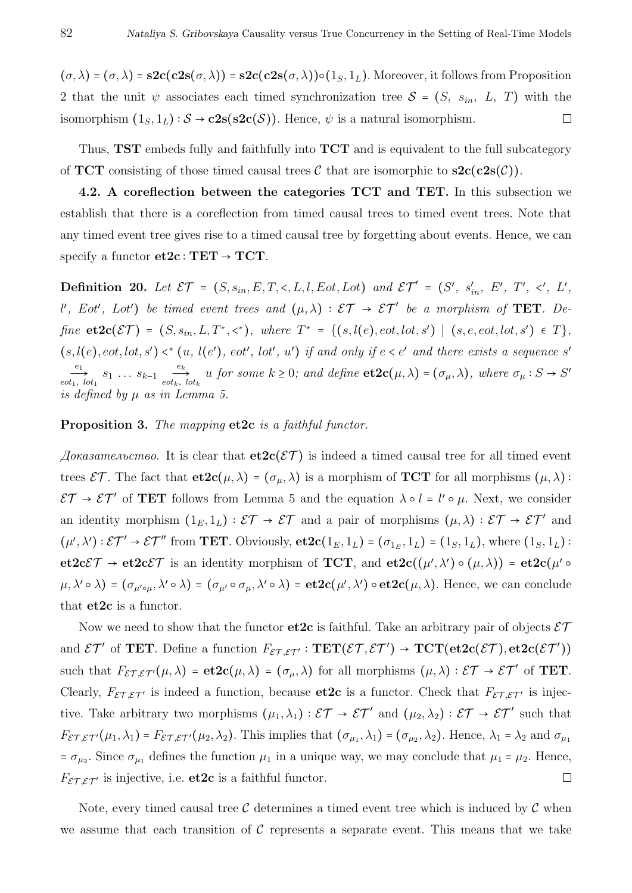$(\sigma, \lambda) = (\sigma, \lambda) = \mathbf{s2c}(\mathbf{c2s}(\sigma, \lambda)) = \mathbf{s2c}(\mathbf{c2s}(\sigma, \lambda)) \circ (1_S, 1_L)$. Moreover, it follows from Proposition 2 that the unit $\psi$ associates each timed synchronization tree $\mathcal{S} = (S,\ s_{in},\ L,\ T)$ with the isomorphism $(1_S, 1_L) : \mathcal{S} \to \mathbf{c2s}(\mathbf{s2c}(\mathcal{S}))$. Hence, $\psi$ is a natural isomorphism. □

Thus, **TST** embeds fully and faithfully into **TCT** and is equivalent to the full subcategory of **TCT** consisting of those timed causal trees $\mathcal{C}$ that are isomorphic to $\mathbf{s2c}(\mathbf{c2s}(\mathcal{C}))$.

**4.2. A coreflection between the categories TCT and TET.** In this subsection we establish that there is a coreflection from timed causal trees to timed event trees. Note that any timed event tree gives rise to a timed causal tree by forgetting about events. Hence, we can specify a functor $\mathbf{et2c} : \mathbf{TET} \to \mathbf{TCT}$.

**Definition 20.** *Let* $\mathcal{ET} = (S, s_{in}, E, T, <, L, l, Eot, Lot)$ *and* $\mathcal{ET}' = (S',\ s'_{in},\ E',\ T',\ <',\ L',\ l',\ Eot',\ Lot')$ *be timed event trees and* $(\mu, \lambda) : \mathcal{ET} \to \mathcal{ET}'$ *be a morphism of* **TET**. *Define* $\mathbf{et2c}(\mathcal{ET}) = (S, s_{in}, L, T^*, <^*)$, *where* $T^* = \{(s, l(e), eot, lot, s') \mid (s, e, eot, lot, s') \in T\}$, $(s, l(e), eot, lot, s') <^* (u,\ l(e'),\ eot',\ lot',\ u')$ *if and only if* $e < e'$ *and there exists a sequence* $s' \xrightarrow[eot_1,\ lot_1]{e_1} s_1 \ldots s_{k-1} \xrightarrow[eot_k,\ lot_k]{e_k} u$ *for some* $k \geq 0$*; and define* $\mathbf{et2c}(\mu, \lambda) = (\sigma_\mu, \lambda)$, *where* $\sigma_\mu : S \to S'$ *is defined by* $\mu$ *as in Lemma 5.*

**Proposition 3.** *The mapping* **et2c** *is a faithful functor.*

*Доказательство.* It is clear that $\mathbf{et2c}(\mathcal{ET})$ is indeed a timed causal tree for all timed event trees $\mathcal{ET}$. The fact that $\mathbf{et2c}(\mu, \lambda) = (\sigma_\mu, \lambda)$ is a morphism of **TCT** for all morphisms $(\mu, \lambda) : \mathcal{ET} \to \mathcal{ET}'$ of **TET** follows from Lemma 5 and the equation $\lambda \circ l = l' \circ \mu$. Next, we consider an identity morphism $(1_E, 1_L) : \mathcal{ET} \to \mathcal{ET}$ and a pair of morphisms $(\mu, \lambda) : \mathcal{ET} \to \mathcal{ET}'$ and $(\mu', \lambda') : \mathcal{ET}' \to \mathcal{ET}''$ from **TET**. Obviously, $\mathbf{et2c}(1_E, 1_L) = (\sigma_{1_E}, 1_L) = (1_S, 1_L)$, where $(1_S, 1_L) : \mathbf{et2c}\mathcal{ET} \to \mathbf{et2c}\mathcal{ET}$ is an identity morphism of **TCT**, and $\mathbf{et2c}((\mu', \lambda') \circ (\mu, \lambda)) = \mathbf{et2c}(\mu' \circ \mu, \lambda' \circ \lambda) = (\sigma_{\mu' \circ \mu}, \lambda' \circ \lambda) = (\sigma_{\mu'} \circ \sigma_\mu, \lambda' \circ \lambda) = \mathbf{et2c}(\mu', \lambda') \circ \mathbf{et2c}(\mu, \lambda)$. Hence, we can conclude that **et2c** is a functor.

Now we need to show that the functor **et2c** is faithful. Take an arbitrary pair of objects $\mathcal{ET}$ and $\mathcal{ET}'$ of **TET**. Define a function $F_{\mathcal{ET},\mathcal{ET}'} : \mathbf{TET}(\mathcal{ET}, \mathcal{ET}') \to \mathbf{TCT}(\mathbf{et2c}(\mathcal{ET}), \mathbf{et2c}(\mathcal{ET}'))$ such that $F_{\mathcal{ET}\mathcal{ET}'}(\mu, \lambda) = \mathbf{et2c}(\mu, \lambda) = (\sigma_\mu, \lambda)$ for all morphisms $(\mu, \lambda) : \mathcal{ET} \to \mathcal{ET}'$ of **TET**. Clearly, $F_{\mathcal{ET},\mathcal{ET}'}$ is indeed a function, because **et2c** is a functor. Check that $F_{\mathcal{ET},\mathcal{ET}'}$ is injective. Take arbitrary two morphisms $(\mu_1, \lambda_1) : \mathcal{ET} \to \mathcal{ET}'$ and $(\mu_2, \lambda_2) : \mathcal{ET} \to \mathcal{ET}'$ such that $F_{\mathcal{ET},\mathcal{ET}'}(\mu_1, \lambda_1) = F_{\mathcal{ET},\mathcal{ET}'}(\mu_2, \lambda_2)$. This implies that $(\sigma_{\mu_1}, \lambda_1) = (\sigma_{\mu_2}, \lambda_2)$. Hence, $\lambda_1 = \lambda_2$ and $\sigma_{\mu_1} = \sigma_{\mu_2}$. Since $\sigma_{\mu_1}$ defines the function $\mu_1$ in a unique way, we may conclude that $\mu_1 = \mu_2$. Hence, $F_{\mathcal{ET},\mathcal{ET}'}$ is injective, i.e. **et2c** is a faithful functor. □

Note, every timed causal tree $\mathcal{C}$ determines a timed event tree which is induced by $\mathcal{C}$ when we assume that each transition of $\mathcal{C}$ represents a separate event. This means that we take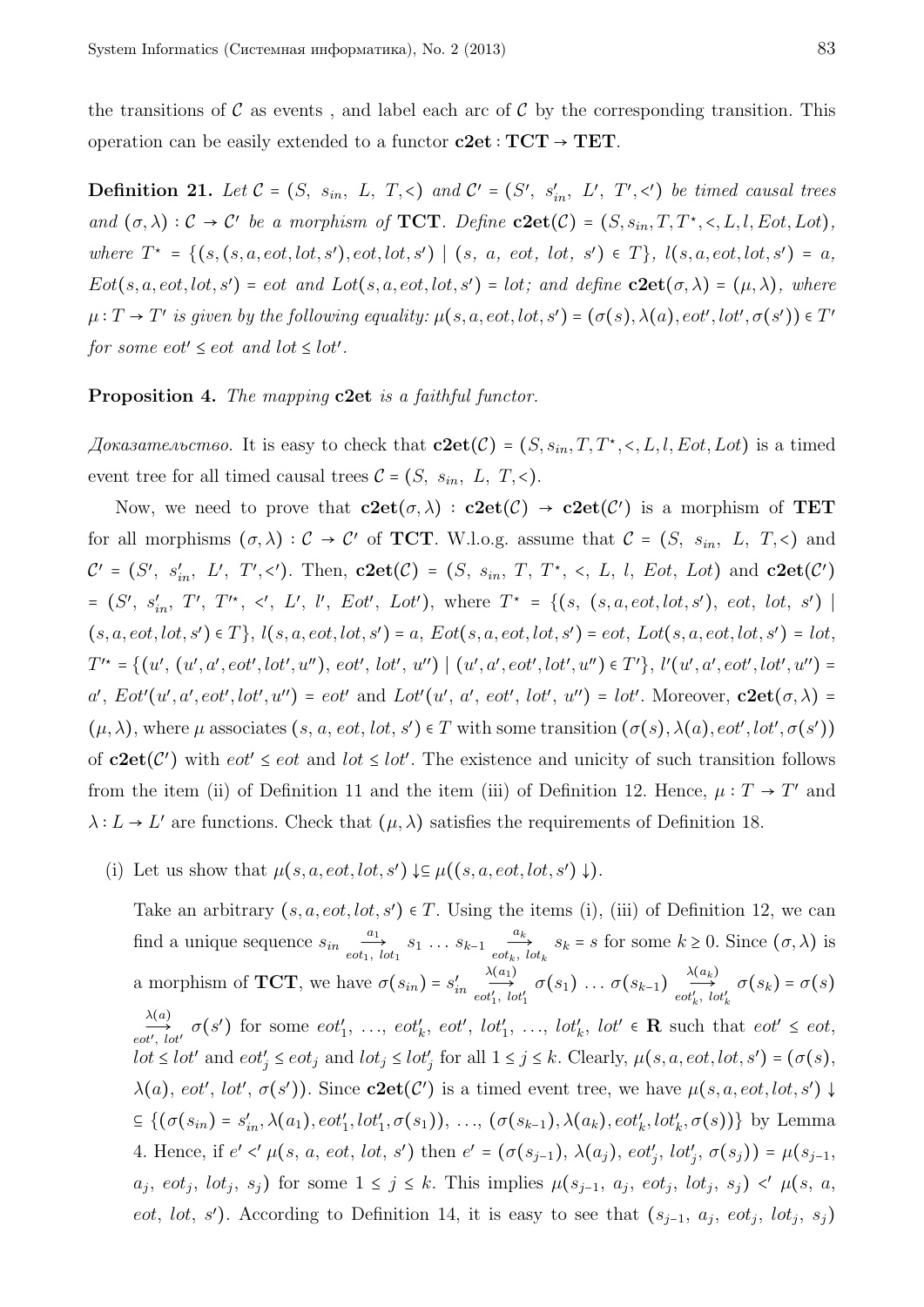the transitions of $\mathcal{C}$ as events , and label each arc of $\mathcal{C}$ by the corresponding transition. This operation can be easily extended to a functor $\mathbf{c2et}: \mathbf{TCT} \to \mathbf{TET}$.

**Definition 21.** *Let $\mathcal{C} = (S,\ s_{in},\ L,\ T, <)$ and $\mathcal{C}' = (S',\ s'_{in},\ L',\ T', <')$ be timed causal trees and $(\sigma, \lambda) : \mathcal{C} \to \mathcal{C}'$ be a morphism of* $\mathbf{TCT}$. *Define $\mathbf{c2et}(\mathcal{C}) = (S, s_{in}, T, T^{\star}, <, L, l, Eot, Lot)$, where $T^{\star} = \{(s, (s, a, eot, lot, s'), eot, lot, s') \mid (s,\ a,\ eot,\ lot,\ s') \in T\}$, $l(s, a, eot, lot, s') = a$, $Eot(s, a, eot, lot, s') = eot$ and $Lot(s, a, eot, lot, s') = lot$; and define $\mathbf{c2et}(\sigma, \lambda) = (\mu, \lambda)$, where $\mu : T \to T'$ is given by the following equality: $\mu(s, a, eot, lot, s') = (\sigma(s), \lambda(a), eot', lot', \sigma(s')) \in T'$ for some $eot' \leq eot$ and $lot \leq lot'$.*

**Proposition 4.** *The mapping* $\mathbf{c2et}$ *is a faithful functor.*

*Доказательство.* It is easy to check that $\mathbf{c2et}(\mathcal{C}) = (S, s_{in}, T, T^{\star}, <, L, l, Eot, Lot)$ is a timed event tree for all timed causal trees $\mathcal{C} = (S,\ s_{in},\ L,\ T, <)$.

Now, we need to prove that $\mathbf{c2et}(\sigma, \lambda) : \mathbf{c2et}(\mathcal{C}) \to \mathbf{c2et}(\mathcal{C}')$ is a morphism of $\mathbf{TET}$ for all morphisms $(\sigma, \lambda) : \mathcal{C} \to \mathcal{C}'$ of $\mathbf{TCT}$. W.l.o.g. assume that $\mathcal{C} = (S,\ s_{in},\ L,\ T, <)$ and $\mathcal{C}' = (S',\ s'_{in},\ L',\ T', <')$. Then, $\mathbf{c2et}(\mathcal{C}) = (S,\ s_{in},\ T,\ T^{\star},\ <,\ L,\ l,\ Eot,\ Lot)$ and $\mathbf{c2et}(\mathcal{C}')$ $= (S',\ s'_{in},\ T',\ T'^{\star},\ <',\ L',\ l',\ Eot',\ Lot')$, where $T^{\star} = \{(s,\ (s, a, eot, lot, s'),\ eot,\ lot,\ s') \mid (s, a, eot, lot, s') \in T\}$, $l(s, a, eot, lot, s') = a$, $Eot(s, a, eot, lot, s') = eot$, $Lot(s, a, eot, lot, s') = lot$, $T'^{\star} = \{(u',\ (u', a', eot', lot', u''),\ eot',\ lot',\ u'') \mid (u', a', eot', lot', u'') \in T'\}$, $l'(u', a', eot', lot', u'') = a'$, $Eot'(u', a', eot', lot', u'') = eot'$ and $Lot'(u',\ a',\ eot',\ lot',\ u'') = lot'$. Moreover, $\mathbf{c2et}(\sigma, \lambda) = (\mu, \lambda)$, where $\mu$ associates $(s,\ a,\ eot,\ lot,\ s') \in T$ with some transition $(\sigma(s), \lambda(a), eot', lot', \sigma(s'))$ of $\mathbf{c2et}(\mathcal{C}')$ with $eot' \leq eot$ and $lot \leq lot'$. The existence and unicity of such transition follows from the item (ii) of Definition 11 and the item (iii) of Definition 12. Hence, $\mu : T \to T'$ and $\lambda : L \to L'$ are functions. Check that $(\mu, \lambda)$ satisfies the requirements of Definition 18.

(i) Let us show that $\mu(s, a, eot, lot, s') \downarrow \subseteq \mu((s, a, eot, lot, s') \downarrow)$.

Take an arbitrary $(s, a, eot, lot, s') \in T$. Using the items (i), (iii) of Definition 12, we can find a unique sequence $s_{in} \xrightarrow[eot_1,\ lot_1]{a_1} s_1 \ldots s_{k-1} \xrightarrow[eot_k,\ lot_k]{a_k} s_k = s$ for some $k \geq 0$. Since $(\sigma, \lambda)$ is a morphism of $\mathbf{TCT}$, we have $\sigma(s_{in}) = s'_{in} \xrightarrow[eot'_1,\ lot'_1]{\lambda(a_1)} \sigma(s_1) \ldots \sigma(s_{k-1}) \xrightarrow[eot'_k,\ lot'_k]{\lambda(a_k)} \sigma(s_k) = \sigma(s)$ $\xrightarrow[eot',\ lot']{\lambda(a)} \sigma(s')$ for some $eot'_1,\ \ldots,\ eot'_k,\ eot',\ lot'_1,\ \ldots,\ lot'_k,\ lot' \in \mathbf{R}$ such that $eot' \leq eot$, $lot \leq lot'$ and $eot'_j \leq eot_j$ and $lot_j \leq lot'_j$ for all $1 \leq j \leq k$. Clearly, $\mu(s, a, eot, lot, s') = (\sigma(s),$ $\lambda(a),\ eot',\ lot',\ \sigma(s'))$. Since $\mathbf{c2et}(\mathcal{C}')$ is a timed event tree, we have $\mu(s, a, eot, lot, s') \downarrow$ $\subseteq \{(\sigma(s_{in}) = s'_{in}, \lambda(a_1), eot'_1, lot'_1, \sigma(s_1)),\ \ldots,\ (\sigma(s_{k-1}), \lambda(a_k), eot'_k, lot'_k, \sigma(s))\}$ by Lemma 4. Hence, if $e' <' \mu(s,\ a,\ eot,\ lot,\ s')$ then $e' = (\sigma(s_{j-1}),\ \lambda(a_j),\ eot'_j,\ lot'_j,\ \sigma(s_j)) = \mu(s_{j-1},$ $a_j,\ eot_j,\ lot_j,\ s_j)$ for some $1 \leq j \leq k$. This implies $\mu(s_{j-1},\ a_j,\ eot_j,\ lot_j,\ s_j) <' \mu(s,\ a,$ $eot,\ lot,\ s')$. According to Definition 14, it is easy to see that $(s_{j-1},\ a_j,\ eot_j,\ lot_j,\ s_j)$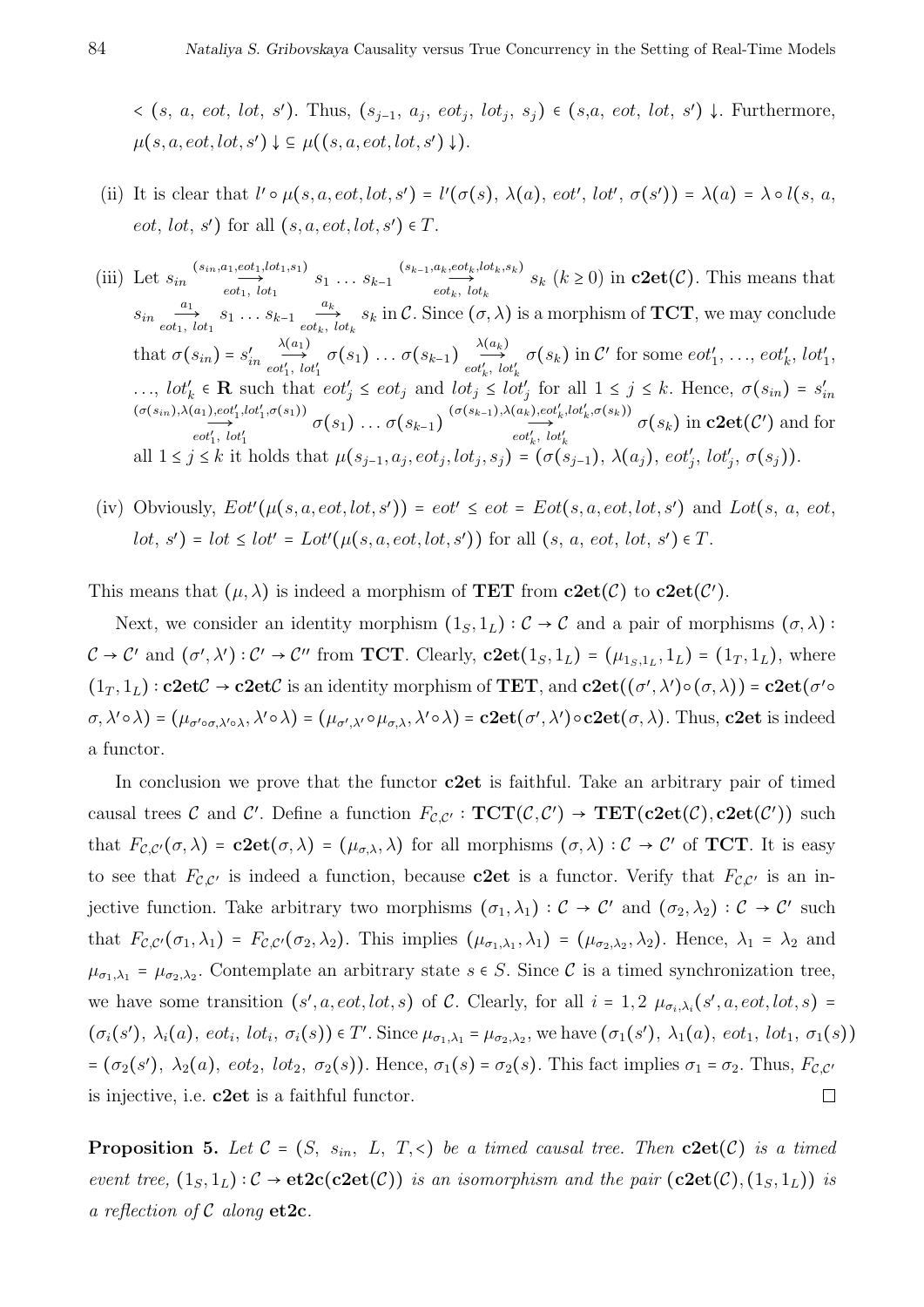$< (s,\ a,\ eot,\ lot,\ s')$. Thus, $(s_{j-1},\ a_j,\ eot_j,\ lot_j,\ s_j) \in (s, a,\ eot,\ lot,\ s') \downarrow$. Furthermore, $\mu(s, a, eot, lot, s') \downarrow \subseteq \mu((s, a, eot, lot, s') \downarrow)$.

(ii) It is clear that $l' \circ \mu(s, a, eot, lot, s') = l'(\sigma(s),\ \lambda(a),\ eot',\ lot',\ \sigma(s')) = \lambda(a) = \lambda \circ l(s,\ a,\ eot,\ lot,\ s')$ for all $(s, a, eot, lot, s') \in T$.

(iii) Let $s_{in} \xrightarrow[eot_1,\ lot_1]{(s_{in}, a_1, eot_1, lot_1, s_1)} s_1 \ldots s_{k-1} \xrightarrow[eot_k,\ lot_k]{(s_{k-1}, a_k, eot_k, lot_k, s_k)} s_k$ $(k \geq 0)$ in $\mathbf{c2et}(\mathcal{C})$. This means that $s_{in} \xrightarrow[eot_1,\ lot_1]{a_1} s_1 \ldots s_{k-1} \xrightarrow[eot_k,\ lot_k]{a_k} s_k$ in $\mathcal{C}$. Since $(\sigma, \lambda)$ is a morphism of $\mathbf{TCT}$, we may conclude that $\sigma(s_{in}) = s'_{in} \xrightarrow[eot'_1,\ lot'_1]{\lambda(a_1)} \sigma(s_1) \ldots \sigma(s_{k-1}) \xrightarrow[eot'_k,\ lot'_k]{\lambda(a_k)} \sigma(s_k)$ in $\mathcal{C}'$ for some $eot'_1, \ldots, eot'_k, lot'_1, \ldots, lot'_k \in \mathbf{R}$ such that $eot'_j \leq eot_j$ and $lot_j \leq lot'_j$ for all $1 \leq j \leq k$. Hence, $\sigma(s_{in}) = s'_{in} \xrightarrow[eot'_1,\ lot'_1]{(\sigma(s_{in}), \lambda(a_1), eot'_1, lot'_1, \sigma(s_1))} \sigma(s_1) \ldots \sigma(s_{k-1}) \xrightarrow[eot'_k,\ lot'_k]{(\sigma(s_{k-1}), \lambda(a_k), eot'_k, lot'_k, \sigma(s_k))} \sigma(s_k)$ in $\mathbf{c2et}(\mathcal{C}')$ and for all $1 \leq j \leq k$ it holds that $\mu(s_{j-1}, a_j, eot_j, lot_j, s_j) = (\sigma(s_{j-1}),\ \lambda(a_j),\ eot'_j,\ lot'_j,\ \sigma(s_j))$.

(iv) Obviously, $Eot'(\mu(s, a, eot, lot, s')) = eot' \leq eot = Eot(s, a, eot, lot, s')$ and $Lot(s,\ a,\ eot,\ lot,\ s') = lot \leq lot' = Lot'(\mu(s, a, eot, lot, s'))$ for all $(s,\ a,\ eot,\ lot,\ s') \in T$.

This means that $(\mu, \lambda)$ is indeed a morphism of $\mathbf{TET}$ from $\mathbf{c2et}(\mathcal{C})$ to $\mathbf{c2et}(\mathcal{C}')$.

Next, we consider an identity morphism $(1_S, 1_L) : \mathcal{C} \to \mathcal{C}$ and a pair of morphisms $(\sigma, \lambda) : \mathcal{C} \to \mathcal{C}'$ and $(\sigma', \lambda') : \mathcal{C}' \to \mathcal{C}''$ from $\mathbf{TCT}$. Clearly, $\mathbf{c2et}(1_S, 1_L) = (\mu_{1_S, 1_L}, 1_L) = (1_T, 1_L)$, where $(1_T, 1_L) : \mathbf{c2et}\mathcal{C} \to \mathbf{c2et}\mathcal{C}$ is an identity morphism of $\mathbf{TET}$, and $\mathbf{c2et}((\sigma', \lambda') \circ (\sigma, \lambda)) = \mathbf{c2et}(\sigma' \circ \sigma, \lambda' \circ \lambda) = (\mu_{\sigma' \circ \sigma, \lambda' \circ \lambda}, \lambda' \circ \lambda) = (\mu_{\sigma', \lambda'} \circ \mu_{\sigma, \lambda}, \lambda' \circ \lambda) = \mathbf{c2et}(\sigma', \lambda') \circ \mathbf{c2et}(\sigma, \lambda)$. Thus, $\mathbf{c2et}$ is indeed a functor.

In conclusion we prove that the functor $\mathbf{c2et}$ is faithful. Take an arbitrary pair of timed causal trees $\mathcal{C}$ and $\mathcal{C}'$. Define a function $F_{\mathcal{C},\mathcal{C}'} : \mathbf{TCT}(\mathcal{C}, \mathcal{C}') \to \mathbf{TET}(\mathbf{c2et}(\mathcal{C}), \mathbf{c2et}(\mathcal{C}'))$ such that $F_{\mathcal{C},\mathcal{C}'}(\sigma, \lambda) = \mathbf{c2et}(\sigma, \lambda) = (\mu_{\sigma,\lambda}, \lambda)$ for all morphisms $(\sigma, \lambda) : \mathcal{C} \to \mathcal{C}'$ of $\mathbf{TCT}$. It is easy to see that $F_{\mathcal{C},\mathcal{C}'}$ is indeed a function, because $\mathbf{c2et}$ is a functor. Verify that $F_{\mathcal{C},\mathcal{C}'}$ is an injective function. Take arbitrary two morphisms $(\sigma_1, \lambda_1) : \mathcal{C} \to \mathcal{C}'$ and $(\sigma_2, \lambda_2) : \mathcal{C} \to \mathcal{C}'$ such that $F_{\mathcal{C},\mathcal{C}'}(\sigma_1, \lambda_1) = F_{\mathcal{C},\mathcal{C}'}(\sigma_2, \lambda_2)$. This implies $(\mu_{\sigma_1,\lambda_1}, \lambda_1) = (\mu_{\sigma_2,\lambda_2}, \lambda_2)$. Hence, $\lambda_1 = \lambda_2$ and $\mu_{\sigma_1,\lambda_1} = \mu_{\sigma_2,\lambda_2}$. Contemplate an arbitrary state $s \in S$. Since $\mathcal{C}$ is a timed synchronization tree, we have some transition $(s', a, eot, lot, s)$ of $\mathcal{C}$. Clearly, for all $i = 1, 2$ $\mu_{\sigma_i,\lambda_i}(s', a, eot, lot, s) = (\sigma_i(s'),\ \lambda_i(a),\ eot_i,\ lot_i,\ \sigma_i(s)) \in T'$. Since $\mu_{\sigma_1,\lambda_1} = \mu_{\sigma_2,\lambda_2}$, we have $(\sigma_1(s'),\ \lambda_1(a),\ eot_1,\ lot_1,\ \sigma_1(s)) = (\sigma_2(s'),\ \lambda_2(a),\ eot_2,\ lot_2,\ \sigma_2(s))$. Hence, $\sigma_1(s) = \sigma_2(s)$. This fact implies $\sigma_1 = \sigma_2$. Thus, $F_{\mathcal{C},\mathcal{C}'}$ is injective, i.e. $\mathbf{c2et}$ is a faithful functor. □

**Proposition 5.** *Let $\mathcal{C} = (S,\ s_{in},\ L,\ T, <)$ be a timed causal tree. Then $\mathbf{c2et}(\mathcal{C})$ is a timed event tree, $(1_S, 1_L) : \mathcal{C} \to \mathbf{et2c}(\mathbf{c2et}(\mathcal{C}))$ is an isomorphism and the pair $(\mathbf{c2et}(\mathcal{C}), (1_S, 1_L))$ is a reflection of $\mathcal{C}$ along $\mathbf{et2c}$.*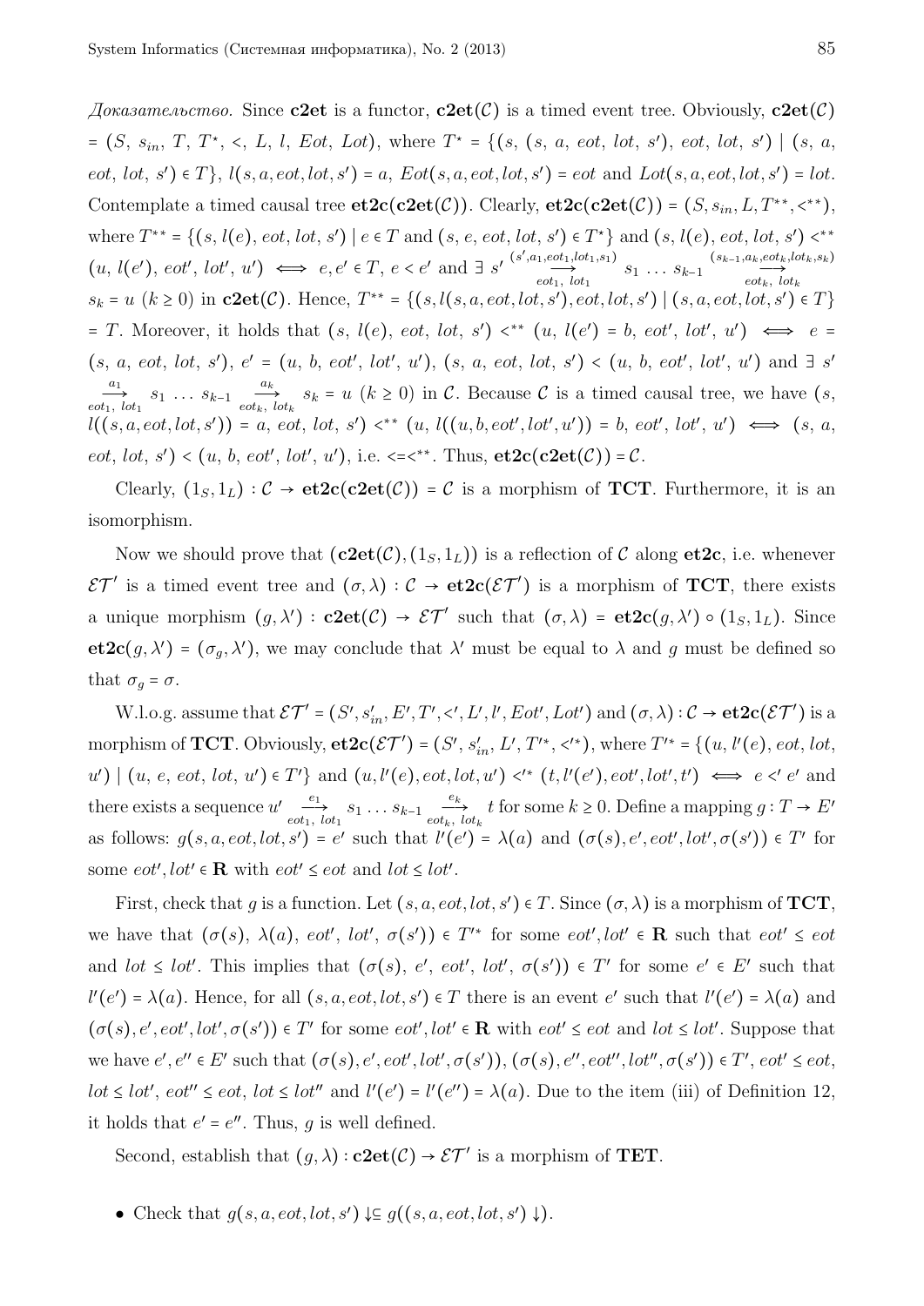*Доказательство.* Since **c2et** is a functor, $\mathbf{c2et}(\mathcal{C})$ is a timed event tree. Obviously, $\mathbf{c2et}(\mathcal{C}) = (S,\ s_{in},\ T,\ T^{\star},\ <,\ L,\ l,\ Eot,\ Lot)$, where $T^{\star} = \{(s,\ (s,\ a,\ eot,\ lot,\ s'),\ eot,\ lot,\ s') \mid (s,\ a,\ eot,\ lot,\ s') \in T\}$, $l(s,a,eot,lot,s') = a$, $Eot(s,a,eot,lot,s') = eot$ and $Lot(s,a,eot,lot,s') = lot$. Contemplate a timed causal tree $\mathbf{et2c}(\mathbf{c2et}(\mathcal{C}))$. Clearly, $\mathbf{et2c}(\mathbf{c2et}(\mathcal{C})) = (S, s_{in}, L, T^{**}, <^{**})$, where $T^{**} = \{(s, l(e), eot, lot, s') \mid e \in T \text{ and } (s, e, eot, lot, s') \in T^{\star}\}$ and $(s, l(e), eot, lot, s') <^{**} (u,\ l(e'),\ eot',\ lot',\ u') \iff e, e' \in T,\ e < e'$ and $\exists\ s' \overset{(s',a_1,eot_1,lot_1,s_1)}{\underset{eot_1,\ lot_1}{\longrightarrow}} s_1 \ldots s_{k-1} \overset{(s_{k-1},a_k,eot_k,lot_k,s_k)}{\underset{eot_k,\ lot_k}{\longrightarrow}} s_k = u\ (k \geq 0)$ in $\mathbf{c2et}(\mathcal{C})$. Hence, $T^{**} = \{(s, l(s,a,eot,lot,s'), eot, lot, s') \mid (s,a,eot,lot,s') \in T\} = T$. Moreover, it holds that $(s,\ l(e),\ eot,\ lot,\ s') <^{**} (u,\ l(e') = b,\ eot',\ lot',\ u') \iff e = (s,\ a,\ eot,\ lot,\ s'),\ e' = (u,\ b,\ eot',\ lot',\ u'),\ (s,\ a,\ eot,\ lot,\ s') < (u,\ b,\ eot',\ lot',\ u')$ and $\exists\ s' \underset{eot_1,\ lot_1}{\overset{a_1}{\longrightarrow}} s_1 \ldots s_{k-1} \underset{eot_k,\ lot_k}{\overset{a_k}{\longrightarrow}} s_k = u\ (k \geq 0)$ in $\mathcal{C}$. Because $\mathcal{C}$ is a timed causal tree, we have $(s,\ l((s,a,eot,lot,s')) = a,\ eot,\ lot,\ s') <^{**} (u,\ l((u,b,eot',lot',u')) = b,\ eot',\ lot',\ u') \iff (s,\ a,\ eot,\ lot,\ s') < (u,\ b,\ eot',\ lot',\ u')$, i.e. $< = <^{**}$. Thus, $\mathbf{et2c}(\mathbf{c2et}(\mathcal{C})) = \mathcal{C}$.

Clearly, $(1_S, 1_L) : \mathcal{C} \to \mathbf{et2c}(\mathbf{c2et}(\mathcal{C})) = \mathcal{C}$ is a morphism of **TCT**. Furthermore, it is an isomorphism.

Now we should prove that $(\mathbf{c2et}(\mathcal{C}), (1_S, 1_L))$ is a reflection of $\mathcal{C}$ along **et2c**, i.e. whenever $\mathcal{ET}'$ is a timed event tree and $(\sigma, \lambda) : \mathcal{C} \to \mathbf{et2c}(\mathcal{ET}')$ is a morphism of **TCT**, there exists a unique morphism $(g, \lambda') : \mathbf{c2et}(\mathcal{C}) \to \mathcal{ET}'$ such that $(\sigma, \lambda) = \mathbf{et2c}(g, \lambda') \circ (1_S, 1_L)$. Since $\mathbf{et2c}(g, \lambda') = (\sigma_g, \lambda')$, we may conclude that $\lambda'$ must be equal to $\lambda$ and $g$ must be defined so that $\sigma_g = \sigma$.

W.l.o.g. assume that $\mathcal{ET}' = (S', s'_{in}, E', T', <', L', l', Eot', Lot')$ and $(\sigma, \lambda) : \mathcal{C} \to \mathbf{et2c}(\mathcal{ET}')$ is a morphism of **TCT**. Obviously, $\mathbf{et2c}(\mathcal{ET}') = (S', s'_{in}, L', T'^{*}, <'^{*})$, where $T'^{*} = \{(u, l'(e), eot, lot, u') \mid (u,\ e,\ eot,\ lot,\ u') \in T'\}$ and $(u, l'(e), eot, lot, u') <'^{*} (t, l'(e'), eot', lot', t') \iff e <' e'$ and there exists a sequence $u' \underset{eot_1,\ lot_1}{\overset{e_1}{\longrightarrow}} s_1 \ldots s_{k-1} \underset{eot_k,\ lot_k}{\overset{e_k}{\longrightarrow}} t$ for some $k \geq 0$. Define a mapping $g : T \to E'$ as follows: $g(s, a, eot, lot, s') = e'$ such that $l'(e') = \lambda(a)$ and $(\sigma(s), e', eot', lot', \sigma(s')) \in T'$ for some $eot', lot' \in \mathbf{R}$ with $eot' \leq eot$ and $lot \leq lot'$.

First, check that $g$ is a function. Let $(s, a, eot, lot, s') \in T$. Since $(\sigma, \lambda)$ is a morphism of **TCT**, we have that $(\sigma(s),\ \lambda(a),\ eot',\ lot',\ \sigma(s')) \in T'^{*}$ for some $eot', lot' \in \mathbf{R}$ such that $eot' \leq eot$ and $lot \leq lot'$. This implies that $(\sigma(s),\ e',\ eot',\ lot',\ \sigma(s')) \in T'$ for some $e' \in E'$ such that $l'(e') = \lambda(a)$. Hence, for all $(s, a, eot, lot, s') \in T$ there is an event $e'$ such that $l'(e') = \lambda(a)$ and $(\sigma(s), e', eot', lot', \sigma(s')) \in T'$ for some $eot', lot' \in \mathbf{R}$ with $eot' \leq eot$ and $lot \leq lot'$. Suppose that we have $e', e'' \in E'$ such that $(\sigma(s), e', eot', lot', \sigma(s')), (\sigma(s), e'', eot'', lot'', \sigma(s')) \in T'$, $eot' \leq eot$, $lot \leq lot'$, $eot'' \leq eot$, $lot \leq lot''$ and $l'(e') = l'(e'') = \lambda(a)$. Due to the item (iii) of Definition 12, it holds that $e' = e''$. Thus, $g$ is well defined.

Second, establish that $(g, \lambda) : \mathbf{c2et}(\mathcal{C}) \to \mathcal{ET}'$ is a morphism of **TET**.

- Check that $g(s, a, eot, lot, s') \downarrow \subseteq g((s, a, eot, lot, s') \downarrow)$.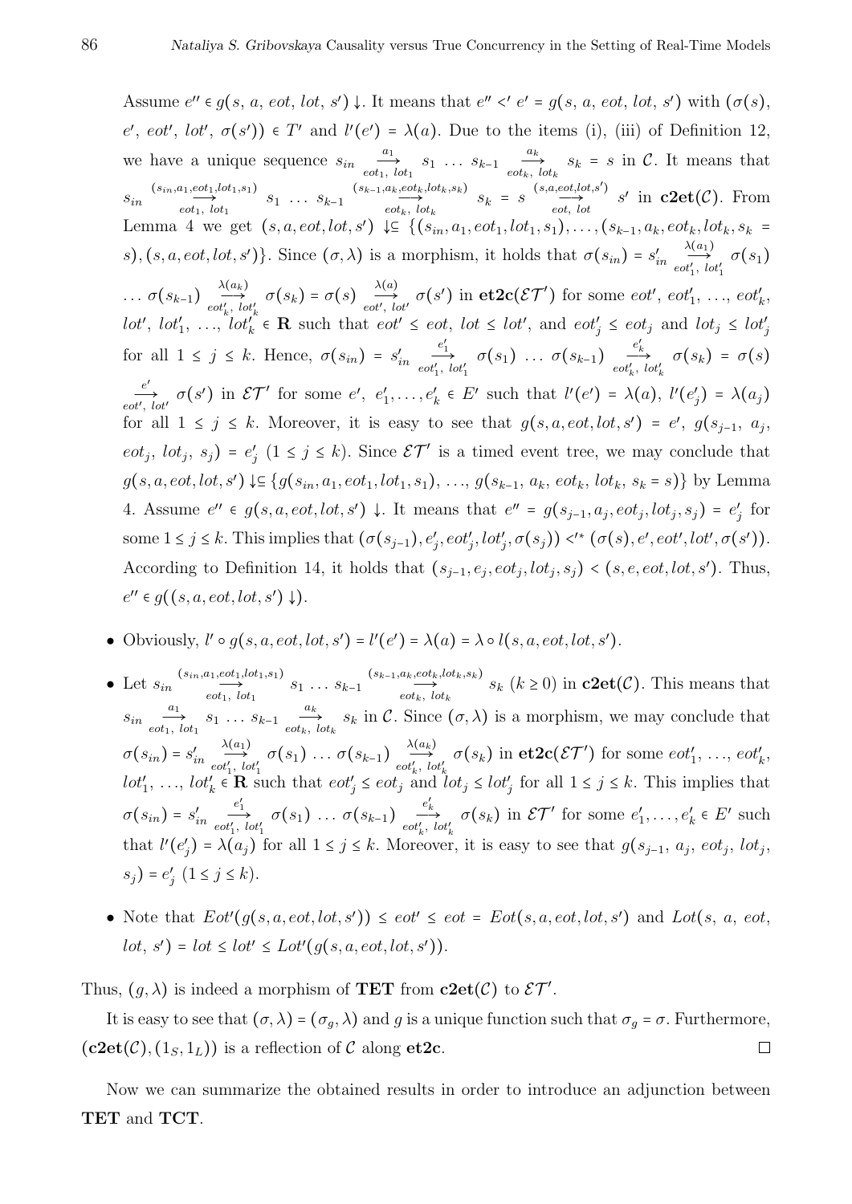Assume $e'' \in g(s, a, eot, lot, s')\downarrow$. It means that $e'' <' e' = g(s, a, eot, lot, s')$ with $(\sigma(s), e', eot', lot', \sigma(s')) \in T'$ and $l'(e') = \lambda(a)$. Due to the items (i), (iii) of Definition 12, we have a unique sequence $s_{in} \xrightarrow[eot_1,\, lot_1]{a_1} s_1 \ldots s_{k-1} \xrightarrow[eot_k,\, lot_k]{a_k} s_k = s$ in $\mathcal{C}$. It means that $s_{in} \xrightarrow[eot_1,\, lot_1]{(s_{in},a_1,eot_1,lot_1,s_1)} s_1 \ldots s_{k-1} \xrightarrow[eot_k,\, lot_k]{(s_{k-1},a_k,eot_k,lot_k,s_k)} s_k = s \xrightarrow[eot,\, lot]{(s,a,eot,lot,s')} s'$ in $\mathbf{c2et}(\mathcal{C})$. From Lemma 4 we get $(s,a,eot,lot,s')\downarrow \subseteq \{(s_{in},a_1,eot_1,lot_1,s_1), \ldots, (s_{k-1},a_k,eot_k,lot_k,s_k = s), (s,a,eot,lot,s')\}$. Since $(\sigma, \lambda)$ is a morphism, it holds that $\sigma(s_{in}) = s'_{in} \xrightarrow[eot'_1,\, lot'_1]{\lambda(a_1)} \sigma(s_1) \ldots \sigma(s_{k-1}) \xrightarrow[eot'_k,\, lot'_k]{\lambda(a_k)} \sigma(s_k) = \sigma(s) \xrightarrow[eot',\, lot']{\lambda(a)} \sigma(s')$ in $\mathbf{et2c}(\mathcal{ET}')$ for some $eot'$, $eot'_1$, $\ldots$, $eot'_k$, $lot'$, $lot'_1$, $\ldots$, $lot'_k \in \mathbf{R}$ such that $eot' \leq eot$, $lot \leq lot'$, and $eot'_j \leq eot_j$ and $lot_j \leq lot'_j$ for all $1 \leq j \leq k$. Hence, $\sigma(s_{in}) = s'_{in} \xrightarrow[eot'_1,\, lot'_1]{e'_1} \sigma(s_1) \ldots \sigma(s_{k-1}) \xrightarrow[eot'_k,\, lot'_k]{e'_k} \sigma(s_k) = \sigma(s) \xrightarrow[eot',\, lot']{e'} \sigma(s')$ in $\mathcal{ET}'$ for some $e'$, $e'_1, \ldots, e'_k \in E'$ such that $l'(e') = \lambda(a)$, $l'(e'_j) = \lambda(a_j)$ for all $1 \leq j \leq k$. Moreover, it is easy to see that $g(s,a,eot,lot,s') = e'$, $g(s_{j-1}, a_j, eot_j, lot_j, s_j) = e'_j$ $(1 \leq j \leq k)$. Since $\mathcal{ET}'$ is a timed event tree, we may conclude that $g(s,a,eot,lot,s')\downarrow \subseteq \{g(s_{in},a_1,eot_1,lot_1,s_1), \ldots, g(s_{k-1}, a_k, eot_k, lot_k, s_k = s)\}$ by Lemma 4. Assume $e'' \in g(s,a,eot,lot,s')\downarrow$. It means that $e'' = g(s_{j-1},a_j,eot_j,lot_j,s_j) = e'_j$ for some $1 \leq j \leq k$. This implies that $(\sigma(s_{j-1}), e'_j, eot'_j, lot'_j, \sigma(s_j)) <'^{*} (\sigma(s), e', eot', lot', \sigma(s'))$. According to Definition 14, it holds that $(s_{j-1}, e_j, eot_j, lot_j, s_j) < (s, e, eot, lot, s')$. Thus, $e'' \in g((s,a,eot,lot,s')\downarrow)$.

- Obviously, $l' \circ g(s,a,eot,lot,s') = l'(e') = \lambda(a) = \lambda \circ l(s,a,eot,lot,s')$.
- Let $s_{in} \xrightarrow[eot_1,\, lot_1]{(s_{in},a_1,eot_1,lot_1,s_1)} s_1 \ldots s_{k-1} \xrightarrow[eot_k,\, lot_k]{(s_{k-1},a_k,eot_k,lot_k,s_k)} s_k$ $(k \geq 0)$ in $\mathbf{c2et}(\mathcal{C})$. This means that $s_{in} \xrightarrow[eot_1,\, lot_1]{a_1} s_1 \ldots s_{k-1} \xrightarrow[eot_k,\, lot_k]{a_k} s_k$ in $\mathcal{C}$. Since $(\sigma, \lambda)$ is a morphism, we may conclude that $\sigma(s_{in}) = s'_{in} \xrightarrow[eot'_1,\, lot'_1]{\lambda(a_1)} \sigma(s_1) \ldots \sigma(s_{k-1}) \xrightarrow[eot'_k,\, lot'_k]{\lambda(a_k)} \sigma(s_k)$ in $\mathbf{et2c}(\mathcal{ET}')$ for some $eot'_1$, $\ldots$, $eot'_k$, $lot'_1$, $\ldots$, $lot'_k \in \mathbf{R}$ such that $eot'_j \leq eot_j$ and $lot_j \leq lot'_j$ for all $1 \leq j \leq k$. This implies that $\sigma(s_{in}) = s'_{in} \xrightarrow[eot'_1,\, lot'_1]{e'_1} \sigma(s_1) \ldots \sigma(s_{k-1}) \xrightarrow[eot'_k,\, lot'_k]{e'_k} \sigma(s_k)$ in $\mathcal{ET}'$ for some $e'_1, \ldots, e'_k \in E'$ such that $l'(e'_j) = \lambda(a_j)$ for all $1 \leq j \leq k$. Moreover, it is easy to see that $g(s_{j-1}, a_j, eot_j, lot_j, s_j) = e'_j$ $(1 \leq j \leq k)$.
- Note that $Eot'(g(s,a,eot,lot,s')) \leq eot' \leq eot = Eot(s,a,eot,lot,s')$ and $Lot(s, a, eot, lot, s') = lot \leq lot' \leq Lot'(g(s,a,eot,lot,s'))$.

Thus, $(g, \lambda)$ is indeed a morphism of $\mathbf{TET}$ from $\mathbf{c2et}(\mathcal{C})$ to $\mathcal{ET}'$.

It is easy to see that $(\sigma, \lambda) = (\sigma_g, \lambda)$ and $g$ is a unique function such that $\sigma_g = \sigma$. Furthermore, $(\mathbf{c2et}(\mathcal{C}), (1_S, 1_L))$ is a reflection of $\mathcal{C}$ along $\mathbf{et2c}$. $\square$

Now we can summarize the obtained results in order to introduce an adjunction between **TET** and **TCT**.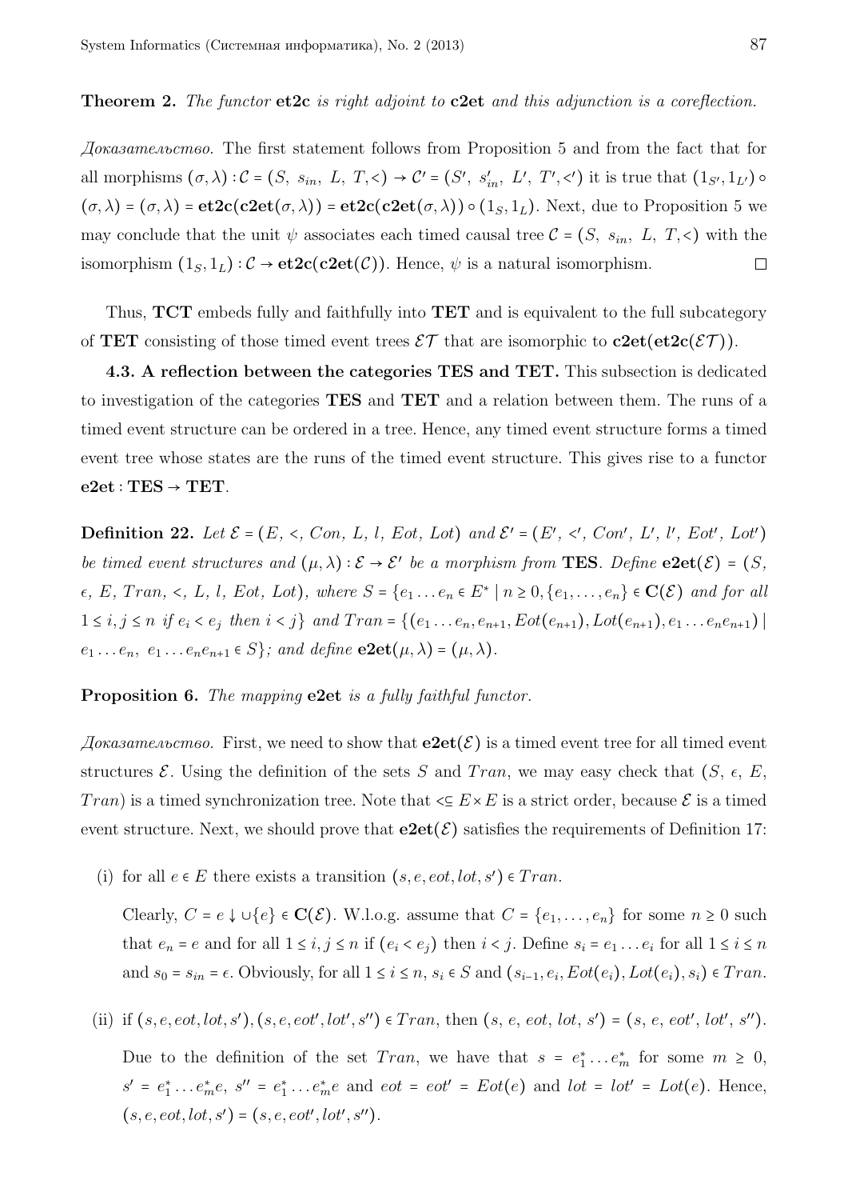**Theorem 2.** *The functor* **et2c** *is right adjoint to* **c2et** *and this adjunction is a coreflection.*

*Доказательство.* The first statement follows from Proposition 5 and from the fact that for all morphisms $(\sigma, \lambda) : \mathcal{C} = (S,\ s_{in},\ L,\ T, <) \to \mathcal{C}' = (S',\ s'_{in},\ L',\ T', <')$ it is true that $(1_{S'}, 1_{L'}) \circ (\sigma, \lambda) = (\sigma, \lambda) = \mathbf{et2c}(\mathbf{c2et}(\sigma, \lambda)) = \mathbf{et2c}(\mathbf{c2et}(\sigma, \lambda)) \circ (1_S, 1_L)$. Next, due to Proposition 5 we may conclude that the unit $\psi$ associates each timed causal tree $\mathcal{C} = (S,\ s_{in},\ L,\ T, <)$ with the isomorphism $(1_S, 1_L) : \mathcal{C} \to \mathbf{et2c}(\mathbf{c2et}(\mathcal{C}))$. Hence, $\psi$ is a natural isomorphism. $\square$

Thus, **TCT** embeds fully and faithfully into **TET** and is equivalent to the full subcategory of **TET** consisting of those timed event trees $\mathcal{ET}$ that are isomorphic to $\mathbf{c2et}(\mathbf{et2c}(\mathcal{ET}))$.

**4.3. A reflection between the categories TES and TET.** This subsection is dedicated to investigation of the categories **TES** and **TET** and a relation between them. The runs of a timed event structure can be ordered in a tree. Hence, any timed event structure forms a timed event tree whose states are the runs of the timed event structure. This gives rise to a functor $\mathbf{e2et} : \mathbf{TES} \to \mathbf{TET}$.

**Definition 22.** *Let* $\mathcal{E} = (E,\ <,\ Con,\ L,\ l,\ Eot,\ Lot)$ *and* $\mathcal{E}' = (E',\ <',\ Con',\ L',\ l',\ Eot',\ Lot')$ *be timed event structures and* $(\mu, \lambda) : \mathcal{E} \to \mathcal{E}'$ *be a morphism from* **TES**. *Define* $\mathbf{e2et}(\mathcal{E}) = (S,\ \epsilon,\ E,\ Tran,\ <,\ L,\ l,\ Eot,\ Lot)$, *where* $S = \{e_1 \dots e_n \in E^* \mid n \geq 0, \{e_1, \dots, e_n\} \in \mathbf{C}(\mathcal{E})$ *and for all* $1 \leq i, j \leq n$ *if* $e_i < e_j$ *then* $i < j\}$ *and* $Tran = \{(e_1 \dots e_n, e_{n+1}, Eot(e_{n+1}), Lot(e_{n+1}), e_1 \dots e_n e_{n+1}) \mid e_1 \dots e_n,\ e_1 \dots e_n e_{n+1} \in S\}$; *and define* $\mathbf{e2et}(\mu, \lambda) = (\mu, \lambda)$.

**Proposition 6.** *The mapping* **e2et** *is a fully faithful functor.*

*Доказательство.* First, we need to show that $\mathbf{e2et}(\mathcal{E})$ is a timed event tree for all timed event structures $\mathcal{E}$. Using the definition of the sets $S$ and $Tran$, we may easy check that $(S,\ \epsilon,\ E,\ Tran)$ is a timed synchronization tree. Note that $< \subseteq E \times E$ is a strict order, because $\mathcal{E}$ is a timed event structure. Next, we should prove that $\mathbf{e2et}(\mathcal{E})$ satisfies the requirements of Definition 17:

(i) for all $e \in E$ there exists a transition $(s, e, eot, lot, s') \in Tran$.

Clearly, $C = e \downarrow \cup \{e\} \in \mathbf{C}(\mathcal{E})$. W.l.o.g. assume that $C = \{e_1, \dots, e_n\}$ for some $n \geq 0$ such that $e_n = e$ and for all $1 \leq i, j \leq n$ if $(e_i < e_j)$ then $i < j$. Define $s_i = e_1 \dots e_i$ for all $1 \leq i \leq n$ and $s_0 = s_{in} = \epsilon$. Obviously, for all $1 \leq i \leq n$, $s_i \in S$ and $(s_{i-1}, e_i, Eot(e_i), Lot(e_i), s_i) \in Tran$.

(ii) if $(s, e, eot, lot, s'), (s, e, eot', lot', s'') \in Tran$, then $(s,\ e,\ eot,\ lot,\ s') = (s,\ e,\ eot',\ lot',\ s'')$.

Due to the definition of the set $Tran$, we have that $s = e_1^* \dots e_m^*$ for some $m \geq 0$, $s' = e_1^* \dots e_m^* e$, $s'' = e_1^* \dots e_m^* e$ and $eot = eot' = Eot(e)$ and $lot = lot' = Lot(e)$. Hence, $(s, e, eot, lot, s') = (s, e, eot', lot', s'')$.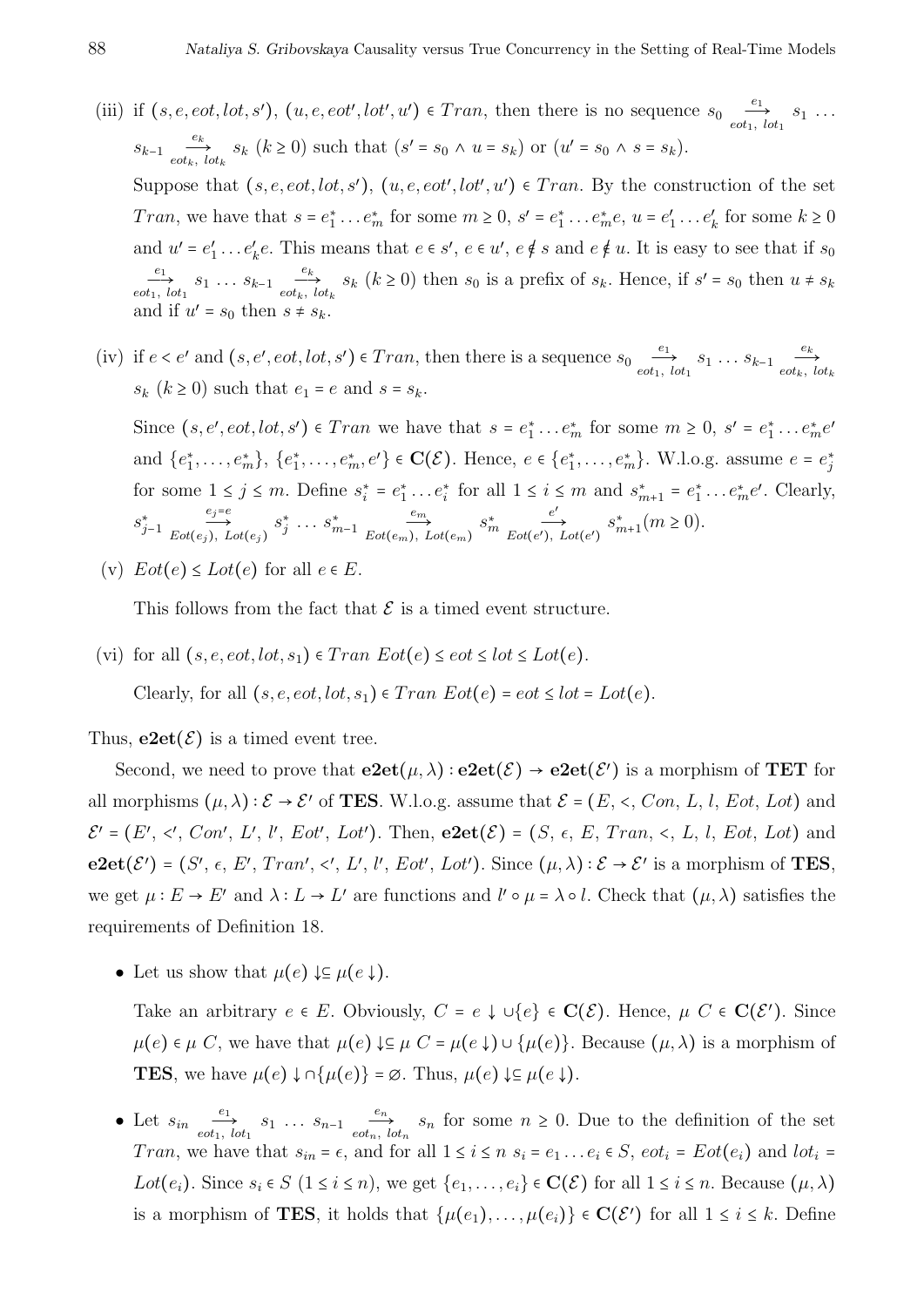(iii) if $(s, e, eot, lot, s'), (u, e, eot', lot', u') \in Tran$, then there is no sequence $s_0 \xrightarrow[eot_1,\ lot_1]{e_1} s_1 \ldots s_{k-1} \xrightarrow[eot_k,\ lot_k]{e_k} s_k$ $(k \geq 0)$ such that $(s' = s_0 \wedge u = s_k)$ or $(u' = s_0 \wedge s = s_k)$.

Suppose that $(s, e, eot, lot, s'), (u, e, eot', lot', u') \in Tran$. By the construction of the set $Tran$, we have that $s = e_1^* \ldots e_m^*$ for some $m \geq 0$, $s' = e_1^* \ldots e_m^* e$, $u = e_1' \ldots e_k'$ for some $k \geq 0$ and $u' = e_1' \ldots e_k' e$. This means that $e \in s'$, $e \in u'$, $e \notin s$ and $e \notin u$. It is easy to see that if $s_0 \xrightarrow[eot_1,\ lot_1]{e_1} s_1 \ldots s_{k-1} \xrightarrow[eot_k,\ lot_k]{e_k} s_k$ $(k \geq 0)$ then $s_0$ is a prefix of $s_k$. Hence, if $s' = s_0$ then $u \neq s_k$ and if $u' = s_0$ then $s \neq s_k$.

(iv) if $e < e'$ and $(s, e', eot, lot, s') \in Tran$, then there is a sequence $s_0 \xrightarrow[eot_1,\ lot_1]{e_1} s_1 \ldots s_{k-1} \xrightarrow[eot_k,\ lot_k]{e_k} s_k$ $(k \geq 0)$ such that $e_1 = e$ and $s = s_k$.

Since $(s, e', eot, lot, s') \in Tran$ we have that $s = e_1^* \ldots e_m^*$ for some $m \geq 0$, $s' = e_1^* \ldots e_m^* e'$ and $\{e_1^*, \ldots, e_m^*\}$, $\{e_1^*, \ldots, e_m^*, e'\} \in \mathbf{C}(\mathcal{E})$. Hence, $e \in \{e_1^*, \ldots, e_m^*\}$. W.l.o.g. assume $e = e_j^*$ for some $1 \leq j \leq m$. Define $s_i^* = e_1^* \ldots e_i^*$ for all $1 \leq i \leq m$ and $s_{m+1}^* = e_1^* \ldots e_m^* e'$. Clearly, $s_{j-1}^* \xrightarrow[Eot(e_j),\ Lot(e_j)]{e_j = e} s_j^* \ldots s_{m-1}^* \xrightarrow[Eot(e_m),\ Lot(e_m)]{e_m} s_m^* \xrightarrow[Eot(e'),\ Lot(e')]{e'} s_{m+1}^* (m \geq 0)$.

(v) $Eot(e) \leq Lot(e)$ for all $e \in E$.

This follows from the fact that $\mathcal{E}$ is a timed event structure.

(vi) for all $(s, e, eot, lot, s_1) \in Tran$ $Eot(e) \leq eot \leq lot \leq Lot(e)$.

Clearly, for all $(s, e, eot, lot, s_1) \in Tran$ $Eot(e) = eot \leq lot = Lot(e)$.

Thus, $\mathbf{e2et}(\mathcal{E})$ is a timed event tree.

Second, we need to prove that $\mathbf{e2et}(\mu, \lambda) : \mathbf{e2et}(\mathcal{E}) \to \mathbf{e2et}(\mathcal{E}')$ is a morphism of **TET** for all morphisms $(\mu, \lambda) : \mathcal{E} \to \mathcal{E}'$ of **TES**. W.l.o.g. assume that $\mathcal{E} = (E, <, Con, L, l, Eot, Lot)$ and $\mathcal{E}' = (E', <', Con', L', l', Eot', Lot')$. Then, $\mathbf{e2et}(\mathcal{E}) = (S, \epsilon, E, Tran, <, L, l, Eot, Lot)$ and $\mathbf{e2et}(\mathcal{E}') = (S', \epsilon, E', Tran', <', L', l', Eot', Lot')$. Since $(\mu, \lambda) : \mathcal{E} \to \mathcal{E}'$ is a morphism of **TES**, we get $\mu : E \to E'$ and $\lambda : L \to L'$ are functions and $l' \circ \mu = \lambda \circ l$. Check that $(\mu, \lambda)$ satisfies the requirements of Definition 18.

- Let us show that $\mu(e) \downarrow \subseteq \mu(e \downarrow)$.

  Take an arbitrary $e \in E$. Obviously, $C = e \downarrow \cup \{e\} \in \mathbf{C}(\mathcal{E})$. Hence, $\mu\ C \in \mathbf{C}(\mathcal{E}')$. Since $\mu(e) \in \mu\ C$, we have that $\mu(e) \downarrow \subseteq \mu\ C = \mu(e \downarrow) \cup \{\mu(e)\}$. Because $(\mu, \lambda)$ is a morphism of **TES**, we have $\mu(e) \downarrow \cap \{\mu(e)\} = \varnothing$. Thus, $\mu(e) \downarrow \subseteq \mu(e \downarrow)$.

- Let $s_{in} \xrightarrow[eot_1,\ lot_1]{e_1} s_1 \ldots s_{n-1} \xrightarrow[eot_n,\ lot_n]{e_n} s_n$ for some $n \geq 0$. Due to the definition of the set $Tran$, we have that $s_{in} = \epsilon$, and for all $1 \leq i \leq n$ $s_i = e_1 \ldots e_i \in S$, $eot_i = Eot(e_i)$ and $lot_i = Lot(e_i)$. Since $s_i \in S$ $(1 \leq i \leq n)$, we get $\{e_1, \ldots, e_i\} \in \mathbf{C}(\mathcal{E})$ for all $1 \leq i \leq n$. Because $(\mu, \lambda)$ is a morphism of **TES**, it holds that $\{\mu(e_1), \ldots, \mu(e_i)\} \in \mathbf{C}(\mathcal{E}')$ for all $1 \leq i \leq k$. Define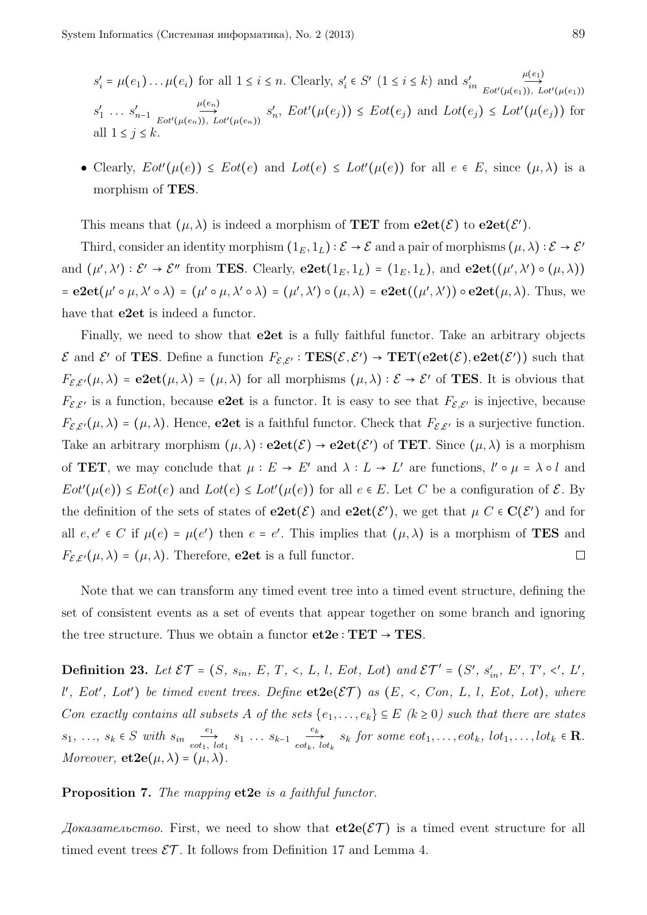$s'_i = \mu(e_1)\ldots\mu(e_i)$ for all $1 \le i \le n$. Clearly, $s'_i \in S'$ $(1 \le i \le k)$ and $s'_{in} \xrightarrow[Eot'(\mu(e_1)),\ Lot'(\mu(e_1))]{\mu(e_1)} s'_1 \ldots s'_{n-1} \xrightarrow[Eot'(\mu(e_n)),\ Lot'(\mu(e_n))]{\mu(e_n)} s'_n$, $Eot'(\mu(e_j)) \le Eot(e_j)$ and $Lot(e_j) \le Lot'(\mu(e_j))$ for all $1 \le j \le k$.

- Clearly, $Eot'(\mu(e)) \le Eot(e)$ and $Lot(e) \le Lot'(\mu(e))$ for all $e \in E$, since $(\mu, \lambda)$ is a morphism of **TES**.

This means that $(\mu, \lambda)$ is indeed a morphism of **TET** from $\mathbf{e2et}(\mathcal{E})$ to $\mathbf{e2et}(\mathcal{E}')$.

Third, consider an identity morphism $(1_E, 1_L) : \mathcal{E} \to \mathcal{E}$ and a pair of morphisms $(\mu, \lambda) : \mathcal{E} \to \mathcal{E}'$ and $(\mu', \lambda') : \mathcal{E}' \to \mathcal{E}''$ from **TES**. Clearly, $\mathbf{e2et}(1_E, 1_L) = (1_E, 1_L)$, and $\mathbf{e2et}((\mu', \lambda') \circ (\mu, \lambda)) = \mathbf{e2et}(\mu' \circ \mu, \lambda' \circ \lambda) = (\mu' \circ \mu, \lambda' \circ \lambda) = (\mu', \lambda') \circ (\mu, \lambda) = \mathbf{e2et}((\mu', \lambda')) \circ \mathbf{e2et}(\mu, \lambda)$. Thus, we have that **e2et** is indeed a functor.

Finally, we need to show that **e2et** is a fully faithful functor. Take an arbitrary objects $\mathcal{E}$ and $\mathcal{E}'$ of **TES**. Define a function $F_{\mathcal{E},\mathcal{E}'} : \mathbf{TES}(\mathcal{E}, \mathcal{E}') \to \mathbf{TET}(\mathbf{e2et}(\mathcal{E}), \mathbf{e2et}(\mathcal{E}'))$ such that $F_{\mathcal{E},\mathcal{E}'}(\mu, \lambda) = \mathbf{e2et}(\mu, \lambda) = (\mu, \lambda)$ for all morphisms $(\mu, \lambda) : \mathcal{E} \to \mathcal{E}'$ of **TES**. It is obvious that $F_{\mathcal{E},\mathcal{E}'}$ is a function, because **e2et** is a functor. It is easy to see that $F_{\mathcal{E},\mathcal{E}'}$ is injective, because $F_{\mathcal{E},\mathcal{E}'}(\mu, \lambda) = (\mu, \lambda)$. Hence, **e2et** is a faithful functor. Check that $F_{\mathcal{E},\mathcal{E}'}$ is a surjective function. Take an arbitrary morphism $(\mu, \lambda) : \mathbf{e2et}(\mathcal{E}) \to \mathbf{e2et}(\mathcal{E}')$ of **TET**. Since $(\mu, \lambda)$ is a morphism of **TET**, we may conclude that $\mu : E \to E'$ and $\lambda : L \to L'$ are functions, $l' \circ \mu = \lambda \circ l$ and $Eot'(\mu(e)) \le Eot(e)$ and $Lot(e) \le Lot'(\mu(e))$ for all $e \in E$. Let $C$ be a configuration of $\mathcal{E}$. By the definition of the sets of states of $\mathbf{e2et}(\mathcal{E})$ and $\mathbf{e2et}(\mathcal{E}')$, we get that $\mu\ C \in \mathbf{C}(\mathcal{E}')$ and for all $e, e' \in C$ if $\mu(e) = \mu(e')$ then $e = e'$. This implies that $(\mu, \lambda)$ is a morphism of **TES** and $F_{\mathcal{E},\mathcal{E}'}(\mu, \lambda) = (\mu, \lambda)$. Therefore, **e2et** is a full functor. □

Note that we can transform any timed event tree into a timed event structure, defining the set of consistent events as a set of events that appear together on some branch and ignoring the tree structure. Thus we obtain a functor $\mathbf{et2e} : \mathbf{TET} \to \mathbf{TES}$.

**Definition 23.** *Let $\mathcal{ET} = (S,\ s_{in},\ E,\ T,\ <,\ L,\ l,\ Eot,\ Lot)$ and $\mathcal{ET}' = (S',\ s'_{in},\ E',\ T',\ <',\ L',\ l',\ Eot',\ Lot')$ be timed event trees. Define $\mathbf{et2e}(\mathcal{ET})$ as $(E,\ <,\ Con,\ L,\ l,\ Eot,\ Lot)$, where Con exactly contains all subsets A of the sets $\{e_1, \ldots, e_k\} \subseteq E$ $(k \ge 0)$ such that there are states $s_1,\ \ldots,\ s_k \in S$ with $s_{in} \xrightarrow[eot_1,\ lot_1]{e_1} s_1 \ldots s_{k-1} \xrightarrow[eot_k,\ lot_k]{e_k} s_k$ for some $eot_1, \ldots, eot_k,\ lot_1, \ldots, lot_k \in \mathbf{R}$. Moreover, $\mathbf{et2e}(\mu, \lambda) = (\mu, \lambda)$.*

**Proposition 7.** *The mapping* **et2e** *is a faithful functor.*

*Доказательство.* First, we need to show that $\mathbf{et2e}(\mathcal{ET})$ is a timed event structure for all timed event trees $\mathcal{ET}$. It follows from Definition 17 and Lemma 4.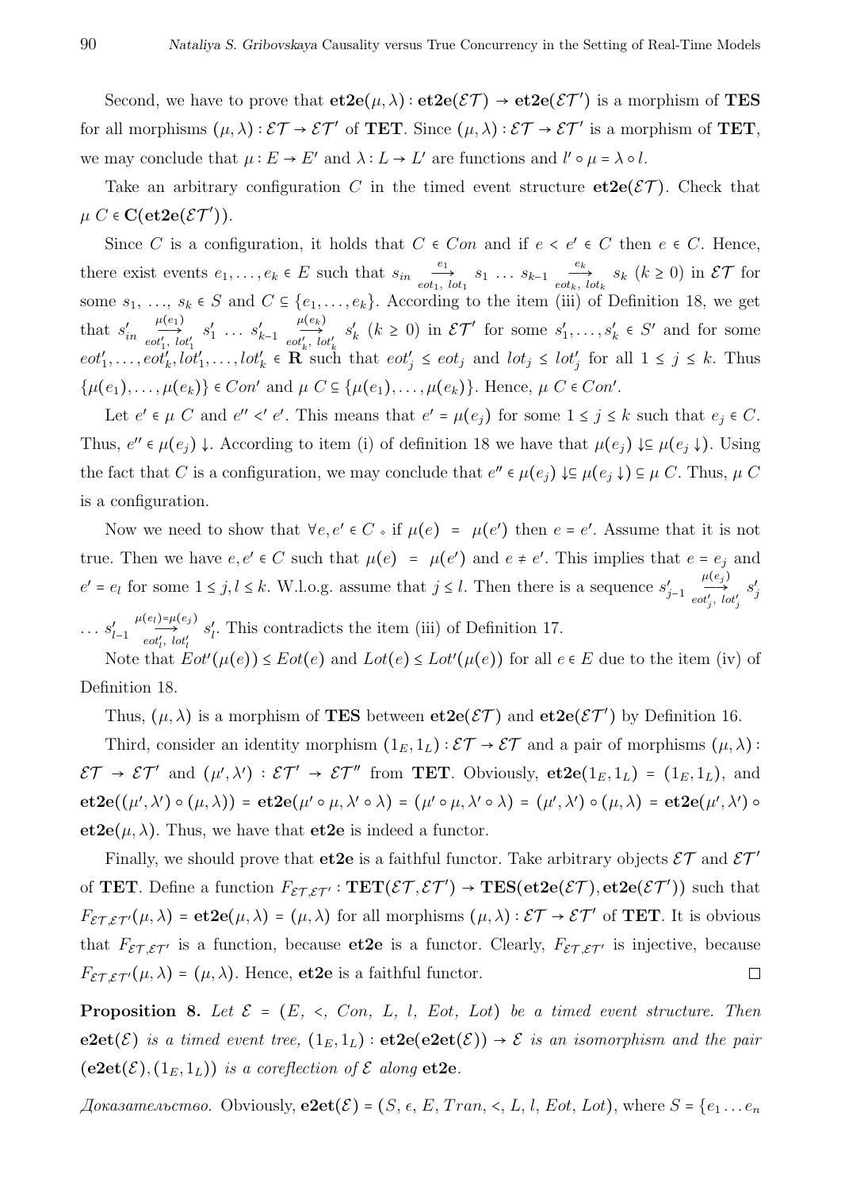Second, we have to prove that $\mathbf{et2e}(\mu, \lambda) : \mathbf{et2e}(\mathcal{ET}) \to \mathbf{et2e}(\mathcal{ET}')$ is a morphism of **TES** for all morphisms $(\mu, \lambda) : \mathcal{ET} \to \mathcal{ET}'$ of **TET**. Since $(\mu, \lambda) : \mathcal{ET} \to \mathcal{ET}'$ is a morphism of **TET**, we may conclude that $\mu : E \to E'$ and $\lambda : L \to L'$ are functions and $l' \circ \mu = \lambda \circ l$.

Take an arbitrary configuration $C$ in the timed event structure $\mathbf{et2e}(\mathcal{ET})$. Check that $\mu\ C \in \mathbf{C}(\mathbf{et2e}(\mathcal{ET}'))$.

Since $C$ is a configuration, it holds that $C \in Con$ and if $e < e' \in C$ then $e \in C$. Hence, there exist events $e_1, \ldots, e_k \in E$ such that $s_{in} \xrightarrow[eot_1,\ lot_1]{e_1} s_1 \ldots s_{k-1} \xrightarrow[eot_k,\ lot_k]{e_k} s_k$ $(k \geq 0)$ in $\mathcal{ET}$ for some $s_1, \ldots, s_k \in S$ and $C \subseteq \{e_1, \ldots, e_k\}$. According to the item (iii) of Definition 18, we get that $s'_{in} \xrightarrow[eot'_1,\ lot'_1]{\mu(e_1)} s'_1 \ldots s'_{k-1} \xrightarrow[eot'_k,\ lot'_k]{\mu(e_k)} s'_k$ $(k \geq 0)$ in $\mathcal{ET}'$ for some $s'_1, \ldots, s'_k \in S'$ and for some $eot'_1, \ldots, eot'_k, lot'_1, \ldots, lot'_k \in \mathbf{R}$ such that $eot'_j \leq eot_j$ and $lot_j \leq lot'_j$ for all $1 \leq j \leq k$. Thus $\{\mu(e_1), \ldots, \mu(e_k)\} \in Con'$ and $\mu\ C \subseteq \{\mu(e_1), \ldots, \mu(e_k)\}$. Hence, $\mu\ C \in Con'$.

Let $e' \in \mu\ C$ and $e'' <' e'$. This means that $e' = \mu(e_j)$ for some $1 \leq j \leq k$ such that $e_j \in C$. Thus, $e'' \in \mu(e_j) \downarrow$. According to item (i) of definition 18 we have that $\mu(e_j) \downarrow \subseteq \mu(e_j \downarrow)$. Using the fact that $C$ is a configuration, we may conclude that $e'' \in \mu(e_j) \downarrow \subseteq \mu(e_j \downarrow) \subseteq \mu\ C$. Thus, $\mu\ C$ is a configuration.

Now we need to show that $\forall e, e' \in C \diamond$ if $\mu(e) = \mu(e')$ then $e = e'$. Assume that it is not true. Then we have $e, e' \in C$ such that $\mu(e) = \mu(e')$ and $e \neq e'$. This implies that $e = e_j$ and $e' = e_l$ for some $1 \leq j, l \leq k$. W.l.o.g. assume that $j \leq l$. Then there is a sequence $s'_{j-1} \xrightarrow[eot'_j,\ lot'_j]{\mu(e_j)} s'_j \ldots s'_{l-1} \xrightarrow[eot'_l,\ lot'_l]{\mu(e_l) = \mu(e_j)} s'_l$. This contradicts the item (iii) of Definition 17.

Note that $Eot'(\mu(e)) \leq Eot(e)$ and $Lot(e) \leq Lot'(\mu(e))$ for all $e \in E$ due to the item (iv) of Definition 18.

Thus, $(\mu, \lambda)$ is a morphism of **TES** between $\mathbf{et2e}(\mathcal{ET})$ and $\mathbf{et2e}(\mathcal{ET}')$ by Definition 16.

Third, consider an identity morphism $(1_E, 1_L) : \mathcal{ET} \to \mathcal{ET}$ and a pair of morphisms $(\mu, \lambda) : \mathcal{ET} \to \mathcal{ET}'$ and $(\mu', \lambda') : \mathcal{ET}' \to \mathcal{ET}''$ from **TET**. Obviously, $\mathbf{et2e}(1_E, 1_L) = (1_E, 1_L)$, and $\mathbf{et2e}((\mu', \lambda') \circ (\mu, \lambda)) = \mathbf{et2e}(\mu' \circ \mu, \lambda' \circ \lambda) = (\mu' \circ \mu, \lambda' \circ \lambda) = (\mu', \lambda') \circ (\mu, \lambda) = \mathbf{et2e}(\mu', \lambda') \circ \mathbf{et2e}(\mu, \lambda)$. Thus, we have that $\mathbf{et2e}$ is indeed a functor.

Finally, we should prove that $\mathbf{et2e}$ is a faithful functor. Take arbitrary objects $\mathcal{ET}$ and $\mathcal{ET}'$ of **TET**. Define a function $F_{\mathcal{ET},\mathcal{ET}'} : \mathbf{TET}(\mathcal{ET}, \mathcal{ET}') \to \mathbf{TES}(\mathbf{et2e}(\mathcal{ET}), \mathbf{et2e}(\mathcal{ET}'))$ such that $F_{\mathcal{ET},\mathcal{ET}'}(\mu, \lambda) = \mathbf{et2e}(\mu, \lambda) = (\mu, \lambda)$ for all morphisms $(\mu, \lambda) : \mathcal{ET} \to \mathcal{ET}'$ of **TET**. It is obvious that $F_{\mathcal{ET},\mathcal{ET}'}$ is a function, because $\mathbf{et2e}$ is a functor. Clearly, $F_{\mathcal{ET},\mathcal{ET}'}$ is injective, because $F_{\mathcal{ET},\mathcal{ET}'}(\mu, \lambda) = (\mu, \lambda)$. Hence, $\mathbf{et2e}$ is a faithful functor. $\square$

**Proposition 8.** *Let $\mathcal{E} = (E, <, Con, L, l, Eot, Lot)$ be a timed event structure. Then $\mathbf{e2et}(\mathcal{E})$ is a timed event tree, $(1_E, 1_L) : \mathbf{et2e}(\mathbf{e2et}(\mathcal{E})) \to \mathcal{E}$ is an isomorphism and the pair $(\mathbf{e2et}(\mathcal{E}), (1_E, 1_L))$ is a coreflection of $\mathcal{E}$ along $\mathbf{et2e}$.*

*Доказательство.* Obviously, $\mathbf{e2et}(\mathcal{E}) = (S, \epsilon, E, Tran, <, L, l, Eot, Lot)$, where $S = \{e_1 \ldots e_n$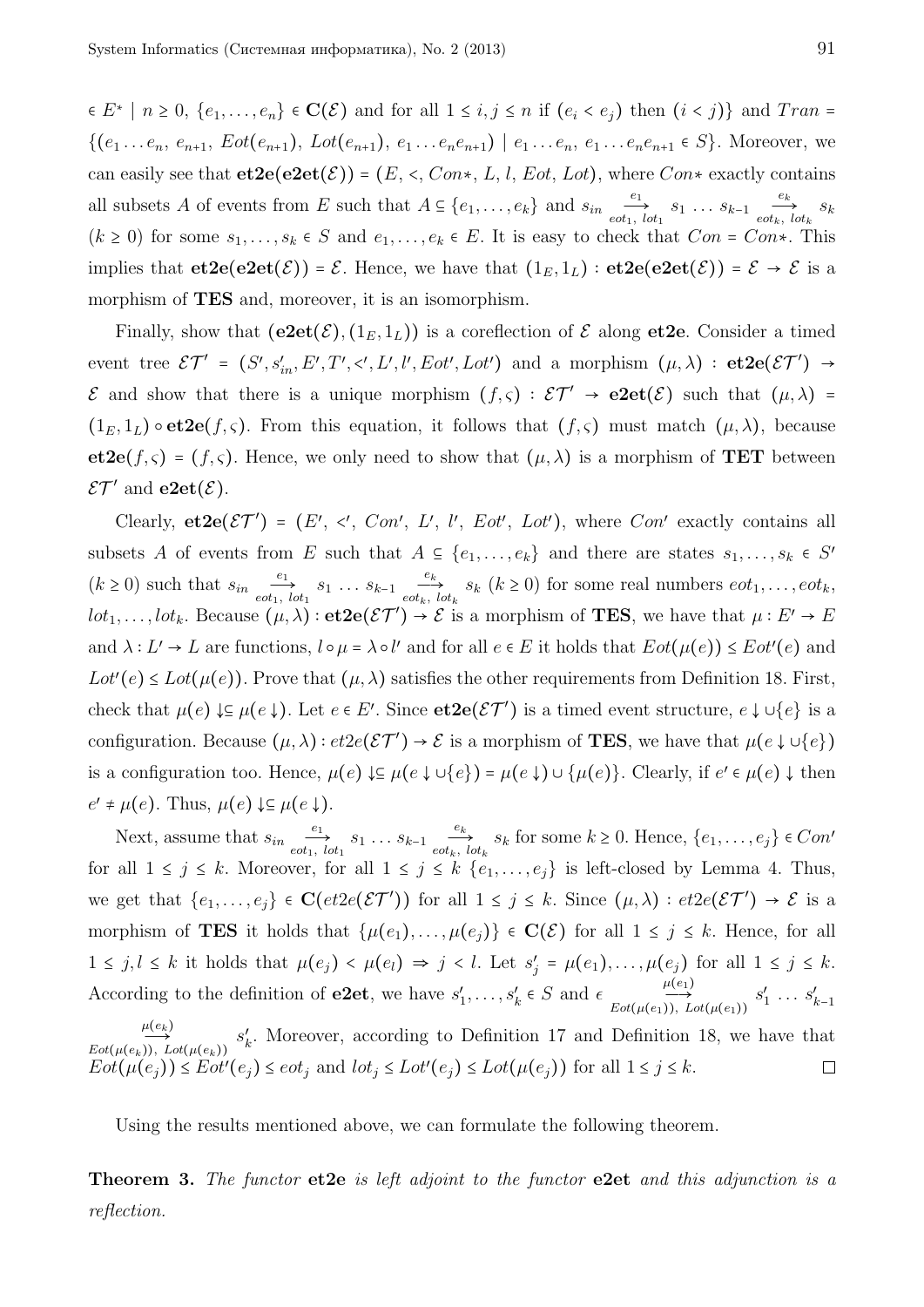$\in E^* \mid n \geq 0,\ \{e_1, \ldots, e_n\} \in \mathbf{C}(\mathcal{E})$ and for all $1 \leq i, j \leq n$ if $(e_i < e_j)$ then $(i < j)\}$ and $Tran = \{(e_1 \ldots e_n,\ e_{n+1},\ Eot(e_{n+1}),\ Lot(e_{n+1}),\ e_1 \ldots e_n e_{n+1}) \mid e_1 \ldots e_n,\ e_1 \ldots e_n e_{n+1} \in S\}$. Moreover, we can easily see that $\mathbf{et2e}(\mathbf{e2et}(\mathcal{E})) = (E, <, Con*, L, l, Eot, Lot)$, where $Con*$ exactly contains all subsets $A$ of events from $E$ such that $A \subseteq \{e_1, \ldots, e_k\}$ and $s_{in} \xrightarrow[eot_1,\ lot_1]{e_1} s_1 \ldots s_{k-1} \xrightarrow[eot_k,\ lot_k]{e_k} s_k$ $(k \geq 0)$ for some $s_1, \ldots, s_k \in S$ and $e_1, \ldots, e_k \in E$. It is easy to check that $Con = Con*$. This implies that $\mathbf{et2e}(\mathbf{e2et}(\mathcal{E})) = \mathcal{E}$. Hence, we have that $(1_E, 1_L) : \mathbf{et2e}(\mathbf{e2et}(\mathcal{E})) = \mathcal{E} \to \mathcal{E}$ is a morphism of **TES** and, moreover, it is an isomorphism.

Finally, show that $(\mathbf{e2et}(\mathcal{E}), (1_E, 1_L))$ is a coreflection of $\mathcal{E}$ along $\mathbf{et2e}$. Consider a timed event tree $\mathcal{ET}' = (S', s'_{in}, E', T', <', L', l', Eot', Lot')$ and a morphism $(\mu, \lambda) : \mathbf{et2e}(\mathcal{ET}') \to \mathcal{E}$ and show that there is a unique morphism $(f, \varsigma) : \mathcal{ET}' \to \mathbf{e2et}(\mathcal{E})$ such that $(\mu, \lambda) = (1_E, 1_L) \circ \mathbf{et2e}(f, \varsigma)$. From this equation, it follows that $(f, \varsigma)$ must match $(\mu, \lambda)$, because $\mathbf{et2e}(f, \varsigma) = (f, \varsigma)$. Hence, we only need to show that $(\mu, \lambda)$ is a morphism of **TET** between $\mathcal{ET}'$ and $\mathbf{e2et}(\mathcal{E})$.

Clearly, $\mathbf{et2e}(\mathcal{ET}') = (E',\ <',\ Con',\ L',\ l',\ Eot',\ Lot')$, where $Con'$ exactly contains all subsets $A$ of events from $E$ such that $A \subseteq \{e_1, \ldots, e_k\}$ and there are states $s_1, \ldots, s_k \in S'$ $(k \geq 0)$ such that $s_{in} \xrightarrow[eot_1,\ lot_1]{e_1} s_1 \ldots s_{k-1} \xrightarrow[eot_k,\ lot_k]{e_k} s_k$ $(k \geq 0)$ for some real numbers $eot_1, \ldots, eot_k$, $lot_1, \ldots, lot_k$. Because $(\mu, \lambda) : \mathbf{et2e}(\mathcal{ET}') \to \mathcal{E}$ is a morphism of **TES**, we have that $\mu : E' \to E$ and $\lambda : L' \to L$ are functions, $l \circ \mu = \lambda \circ l'$ and for all $e \in E$ it holds that $Eot(\mu(e)) \leq Eot'(e)$ and $Lot'(e) \leq Lot(\mu(e))$. Prove that $(\mu, \lambda)$ satisfies the other requirements from Definition 18. First, check that $\mu(e) \downarrow \subseteq \mu(e \downarrow)$. Let $e \in E'$. Since $\mathbf{et2e}(\mathcal{ET}')$ is a timed event structure, $e \downarrow \cup \{e\}$ is a configuration. Because $(\mu, \lambda) : et2e(\mathcal{ET}') \to \mathcal{E}$ is a morphism of **TES**, we have that $\mu(e \downarrow \cup \{e\})$ is a configuration too. Hence, $\mu(e) \downarrow \subseteq \mu(e \downarrow \cup \{e\}) = \mu(e \downarrow) \cup \{\mu(e)\}$. Clearly, if $e' \in \mu(e) \downarrow$ then $e' \neq \mu(e)$. Thus, $\mu(e) \downarrow \subseteq \mu(e \downarrow)$.

Next, assume that $s_{in} \xrightarrow[eot_1,\ lot_1]{e_1} s_1 \ldots s_{k-1} \xrightarrow[eot_k,\ lot_k]{e_k} s_k$ for some $k \geq 0$. Hence, $\{e_1, \ldots, e_j\} \in Con'$ for all $1 \leq j \leq k$. Moreover, for all $1 \leq j \leq k$ $\{e_1, \ldots, e_j\}$ is left-closed by Lemma 4. Thus, we get that $\{e_1, \ldots, e_j\} \in \mathbf{C}(et2e(\mathcal{ET}'))$ for all $1 \leq j \leq k$. Since $(\mu, \lambda) : et2e(\mathcal{ET}') \to \mathcal{E}$ is a morphism of **TES** it holds that $\{\mu(e_1), \ldots, \mu(e_j)\} \in \mathbf{C}(\mathcal{E})$ for all $1 \leq j \leq k$. Hence, for all $1 \leq j, l \leq k$ it holds that $\mu(e_j) < \mu(e_l) \Rightarrow j < l$. Let $s'_j = \mu(e_1), \ldots, \mu(e_j)$ for all $1 \leq j \leq k$. According to the definition of $\mathbf{e2et}$, we have $s'_1, \ldots, s'_k \in S$ and $\epsilon \xrightarrow[Eot(\mu(e_1)),\ Lot(\mu(e_1))]{\mu(e_1)} s'_1 \ldots s'_{k-1} \xrightarrow[Eot(\mu(e_k)),\ Lot(\mu(e_k))]{\mu(e_k)} s'_k$. Moreover, according to Definition 17 and Definition 18, we have that $Eot(\mu(e_j)) \leq Eot'(e_j) \leq eot_j$ and $lot_j \leq Lot'(e_j) \leq Lot(\mu(e_j))$ for all $1 \leq j \leq k$. $\square$

Using the results mentioned above, we can formulate the following theorem.

**Theorem 3.** *The functor* **et2e** *is left adjoint to the functor* **e2et** *and this adjunction is a reflection.*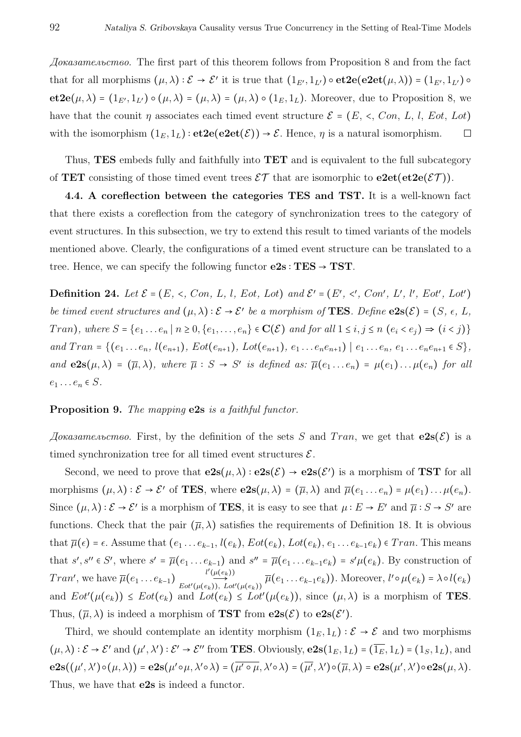*Доказательство.* The first part of this theorem follows from Proposition 8 and from the fact that for all morphisms $(\mu,\lambda):\mathcal{E}\to\mathcal{E}'$ it is true that $(1_{E'},1_{L'})\circ\mathbf{et2e}(\mathbf{e2et}(\mu,\lambda)) = (1_{E'},1_{L'})\circ\mathbf{et2e}(\mu,\lambda) = (1_{E'},1_{L'})\circ(\mu,\lambda) = (\mu,\lambda) = (\mu,\lambda)\circ(1_E,1_L)$. Moreover, due to Proposition 8, we have that the counit $\eta$ associates each timed event structure $\mathcal{E} = (E,\,<,\,Con,\,L,\,l,\,Eot,\,Lot)$ with the isomorphism $(1_E,1_L):\mathbf{et2e}(\mathbf{e2et}(\mathcal{E}))\to\mathcal{E}$. Hence, $\eta$ is a natural isomorphism. $\square$

Thus, **TES** embeds fully and faithfully into **TET** and is equivalent to the full subcategory of **TET** consisting of those timed event trees $\mathcal{ET}$ that are isomorphic to $\mathbf{e2et}(\mathbf{et2e}(\mathcal{ET}))$.

**4.4. A coreflection between the categories TES and TST.** It is a well-known fact that there exists a coreflection from the category of synchronization trees to the category of event structures. In this subsection, we try to extend this result to timed variants of the models mentioned above. Clearly, the configurations of a timed event structure can be translated to a tree. Hence, we can specify the following functor $\mathbf{e2s}:\mathbf{TES}\to\mathbf{TST}$.

**Definition 24.** *Let $\mathcal{E} = (E,\,<,\,Con,\,L,\,l,\,Eot,\,Lot)$ and $\mathcal{E}' = (E',\,<',\,Con',\,L',\,l',\,Eot',\,Lot')$ be timed event structures and $(\mu,\lambda):\mathcal{E}\to\mathcal{E}'$ be a morphism of* **TES**. *Define $\mathbf{e2s}(\mathcal{E}) = (S,\,\epsilon,\,L,\,Tran)$, where $S = \{e_1\dots e_n \mid n\geq 0, \{e_1,\dots,e_n\}\in\mathbf{C}(\mathcal{E})$ and for all $1\leq i,j\leq n$ $(e_i<e_j)\Rightarrow(i<j)\}$ and $Tran = \{(e_1\dots e_n,\,l(e_{n+1}),\,Eot(e_{n+1}),\,Lot(e_{n+1}),\,e_1\dots e_ne_{n+1})\mid e_1\dots e_n,\,e_1\dots e_ne_{n+1}\in S\}$, and $\mathbf{e2s}(\mu,\lambda) = (\overline{\mu},\lambda)$, where $\overline{\mu}:S\to S'$ is defined as: $\overline{\mu}(e_1\dots e_n) = \mu(e_1)\dots\mu(e_n)$ for all $e_1\dots e_n\in S$.*

**Proposition 9.** *The mapping* **e2s** *is a faithful functor.*

*Доказательство.* First, by the definition of the sets $S$ and $Tran$, we get that $\mathbf{e2s}(\mathcal{E})$ is a timed synchronization tree for all timed event structures $\mathcal{E}$.

Second, we need to prove that $\mathbf{e2s}(\mu,\lambda):\mathbf{e2s}(\mathcal{E})\to\mathbf{e2s}(\mathcal{E}')$ is a morphism of **TST** for all morphisms $(\mu,\lambda):\mathcal{E}\to\mathcal{E}'$ of **TES**, where $\mathbf{e2s}(\mu,\lambda) = (\overline{\mu},\lambda)$ and $\overline{\mu}(e_1\dots e_n) = \mu(e_1)\dots\mu(e_n)$. Since $(\mu,\lambda):\mathcal{E}\to\mathcal{E}'$ is a morphism of **TES**, it is easy to see that $\mu:E\to E'$ and $\overline{\mu}:S\to S'$ are functions. Check that the pair $(\overline{\mu},\lambda)$ satisfies the requirements of Definition 18. It is obvious that $\overline{\mu}(\epsilon) = \epsilon$. Assume that $(e_1\dots e_{k-1},\,l(e_k),\,Eot(e_k),\,Lot(e_k),\,e_1\dots e_{k-1}e_k)\in Tran$. This means that $s',s''\in S'$, where $s' = \overline{\mu}(e_1\dots e_{k-1})$ and $s'' = \overline{\mu}(e_1\dots e_{k-1}e_k) = s'\mu(e_k)$. By construction of $Tran'$, we have $\overline{\mu}(e_1\dots e_{k-1}) \xrightarrow[Eot'(\mu(e_k)),\;Lot'(\mu(e_k))]{l'(\mu(e_k))} \overline{\mu}(e_1\dots e_{k-1}e_k))$. Moreover, $l'\circ\mu(e_k) = \lambda\circ l(e_k)$ and $Eot'(\mu(e_k))\leq Eot(e_k)$ and $Lot(e_k)\leq Lot'(\mu(e_k))$, since $(\mu,\lambda)$ is a morphism of **TES**. Thus, $(\overline{\mu},\lambda)$ is indeed a morphism of **TST** from $\mathbf{e2s}(\mathcal{E})$ to $\mathbf{e2s}(\mathcal{E}')$.

Third, we should contemplate an identity morphism $(1_E,1_L):\mathcal{E}\to\mathcal{E}$ and two morphisms $(\mu,\lambda):\mathcal{E}\to\mathcal{E}'$ and $(\mu',\lambda'):\mathcal{E}'\to\mathcal{E}''$ from **TES**. Obviously, $\mathbf{e2s}(1_E,1_L) = (\overline{1_E},1_L) = (1_S,1_L)$, and $\mathbf{e2s}((\mu',\lambda')\circ(\mu,\lambda)) = \mathbf{e2s}(\mu'\circ\mu,\lambda'\circ\lambda) = (\overline{\mu'\circ\mu},\lambda'\circ\lambda) = (\overline{\mu'},\lambda')\circ(\overline{\mu},\lambda) = \mathbf{e2s}(\mu',\lambda')\circ\mathbf{e2s}(\mu,\lambda)$. Thus, we have that **e2s** is indeed a functor.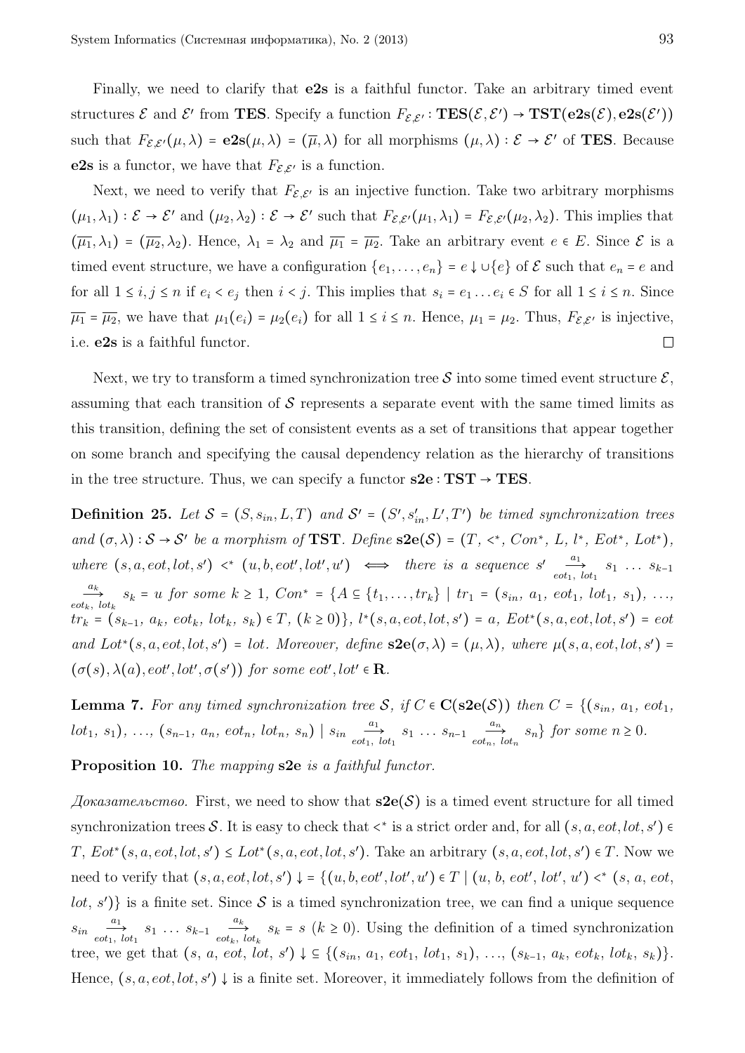Finally, we need to clarify that **e2s** is a faithful functor. Take an arbitrary timed event structures $\mathcal{E}$ and $\mathcal{E}'$ from **TES**. Specify a function $F_{\mathcal{E},\mathcal{E}'} : \mathbf{TES}(\mathcal{E},\mathcal{E}') \to \mathbf{TST}(\mathbf{e2s}(\mathcal{E}), \mathbf{e2s}(\mathcal{E}'))$ such that $F_{\mathcal{E},\mathcal{E}'}(\mu,\lambda) = \mathbf{e2s}(\mu,\lambda) = (\overline{\mu},\lambda)$ for all morphisms $(\mu,\lambda) : \mathcal{E} \to \mathcal{E}'$ of **TES**. Because **e2s** is a functor, we have that $F_{\mathcal{E},\mathcal{E}'}$ is a function.

Next, we need to verify that $F_{\mathcal{E},\mathcal{E}'}$ is an injective function. Take two arbitrary morphisms $(\mu_1,\lambda_1) : \mathcal{E} \to \mathcal{E}'$ and $(\mu_2,\lambda_2) : \mathcal{E} \to \mathcal{E}'$ such that $F_{\mathcal{E},\mathcal{E}'}(\mu_1,\lambda_1) = F_{\mathcal{E},\mathcal{E}'}(\mu_2,\lambda_2)$. This implies that $(\overline{\mu_1},\lambda_1) = (\overline{\mu_2},\lambda_2)$. Hence, $\lambda_1 = \lambda_2$ and $\overline{\mu_1} = \overline{\mu_2}$. Take an arbitrary event $e \in E$. Since $\mathcal{E}$ is a timed event structure, we have a configuration $\{e_1,\ldots,e_n\} = e\downarrow \cup \{e\}$ of $\mathcal{E}$ such that $e_n = e$ and for all $1 \le i,j \le n$ if $e_i < e_j$ then $i < j$. This implies that $s_i = e_1 \ldots e_i \in S$ for all $1 \le i \le n$. Since $\overline{\mu_1} = \overline{\mu_2}$, we have that $\mu_1(e_i) = \mu_2(e_i)$ for all $1 \le i \le n$. Hence, $\mu_1 = \mu_2$. Thus, $F_{\mathcal{E},\mathcal{E}'}$ is injective, i.e. **e2s** is a faithful functor. □

Next, we try to transform a timed synchronization tree $\mathcal{S}$ into some timed event structure $\mathcal{E}$, assuming that each transition of $\mathcal{S}$ represents a separate event with the same timed limits as this transition, defining the set of consistent events as a set of transitions that appear together on some branch and specifying the causal dependency relation as the hierarchy of transitions in the tree structure. Thus, we can specify a functor $\mathbf{s2e} : \mathbf{TST} \to \mathbf{TES}$.

**Definition 25.** *Let $\mathcal{S} = (S, s_{in}, L, T)$ and $\mathcal{S}' = (S', s'_{in}, L', T')$ be timed synchronization trees and $(\sigma,\lambda) : \mathcal{S} \to \mathcal{S}'$ be a morphism of* **TST**. *Define $\mathbf{s2e}(\mathcal{S}) = (T, <^*, Con^*, L, l^*, Eot^*, Lot^*)$, where $(s,a,eot,lot,s') <^* (u,b,eot',lot',u') \iff$ there is a sequence $s' \xrightarrow[eot_1,\ lot_1]{a_1} s_1 \ldots s_{k-1} \xrightarrow[eot_k,\ lot_k]{a_k} s_k = u$ for some $k \ge 1$, $Con^* = \{A \subseteq \{t_1,\ldots,tr_k\} \mid tr_1 = (s_{in},\ a_1,\ eot_1,\ lot_1,\ s_1),\ \ldots,\ tr_k = (s_{k-1},\ a_k,\ eot_k,\ lot_k,\ s_k) \in T,\ (k \ge 0)\}$, $l^*(s,a,eot,lot,s') = a$, $Eot^*(s,a,eot,lot,s') = eot$ and $Lot^*(s,a,eot,lot,s') = lot$. Moreover, define $\mathbf{s2e}(\sigma,\lambda) = (\mu,\lambda)$, where $\mu(s,a,eot,lot,s') = (\sigma(s),\lambda(a),eot',lot',\sigma(s'))$ for some $eot',lot' \in \mathbf{R}$.*

**Lemma 7.** *For any timed synchronization tree $\mathcal{S}$, if $C \in \mathbf{C}(\mathbf{s2e}(\mathcal{S}))$ then $C = \{(s_{in},\ a_1,\ eot_1,\ lot_1,\ s_1),\ \ldots,\ (s_{n-1},\ a_n,\ eot_n,\ lot_n,\ s_n) \mid s_{in} \xrightarrow[eot_1,\ lot_1]{a_1} s_1 \ldots s_{n-1} \xrightarrow[eot_n,\ lot_n]{a_n} s_n\}$ for some $n \ge 0$.*

**Proposition 10.** *The mapping* **s2e** *is a faithful functor.*

*Доказательство.* First, we need to show that $\mathbf{s2e}(\mathcal{S})$ is a timed event structure for all timed synchronization trees $\mathcal{S}$. It is easy to check that $<^*$ is a strict order and, for all $(s,a,eot,lot,s') \in T$, $Eot^*(s,a,eot,lot,s') \le Lot^*(s,a,eot,lot,s')$. Take an arbitrary $(s,a,eot,lot,s') \in T$. Now we need to verify that $(s,a,eot,lot,s')\downarrow = \{(u,b,eot',lot',u') \in T \mid (u,\ b,\ eot',\ lot',\ u') <^* (s,\ a,\ eot,\ lot,\ s')\}$ is a finite set. Since $\mathcal{S}$ is a timed synchronization tree, we can find a unique sequence $s_{in} \xrightarrow[eot_1,\ lot_1]{a_1} s_1 \ldots s_{k-1} \xrightarrow[eot_k,\ lot_k]{a_k} s_k = s$ $(k \ge 0)$. Using the definition of a timed synchronization tree, we get that $(s,\ a,\ eot,\ lot,\ s')\downarrow \subseteq \{(s_{in},\ a_1,\ eot_1,\ lot_1,\ s_1),\ \ldots,\ (s_{k-1},\ a_k,\ eot_k,\ lot_k,\ s_k)\}$. Hence, $(s,a,eot,lot,s')\downarrow$ is a finite set. Moreover, it immediately follows from the definition of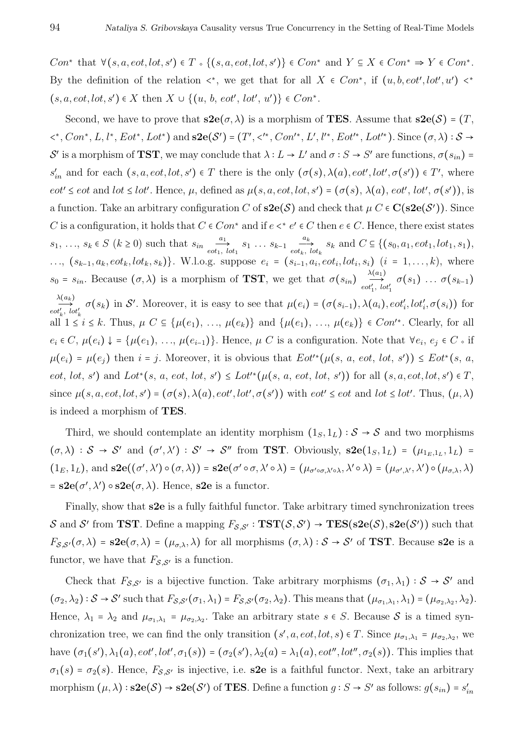$Con^*$ that $\forall (s, a, eot, lot, s') \in T \circ \{(s, a, eot, lot, s')\} \in Con^*$ and $Y \subseteq X \in Con^* \Rightarrow Y \in Con^*$. By the definition of the relation $<^*$, we get that for all $X \in Con^*$, if $(u, b, eot', lot', u') <^* (s, a, eot, lot, s') \in X$ then $X \cup \{(u,\, b,\, eot',\, lot',\, u')\} \in Con^*$.

Second, we have to prove that $\mathbf{s2e}(\sigma, \lambda)$ is a morphism of **TES**. Assume that $\mathbf{s2e}(\mathcal{S}) = (T, <^*, Con^*, L, l^*, Eot^*, Lot^*)$ and $\mathbf{s2e}(\mathcal{S}') = (T', <'^*, Con'^*, L', l'^*, Eot'^*, Lot'^*)$. Since $(\sigma, \lambda) : \mathcal{S} \to \mathcal{S}'$ is a morphism of **TST**, we may conclude that $\lambda : L \to L'$ and $\sigma : S \to S'$ are functions, $\sigma(s_{in}) = s'_{in}$ and for each $(s, a, eot, lot, s') \in T$ there is the only $(\sigma(s), \lambda(a), eot', lot', \sigma(s')) \in T'$, where $eot' \le eot$ and $lot \le lot'$. Hence, $\mu$, defined as $\mu(s, a, eot, lot, s') = (\sigma(s),\, \lambda(a),\, eot',\, lot',\, \sigma(s'))$, is a function. Take an arbitrary configuration $C$ of $\mathbf{s2e}(\mathcal{S})$ and check that $\mu\, C \in \mathbf{C}(\mathbf{s2e}(\mathcal{S}'))$. Since $C$ is a configuration, it holds that $C \in Con^*$ and if $e <^* e' \in C$ then $e \in C$. Hence, there exist states $s_1, \ldots, s_k \in S$ $(k \ge 0)$ such that $s_{in} \xrightarrow[eot_1,\, lot_1]{a_1} s_1 \ldots s_{k-1} \xrightarrow[eot_k,\, lot_k]{a_k} s_k$ and $C \subseteq \{(s_0, a_1, eot_1, lot_1, s_1), \ldots, (s_{k-1}, a_k, eot_k, lot_k, s_k)\}$. W.l.o.g. suppose $e_i = (s_{i-1}, a_i, eot_i, lot_i, s_i)$ $(i = 1, \ldots, k)$, where $s_0 = s_{in}$. Because $(\sigma, \lambda)$ is a morphism of **TST**, we get that $\sigma(s_{in}) \xrightarrow[eot'_1,\, lot'_1]{\lambda(a_1)} \sigma(s_1) \ldots \sigma(s_{k-1}) \xrightarrow[eot'_k,\, lot'_k]{\lambda(a_k)} \sigma(s_k)$ in $\mathcal{S}'$. Moreover, it is easy to see that $\mu(e_i) = (\sigma(s_{i-1}), \lambda(a_i), eot'_i, lot'_i, \sigma(s_i))$ for all $1 \le i \le k$. Thus, $\mu\, C \subseteq \{\mu(e_1), \ldots, \mu(e_k)\}$ and $\{\mu(e_1), \ldots, \mu(e_k)\} \in Con'^*$. Clearly, for all $e_i \in C$, $\mu(e_i) \downarrow = \{\mu(e_1), \ldots, \mu(e_{i-1})\}$. Hence, $\mu\, C$ is a configuration. Note that $\forall e_i, e_j \in C \circ$ if $\mu(e_i) = \mu(e_j)$ then $i = j$. Moreover, it is obvious that $Eot'^*(\mu(s,\, a,\, eot,\, lot,\, s')) \le Eot^*(s,\, a,\, eot,\, lot,\, s')$ and $Lot^*(s,\, a,\, eot,\, lot,\, s') \le Lot'^*(\mu(s,\, a,\, eot,\, lot,\, s'))$ for all $(s, a, eot, lot, s') \in T$, since $\mu(s, a, eot, lot, s') = (\sigma(s), \lambda(a), eot', lot', \sigma(s'))$ with $eot' \le eot$ and $lot \le lot'$. Thus, $(\mu, \lambda)$ is indeed a morphism of **TES**.

Third, we should contemplate an identity morphism $(1_S, 1_L) : \mathcal{S} \to \mathcal{S}$ and two morphisms $(\sigma, \lambda) : \mathcal{S} \to \mathcal{S}'$ and $(\sigma', \lambda') : \mathcal{S}' \to \mathcal{S}''$ from **TST**. Obviously, $\mathbf{s2e}(1_S, 1_L) = (\mu_{1_E, 1_L}, 1_L) = (1_E, 1_L)$, and $\mathbf{s2e}((\sigma', \lambda') \circ (\sigma, \lambda)) = \mathbf{s2e}(\sigma' \circ \sigma, \lambda' \circ \lambda) = (\mu_{\sigma' \circ \sigma, \lambda' \circ \lambda}, \lambda' \circ \lambda) = (\mu_{\sigma', \lambda'}, \lambda') \circ (\mu_{\sigma, \lambda}, \lambda) = \mathbf{s2e}(\sigma', \lambda') \circ \mathbf{s2e}(\sigma, \lambda)$. Hence, **s2e** is a functor.

Finally, show that **s2e** is a fully faithful functor. Take arbitrary timed synchronization trees $\mathcal{S}$ and $\mathcal{S}'$ from **TST**. Define a mapping $F_{\mathcal{S},\mathcal{S}'} : \mathbf{TST}(\mathcal{S}, \mathcal{S}') \to \mathbf{TES}(\mathbf{s2e}(\mathcal{S}), \mathbf{s2e}(\mathcal{S}'))$ such that $F_{\mathcal{S},\mathcal{S}'}(\sigma, \lambda) = \mathbf{s2e}(\sigma, \lambda) = (\mu_{\sigma, \lambda}, \lambda)$ for all morphisms $(\sigma, \lambda) : \mathcal{S} \to \mathcal{S}'$ of **TST**. Because **s2e** is a functor, we have that $F_{\mathcal{S},\mathcal{S}'}$ is a function.

Check that $F_{\mathcal{S},\mathcal{S}'}$ is a bijective function. Take arbitrary morphisms $(\sigma_1, \lambda_1) : \mathcal{S} \to \mathcal{S}'$ and $(\sigma_2, \lambda_2) : \mathcal{S} \to \mathcal{S}'$ such that $F_{\mathcal{S},\mathcal{S}'}(\sigma_1, \lambda_1) = F_{\mathcal{S},\mathcal{S}'}(\sigma_2, \lambda_2)$. This means that $(\mu_{\sigma_1, \lambda_1}, \lambda_1) = (\mu_{\sigma_2, \lambda_2}, \lambda_2)$. Hence, $\lambda_1 = \lambda_2$ and $\mu_{\sigma_1, \lambda_1} = \mu_{\sigma_2, \lambda_2}$. Take an arbitrary state $s \in S$. Because $\mathcal{S}$ is a timed synchronization tree, we can find the only transition $(s', a, eot, lot, s) \in T$. Since $\mu_{\sigma_1, \lambda_1} = \mu_{\sigma_2, \lambda_2}$, we have $(\sigma_1(s'), \lambda_1(a), eot', lot', \sigma_1(s)) = (\sigma_2(s'), \lambda_2(a) = \lambda_1(a), eot'', lot'', \sigma_2(s))$. This implies that $\sigma_1(s) = \sigma_2(s)$. Hence, $F_{\mathcal{S},\mathcal{S}'}$ is injective, i.e. **s2e** is a faithful functor. Next, take an arbitrary morphism $(\mu, \lambda) : \mathbf{s2e}(\mathcal{S}) \to \mathbf{s2e}(\mathcal{S}')$ of **TES**. Define a function $g : S \to S'$ as follows: $g(s_{in}) = s'_{in}$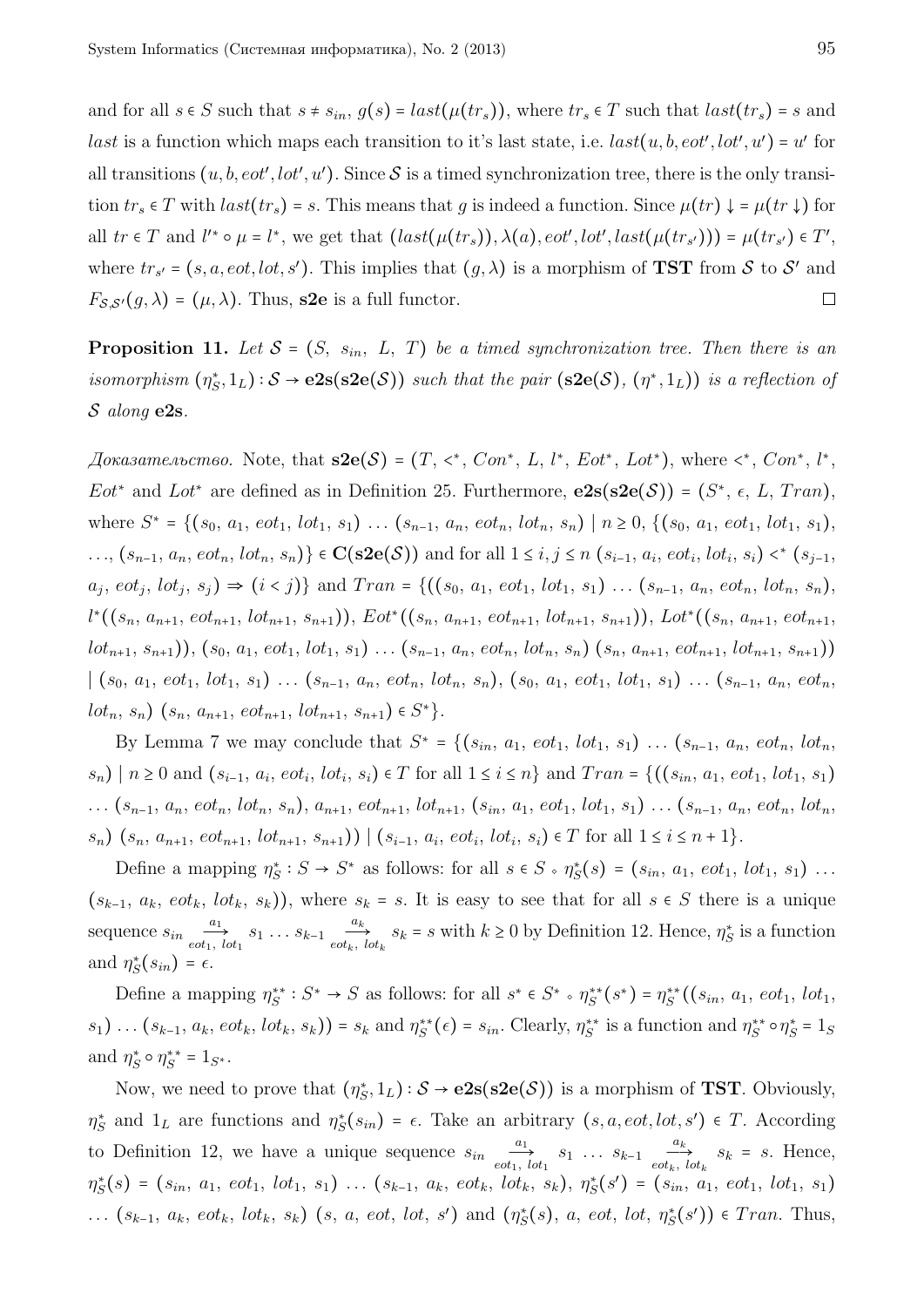and for all $s \in S$ such that $s \neq s_{in}$, $g(s) = last(\mu(tr_s))$, where $tr_s \in T$ such that $last(tr_s) = s$ and $last$ is a function which maps each transition to it's last state, i.e. $last(u, b, eot', lot', u') = u'$ for all transitions $(u, b, eot', lot', u')$. Since $\mathcal{S}$ is a timed synchronization tree, there is the only transition $tr_s \in T$ with $last(tr_s) = s$. This means that $g$ is indeed a function. Since $\mu(tr) \downarrow = \mu(tr \downarrow)$ for all $tr \in T$ and $l'^* \circ \mu = l^*$, we get that $(last(\mu(tr_s)), \lambda(a), eot', lot', last(\mu(tr_{s'}))) = \mu(tr_{s'}) \in T'$, where $tr_{s'} = (s, a, eot, lot, s')$. This implies that $(g, \lambda)$ is a morphism of **TST** from $\mathcal{S}$ to $\mathcal{S}'$ and $F_{\mathcal{S},\mathcal{S}'}(g, \lambda) = (\mu, \lambda)$. Thus, **s2e** is a full functor. □

**Proposition 11.** *Let $\mathcal{S} = (S,\ s_{in},\ L,\ T)$ be a timed synchronization tree. Then there is an isomorphism $(\eta^*_S, 1_L) : \mathcal{S} \to$ **e2s**(**s2e**($\mathcal{S}$)) such that the pair (**s2e**($\mathcal{S}$), $(\eta^*, 1_L)$) is a reflection of $\mathcal{S}$ along* **e2s**.

*Доказательство.* Note, that **s2e**($\mathcal{S}$) $= (T,\ <^*,\ Con^*,\ L,\ l^*,\ Eot^*,\ Lot^*)$, where $<^*$, $Con^*$, $l^*$, $Eot^*$ and $Lot^*$ are defined as in Definition 25. Furthermore, **e2s**(**s2e**($\mathcal{S}$)) $= (S^*,\ \epsilon,\ L,\ Tran)$, where $S^* = \{(s_0,\ a_1,\ eot_1,\ lot_1,\ s_1)\ \ldots\ (s_{n-1},\ a_n,\ eot_n,\ lot_n,\ s_n) \mid n \geq 0,\ \{(s_0,\ a_1,\ eot_1,\ lot_1,\ s_1),$ $\ldots, (s_{n-1},\ a_n,\ eot_n,\ lot_n,\ s_n)\} \in \mathbf{C}(\mathbf{s2e}(\mathcal{S}))$ and for all $1 \leq i, j \leq n$ $(s_{i-1},\ a_i,\ eot_i,\ lot_i,\ s_i) <^* (s_{j-1},$ $a_j,\ eot_j,\ lot_j,\ s_j) \Rightarrow (i < j)\}$ and $Tran = \{((s_0,\ a_1,\ eot_1,\ lot_1,\ s_1)\ \ldots\ (s_{n-1},\ a_n,\ eot_n,\ lot_n,\ s_n),$ $l^*((s_n,\ a_{n+1},\ eot_{n+1},\ lot_{n+1},\ s_{n+1})),\ Eot^*((s_n,\ a_{n+1},\ eot_{n+1},\ lot_{n+1},\ s_{n+1})),\ Lot^*((s_n,\ a_{n+1},\ eot_{n+1},$ $lot_{n+1},\ s_{n+1})),\ (s_0,\ a_1,\ eot_1,\ lot_1,\ s_1)\ \ldots\ (s_{n-1},\ a_n,\ eot_n,\ lot_n,\ s_n)\ (s_n,\ a_{n+1},\ eot_{n+1},\ lot_{n+1},\ s_{n+1}))$ $\mid (s_0,\ a_1,\ eot_1,\ lot_1,\ s_1)\ \ldots\ (s_{n-1},\ a_n,\ eot_n,\ lot_n,\ s_n),\ (s_0,\ a_1,\ eot_1,\ lot_1,\ s_1)\ \ldots\ (s_{n-1},\ a_n,\ eot_n,$ $lot_n,\ s_n)\ (s_n,\ a_{n+1},\ eot_{n+1},\ lot_{n+1},\ s_{n+1}) \in S^*\}$.

By Lemma 7 we may conclude that $S^* = \{(s_{in},\ a_1,\ eot_1,\ lot_1,\ s_1)\ \ldots\ (s_{n-1},\ a_n,\ eot_n,\ lot_n,$ $s_n) \mid n \geq 0$ and $(s_{i-1},\ a_i,\ eot_i,\ lot_i,\ s_i) \in T$ for all $1 \leq i \leq n\}$ and $Tran = \{((s_{in},\ a_1,\ eot_1,\ lot_1,\ s_1)$ $\ldots\ (s_{n-1},\ a_n,\ eot_n,\ lot_n,\ s_n),\ a_{n+1},\ eot_{n+1},\ lot_{n+1},\ (s_{in},\ a_1,\ eot_1,\ lot_1,\ s_1)\ \ldots\ (s_{n-1},\ a_n,\ eot_n,\ lot_n,$ $s_n)\ (s_n,\ a_{n+1},\ eot_{n+1},\ lot_{n+1},\ s_{n+1})) \mid (s_{i-1},\ a_i,\ eot_i,\ lot_i,\ s_i) \in T$ for all $1 \leq i \leq n+1\}$.

Define a mapping $\eta^*_S : S \to S^*$ as follows: for all $s \in S \circ \eta^*_S(s) = (s_{in},\ a_1,\ eot_1,\ lot_1,\ s_1)\ \ldots$ $(s_{k-1},\ a_k,\ eot_k,\ lot_k,\ s_k))$, where $s_k = s$. It is easy to see that for all $s \in S$ there is a unique sequence $s_{in} \xrightarrow[eot_1,\ lot_1]{a_1} s_1 \ldots s_{k-1} \xrightarrow[eot_k,\ lot_k]{a_k} s_k = s$ with $k \geq 0$ by Definition 12. Hence, $\eta^*_S$ is a function and $\eta^*_S(s_{in}) = \epsilon$.

Define a mapping $\eta^{**}_S : S^* \to S$ as follows: for all $s^* \in S^* \circ \eta^{**}_S(s^*) = \eta^{**}_S((s_{in},\ a_1,\ eot_1,\ lot_1,$ $s_1)\ \ldots\ (s_{k-1},\ a_k,\ eot_k,\ lot_k,\ s_k)) = s_k$ and $\eta^{**}_S(\epsilon) = s_{in}$. Clearly, $\eta^{**}_S$ is a function and $\eta^{**}_S \circ \eta^*_S = 1_S$ and $\eta^*_S \circ \eta^{**}_S = 1_{S^*}$.

Now, we need to prove that $(\eta^*_S, 1_L) : \mathcal{S} \to$ **e2s**(**s2e**($\mathcal{S}$)) is a morphism of **TST**. Obviously, $\eta^*_S$ and $1_L$ are functions and $\eta^*_S(s_{in}) = \epsilon$. Take an arbitrary $(s, a, eot, lot, s') \in T$. According to Definition 12, we have a unique sequence $s_{in} \xrightarrow[eot_1,\ lot_1]{a_1} s_1\ \ldots\ s_{k-1} \xrightarrow[eot_k,\ lot_k]{a_k} s_k = s$. Hence, $\eta^*_S(s) = (s_{in},\ a_1,\ eot_1,\ lot_1,\ s_1)\ \ldots\ (s_{k-1},\ a_k,\ eot_k,\ lot_k,\ s_k)$, $\eta^*_S(s') = (s_{in},\ a_1,\ eot_1,\ lot_1,\ s_1)$ $\ldots\ (s_{k-1},\ a_k,\ eot_k,\ lot_k,\ s_k)\ (s,\ a,\ eot,\ lot,\ s')$ and $(\eta^*_S(s),\ a,\ eot,\ lot,\ \eta^*_S(s')) \in Tran$. Thus,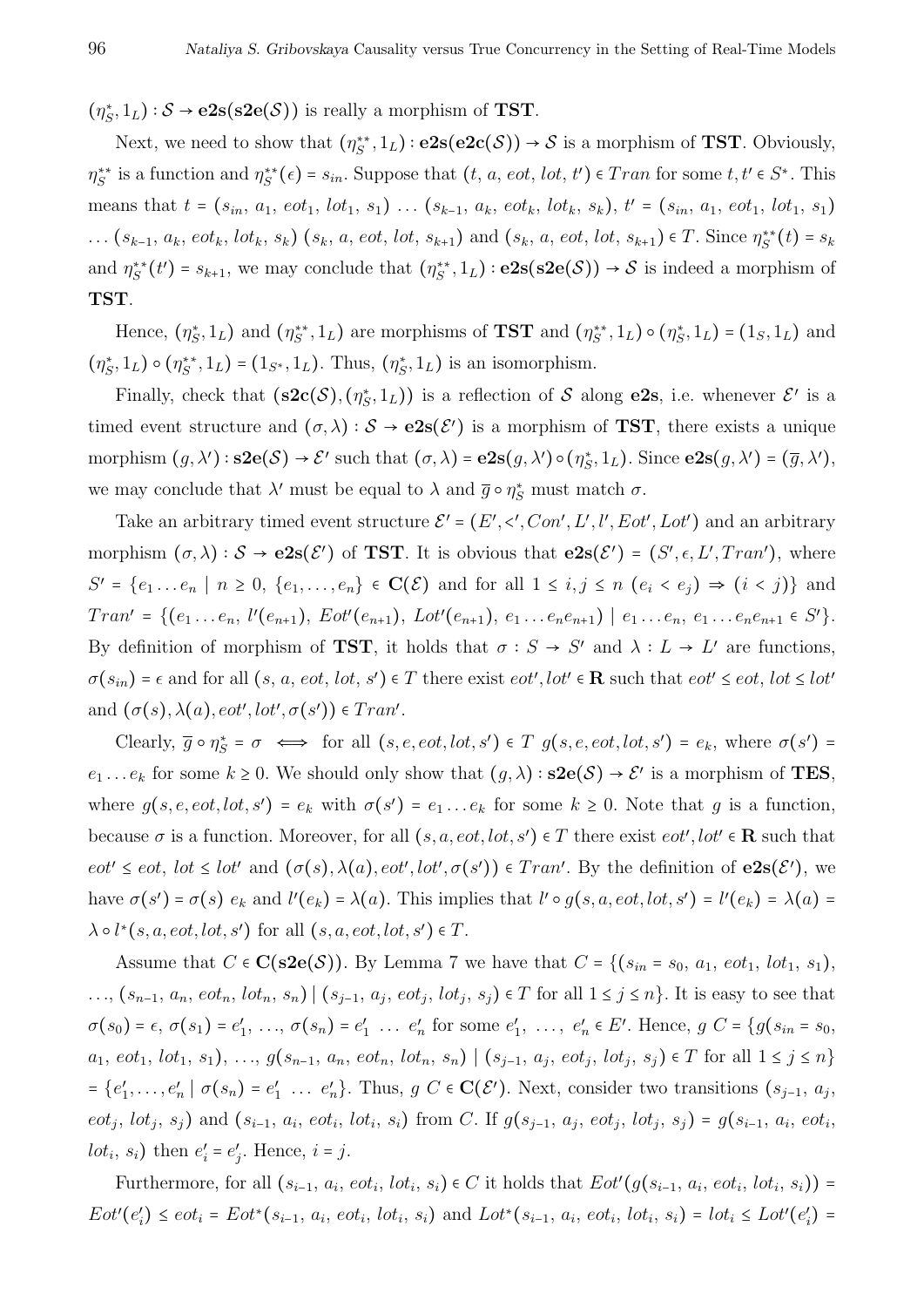$(\eta_S^*, 1_L) : \mathcal{S} \to \mathbf{e2s}(\mathbf{s2e}(\mathcal{S}))$ is really a morphism of **TST**.

Next, we need to show that $(\eta_S^{**}, 1_L) : \mathbf{e2s}(\mathbf{e2c}(\mathcal{S})) \to \mathcal{S}$ is a morphism of **TST**. Obviously, $\eta_S^{**}$ is a function and $\eta_S^{**}(\epsilon) = s_{in}$. Suppose that $(t, a, eot, lot, t') \in Tran$ for some $t, t' \in S^*$. This means that $t = (s_{in}, a_1, eot_1, lot_1, s_1) \ldots (s_{k-1}, a_k, eot_k, lot_k, s_k)$, $t' = (s_{in}, a_1, eot_1, lot_1, s_1) \ldots (s_{k-1}, a_k, eot_k, lot_k, s_k)\ (s_k, a, eot, lot, s_{k+1})$ and $(s_k, a, eot, lot, s_{k+1}) \in T$. Since $\eta_S^{**}(t) = s_k$ and $\eta_S^{**}(t') = s_{k+1}$, we may conclude that $(\eta_S^{**}, 1_L) : \mathbf{e2s}(\mathbf{s2e}(\mathcal{S})) \to \mathcal{S}$ is indeed a morphism of **TST**.

Hence, $(\eta_S^*, 1_L)$ and $(\eta_S^{**}, 1_L)$ are morphisms of **TST** and $(\eta_S^{**}, 1_L) \circ (\eta_S^*, 1_L) = (1_S, 1_L)$ and $(\eta_S^*, 1_L) \circ (\eta_S^{**}, 1_L) = (1_{S^*}, 1_L)$. Thus, $(\eta_S^*, 1_L)$ is an isomorphism.

Finally, check that $(\mathbf{s2c}(\mathcal{S}), (\eta_S^*, 1_L))$ is a reflection of $\mathcal{S}$ along $\mathbf{e2s}$, i.e. whenever $\mathcal{E}'$ is a timed event structure and $(\sigma, \lambda) : \mathcal{S} \to \mathbf{e2s}(\mathcal{E}')$ is a morphism of **TST**, there exists a unique morphism $(g, \lambda') : \mathbf{s2e}(\mathcal{S}) \to \mathcal{E}'$ such that $(\sigma, \lambda) = \mathbf{e2s}(g, \lambda') \circ (\eta_S^*, 1_L)$. Since $\mathbf{e2s}(g, \lambda') = (\overline{g}, \lambda')$, we may conclude that $\lambda'$ must be equal to $\lambda$ and $\overline{g} \circ \eta_S^*$ must match $\sigma$.

Take an arbitrary timed event structure $\mathcal{E}' = (E', <', Con', L', l', Eot', Lot')$ and an arbitrary morphism $(\sigma, \lambda) : \mathcal{S} \to \mathbf{e2s}(\mathcal{E}')$ of **TST**. It is obvious that $\mathbf{e2s}(\mathcal{E}') = (S', \epsilon, L', Tran')$, where $S' = \{e_1 \ldots e_n \mid n \geq 0,\ \{e_1, \ldots, e_n\} \in \mathbf{C}(\mathcal{E})$ and for all $1 \leq i, j \leq n$ $(e_i < e_j) \Rightarrow (i < j)\}$ and $Tran' = \{(e_1 \ldots e_n,\ l'(e_{n+1}),\ Eot'(e_{n+1}),\ Lot'(e_{n+1}),\ e_1 \ldots e_n e_{n+1}) \mid e_1 \ldots e_n,\ e_1 \ldots e_n e_{n+1} \in S'\}$. By definition of morphism of **TST**, it holds that $\sigma : S \to S'$ and $\lambda : L \to L'$ are functions, $\sigma(s_{in}) = \epsilon$ and for all $(s, a, eot, lot, s') \in T$ there exist $eot', lot' \in \mathbf{R}$ such that $eot' \leq eot$, $lot \leq lot'$ and $(\sigma(s), \lambda(a), eot', lot', \sigma(s')) \in Tran'$.

Clearly, $\overline{g} \circ \eta_S^* = \sigma \iff$ for all $(s, e, eot, lot, s') \in T$ $g(s, e, eot, lot, s') = e_k$, where $\sigma(s') = e_1 \ldots e_k$ for some $k \geq 0$. We should only show that $(g, \lambda) : \mathbf{s2e}(\mathcal{S}) \to \mathcal{E}'$ is a morphism of **TES**, where $g(s, e, eot, lot, s') = e_k$ with $\sigma(s') = e_1 \ldots e_k$ for some $k \geq 0$. Note that $g$ is a function, because $\sigma$ is a function. Moreover, for all $(s, a, eot, lot, s') \in T$ there exist $eot', lot' \in \mathbf{R}$ such that $eot' \leq eot$, $lot \leq lot'$ and $(\sigma(s), \lambda(a), eot', lot', \sigma(s')) \in Tran'$. By the definition of $\mathbf{e2s}(\mathcal{E}')$, we have $\sigma(s') = \sigma(s)\ e_k$ and $l'(e_k) = \lambda(a)$. This implies that $l' \circ g(s, a, eot, lot, s') = l'(e_k) = \lambda(a) = \lambda \circ l^*(s, a, eot, lot, s')$ for all $(s, a, eot, lot, s') \in T$.

Assume that $C \in \mathbf{C}(\mathbf{s2e}(\mathcal{S}))$. By Lemma 7 we have that $C = \{(s_{in} = s_0,\ a_1,\ eot_1,\ lot_1,\ s_1), \ldots, (s_{n-1}, a_n, eot_n, lot_n, s_n) \mid (s_{j-1}, a_j, eot_j, lot_j, s_j) \in T$ for all $1 \leq j \leq n\}$. It is easy to see that $\sigma(s_0) = \epsilon$, $\sigma(s_1) = e_1'$, $\ldots$, $\sigma(s_n) = e_1' \ \ldots\ e_n'$ for some $e_1', \ \ldots,\ e_n' \in E'$. Hence, $g\ C = \{g(s_{in} = s_0,\ a_1,\ eot_1,\ lot_1,\ s_1), \ldots, g(s_{n-1}, a_n, eot_n, lot_n, s_n) \mid (s_{j-1}, a_j, eot_j, lot_j, s_j) \in T$ for all $1 \leq j \leq n\}$ $= \{e_1', \ldots, e_n' \mid \sigma(s_n) = e_1' \ \ldots\ e_n'\}$. Thus, $g\ C \in \mathbf{C}(\mathcal{E}')$. Next, consider two transitions $(s_{j-1}, a_j, eot_j, lot_j, s_j)$ and $(s_{i-1}, a_i, eot_i, lot_i, s_i)$ from $C$. If $g(s_{j-1}, a_j, eot_j, lot_j, s_j) = g(s_{i-1}, a_i, eot_i, lot_i, s_i)$ then $e_i' = e_j'$. Hence, $i = j$.

Furthermore, for all $(s_{i-1}, a_i, eot_i, lot_i, s_i) \in C$ it holds that $Eot'(g(s_{i-1}, a_i, eot_i, lot_i, s_i)) = Eot'(e_i') \leq eot_i = Eot^*(s_{i-1}, a_i, eot_i, lot_i, s_i)$ and $Lot^*(s_{i-1}, a_i, eot_i, lot_i, s_i) = lot_i \leq Lot'(e_i') =$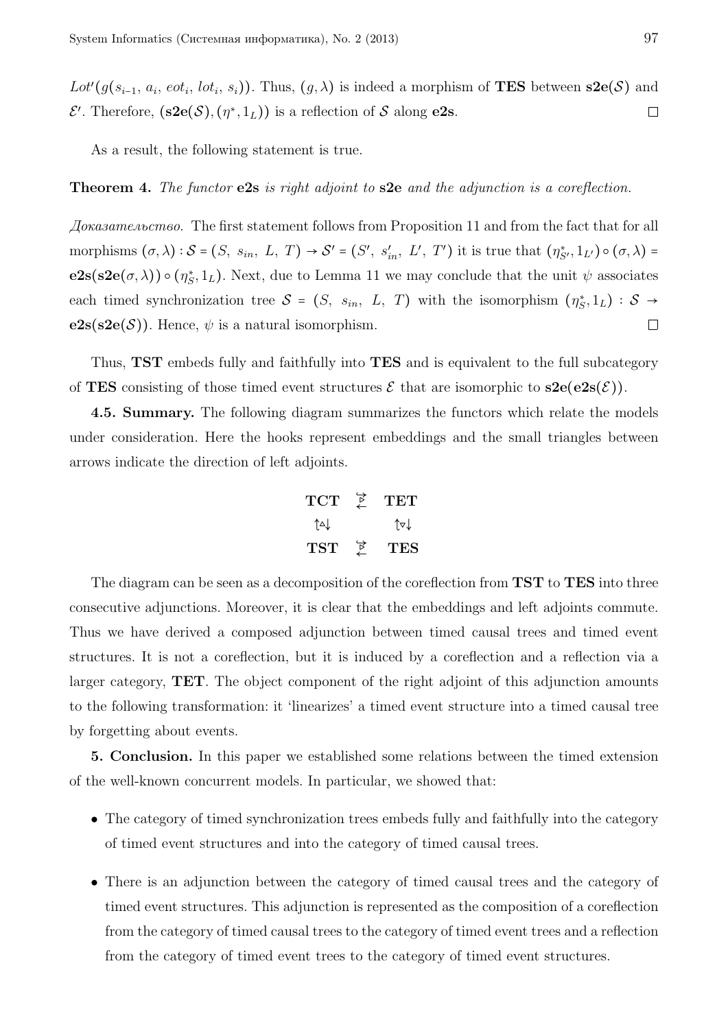$Lot'(g(s_{i-1}, a_i, eot_i, lot_i, s_i))$. Thus, $(g, \lambda)$ is indeed a morphism of **TES** between $\mathbf{s2e}(\mathcal{S})$ and $\mathcal{E}'$. Therefore, $(\mathbf{s2e}(\mathcal{S}), (\eta^*, 1_L))$ is a reflection of $\mathcal{S}$ along **e2s**. $\square$

As a result, the following statement is true.

**Theorem 4.** *The functor* **e2s** *is right adjoint to* **s2e** *and the adjunction is a coreflection.*

*Доказательство.* The first statement follows from Proposition 11 and from the fact that for all morphisms $(\sigma, \lambda) : \mathcal{S} = (S,\ s_{in},\ L,\ T) \to \mathcal{S}' = (S',\ s'_{in},\ L',\ T')$ it is true that $(\eta^*_{S'}, 1_{L'}) \circ (\sigma, \lambda) = \mathbf{e2s}(\mathbf{s2e}(\sigma, \lambda)) \circ (\eta^*_S, 1_L)$. Next, due to Lemma 11 we may conclude that the unit $\psi$ associates each timed synchronization tree $\mathcal{S} = (S,\ s_{in},\ L,\ T)$ with the isomorphism $(\eta^*_S, 1_L) : \mathcal{S} \to \mathbf{e2s}(\mathbf{s2e}(\mathcal{S}))$. Hence, $\psi$ is a natural isomorphism. $\square$

Thus, **TST** embeds fully and faithfully into **TES** and is equivalent to the full subcategory of **TES** consisting of those timed event structures $\mathcal{E}$ that are isomorphic to $\mathbf{s2e}(\mathbf{e2s}(\mathcal{E}))$.

**4.5. Summary.** The following diagram summarizes the functors which relate the models under consideration. Here the hooks represent embeddings and the small triangles between arrows indicate the direction of left adjoints.

$$\begin{array}{ccc} \mathbf{TCT} & \overset{\rightarrow}{\underset{\leftarrow}{\triangleright}} & \mathbf{TET} \\ \uparrow\!\vartriangle\!\downarrow & & \uparrow\!\triangledown\!\downarrow \\ \mathbf{TST} & \overset{\rightarrow}{\underset{\leftarrow}{\triangleright}} & \mathbf{TES} \end{array}$$

The diagram can be seen as a decomposition of the coreflection from **TST** to **TES** into three consecutive adjunctions. Moreover, it is clear that the embeddings and left adjoints commute. Thus we have derived a composed adjunction between timed causal trees and timed event structures. It is not a coreflection, but it is induced by a coreflection and a reflection via a larger category, **TET**. The object component of the right adjoint of this adjunction amounts to the following transformation: it 'linearizes' a timed event structure into a timed causal tree by forgetting about events.

**5. Conclusion.** In this paper we established some relations between the timed extension of the well-known concurrent models. In particular, we showed that:

- The category of timed synchronization trees embeds fully and faithfully into the category of timed event structures and into the category of timed causal trees.
- There is an adjunction between the category of timed causal trees and the category of timed event structures. This adjunction is represented as the composition of a coreflection from the category of timed causal trees to the category of timed event trees and a reflection from the category of timed event trees to the category of timed event structures.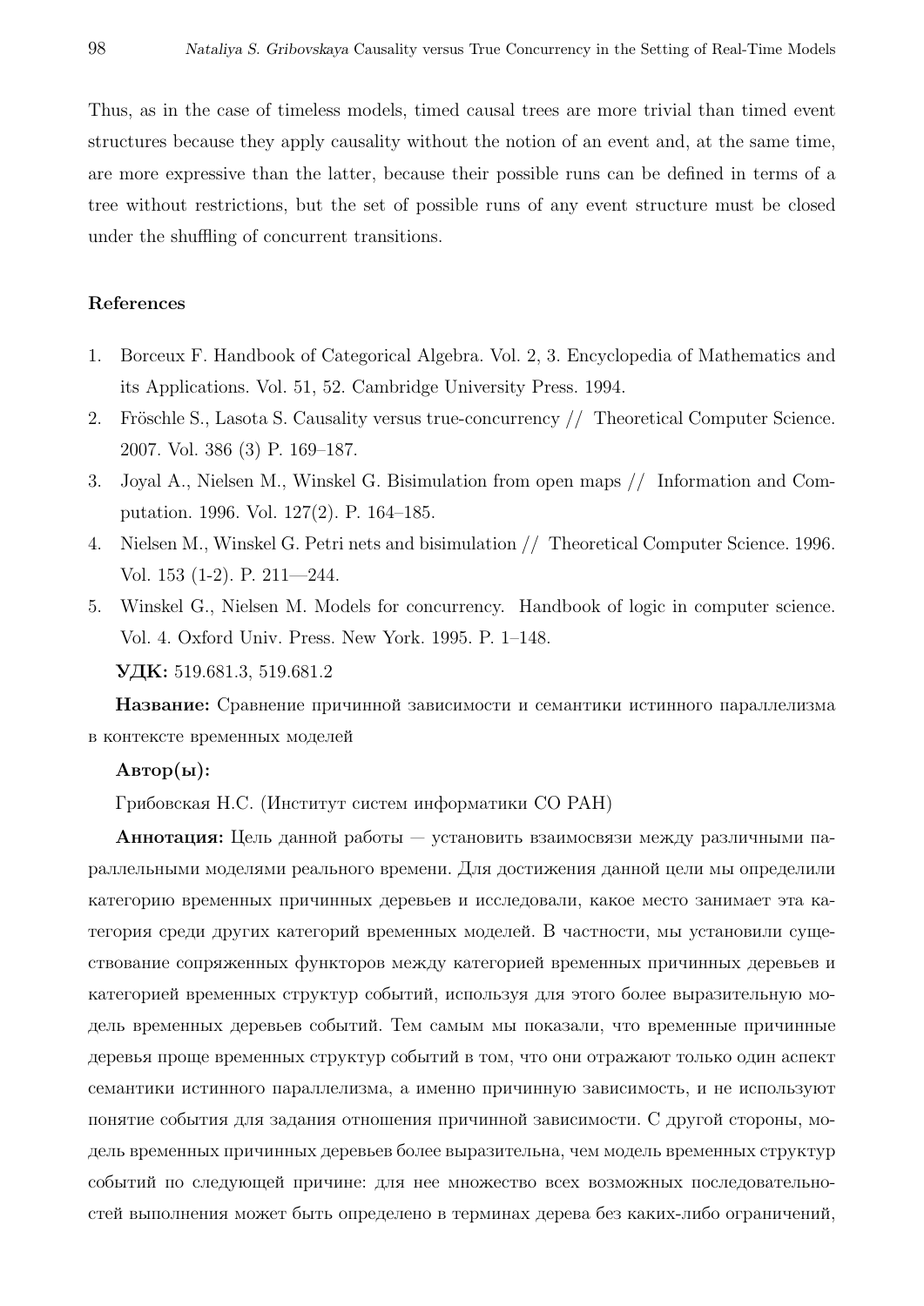Thus, as in the case of timeless models, timed causal trees are more trivial than timed event structures because they apply causality without the notion of an event and, at the same time, are more expressive than the latter, because their possible runs can be defined in terms of a tree without restrictions, but the set of possible runs of any event structure must be closed under the shuffling of concurrent transitions.

## References

1. Borceux F. Handbook of Categorical Algebra. Vol. 2, 3. Encyclopedia of Mathematics and its Applications. Vol. 51, 52. Cambridge University Press. 1994.
2. Fröschle S., Lasota S. Causality versus true-concurrency // Theoretical Computer Science. 2007. Vol. 386 (3) P. 169–187.
3. Joyal A., Nielsen M., Winskel G. Bisimulation from open maps // Information and Computation. 1996. Vol. 127(2). P. 164–185.
4. Nielsen M., Winskel G. Petri nets and bisimulation // Theoretical Computer Science. 1996. Vol. 153 (1-2). P. 211—244.
5. Winskel G., Nielsen M. Models for concurrency. Handbook of logic in computer science. Vol. 4. Oxford Univ. Press. New York. 1995. P. 1–148.

**УДК:** 519.681.3, 519.681.2

**Название:** Сравнение причинной зависимости и семантики истинного параллелизма в контексте временных моделей

**Автор(ы):**

Грибовская Н.С. (Институт систем информатики СО РАН)

**Аннотация:** Цель данной работы — установить взаимосвязи между различными параллельными моделями реального времени. Для достижения данной цели мы определили категорию временных причинных деревьев и исследовали, какое место занимает эта категория среди других категорий временных моделей. В частности, мы установили существование сопряженных функторов между категорией временных причинных деревьев и категорией временных структур событий, используя для этого более выразительную модель временных деревьев событий. Тем самым мы показали, что временные причинные деревья проще временных структур событий в том, что они отражают только один аспект семантики истинного параллелизма, а именно причинную зависимость, и не используют понятие события для задания отношения причинной зависимости. С другой стороны, модель временных причинных деревьев более выразительна, чем модель временных структур событий по следующей причине: для нее множество всех возможных последовательностей выполнения может быть определено в терминах дерева без каких-либо ограничений,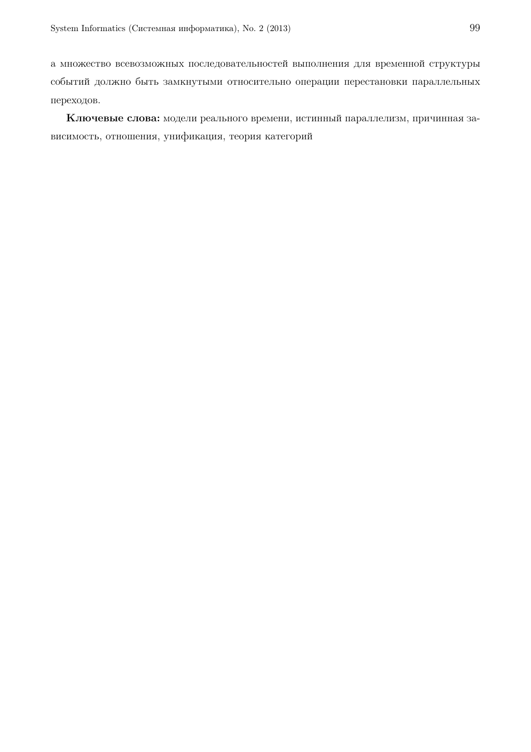а множество всевозможных последовательностей выполнения для временной структуры событий должно быть замкнутыми относительно операции перестановки параллельных переходов.

**Ключевые слова:** модели реального времени, истинный параллелизм, причинная зависимость, отношения, унификация, теория категорий